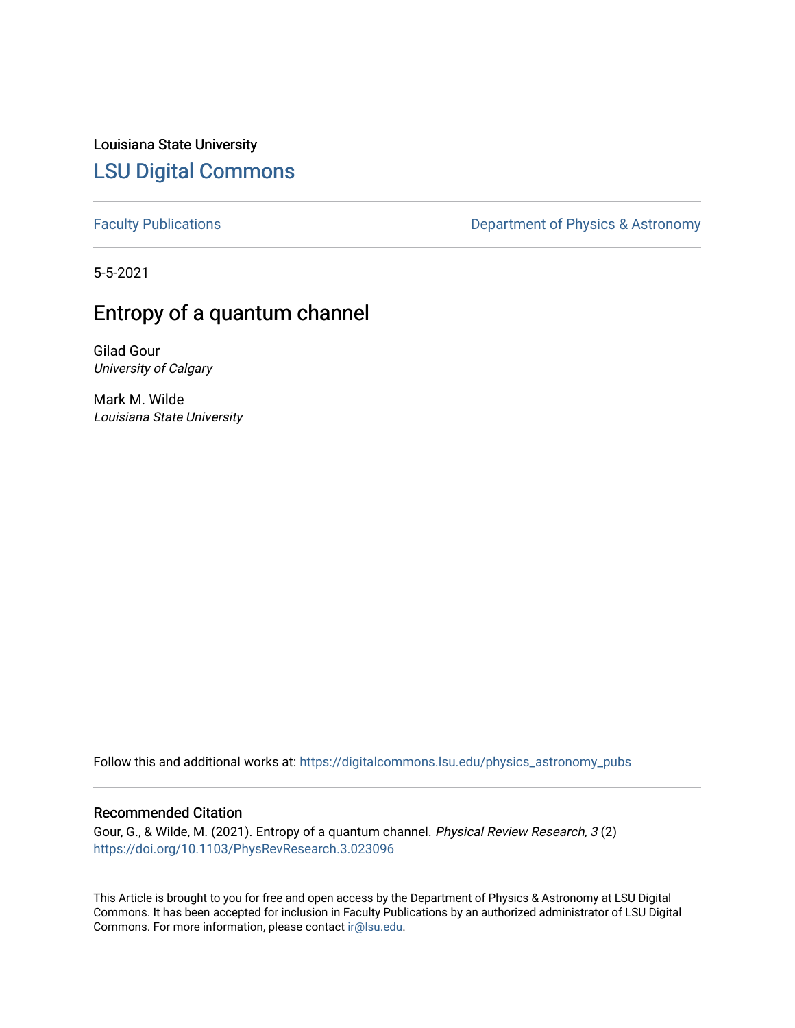Louisiana State University

# LSU Digital Commons

Faculty Publications

Department of Physics & Astronomy

5-5-2021

## Entropy of a quantum channel

Gilad Gour
*University of Calgary*

Mark M. Wilde
*Louisiana State University*

Follow this and additional works at: https://digitalcommons.lsu.edu/physics_astronomy_pubs

### Recommended Citation

Gour, G., & Wilde, M. (2021). Entropy of a quantum channel. *Physical Review Research, 3* (2)
https://doi.org/10.1103/PhysRevResearch.3.023096

This Article is brought to you for free and open access by the Department of Physics & Astronomy at LSU Digital Commons. It has been accepted for inclusion in Faculty Publications by an authorized administrator of LSU Digital Commons. For more information, please contact ir@lsu.edu.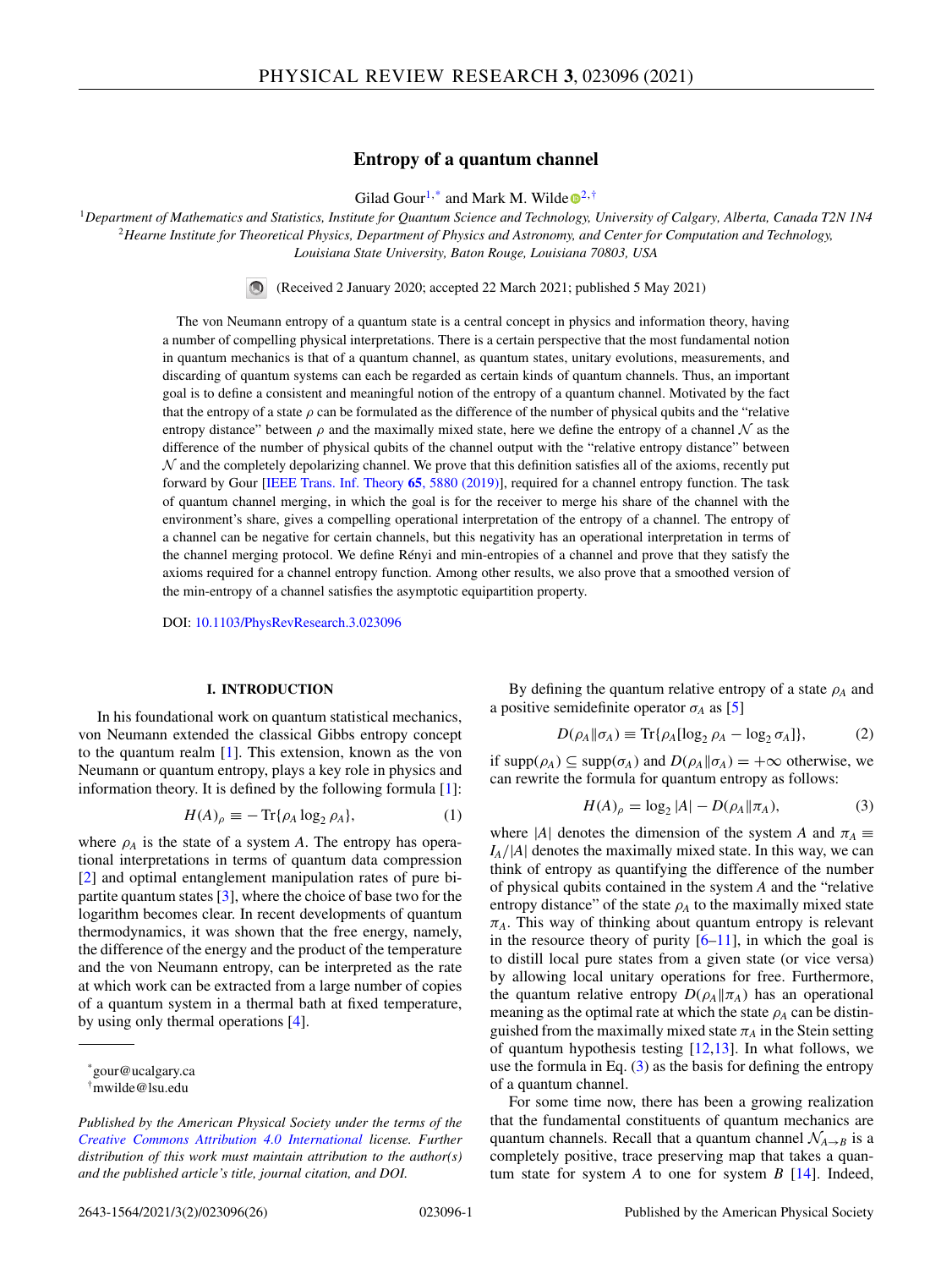# Entropy of a quantum channel

Gilad Gour[1,*] and Mark M. Wilde[2,†]

[1]Department of Mathematics and Statistics, Institute for Quantum Science and Technology, University of Calgary, Alberta, Canada T2N 1N4

[2]Hearne Institute for Theoretical Physics, Department of Physics and Astronomy, and Center for Computation and Technology, Louisiana State University, Baton Rouge, Louisiana 70803, USA

(Received 2 January 2020; accepted 22 March 2021; published 5 May 2021)

The von Neumann entropy of a quantum state is a central concept in physics and information theory, having a number of compelling physical interpretations. There is a certain perspective that the most fundamental notion in quantum mechanics is that of a quantum channel, as quantum states, unitary evolutions, measurements, and discarding of quantum systems can each be regarded as certain kinds of quantum channels. Thus, an important goal is to define a consistent and meaningful notion of the entropy of a quantum channel. Motivated by the fact that the entropy of a state $\rho$ can be formulated as the difference of the number of physical qubits and the "relative entropy distance" between $\rho$ and the maximally mixed state, here we define the entropy of a channel $\mathcal{N}$ as the difference of the number of physical qubits of the channel output with the "relative entropy distance" between $\mathcal{N}$ and the completely depolarizing channel. We prove that this definition satisfies all of the axioms, recently put forward by Gour [IEEE Trans. Inf. Theory **65**, 5880 (2019)], required for a channel entropy function. The task of quantum channel merging, in which the goal is for the receiver to merge his share of the channel with the environment's share, gives a compelling operational interpretation of the entropy of a channel. The entropy of a channel can be negative for certain channels, but this negativity has an operational interpretation in terms of the channel merging protocol. We define Rényi and min-entropies of a channel and prove that they satisfy the axioms required for a channel entropy function. Among other results, we also prove that a smoothed version of the min-entropy of a channel satisfies the asymptotic equipartition property.

DOI: 10.1103/PhysRevResearch.3.023096

## I. INTRODUCTION

In his foundational work on quantum statistical mechanics, von Neumann extended the classical Gibbs entropy concept to the quantum realm [1]. This extension, known as the von Neumann or quantum entropy, plays a key role in physics and information theory. It is defined by the following formula [1]:

$$H(A)_\rho \equiv -\operatorname{Tr}\{\rho_A \log_2 \rho_A\}, \tag{1}$$

where $\rho_A$ is the state of a system $A$. The entropy has operational interpretations in terms of quantum data compression [2] and optimal entanglement manipulation rates of pure bipartite quantum states [3], where the choice of base two for the logarithm becomes clear. In recent developments of quantum thermodynamics, it was shown that the free energy, namely, the difference of the energy and the product of the temperature and the von Neumann entropy, can be interpreted as the rate at which work can be extracted from a large number of copies of a quantum system in a thermal bath at fixed temperature, by using only thermal operations [4].

By defining the quantum relative entropy of a state $\rho_A$ and a positive semidefinite operator $\sigma_A$ as [5]

$$D(\rho_A\|\sigma_A) \equiv \operatorname{Tr}\{\rho_A[\log_2 \rho_A - \log_2 \sigma_A]\}, \tag{2}$$

if $\operatorname{supp}(\rho_A) \subseteq \operatorname{supp}(\sigma_A)$ and $D(\rho_A\|\sigma_A) = +\infty$ otherwise, we can rewrite the formula for quantum entropy as follows:

$$H(A)_\rho = \log_2 |A| - D(\rho_A\|\pi_A), \tag{3}$$

where $|A|$ denotes the dimension of the system $A$ and $\pi_A \equiv I_A/|A|$ denotes the maximally mixed state. In this way, we can think of entropy as quantifying the difference of the number of physical qubits contained in the system $A$ and the "relative entropy distance" of the state $\rho_A$ to the maximally mixed state $\pi_A$. This way of thinking about quantum entropy is relevant in the resource theory of purity [6–11], in which the goal is to distill local pure states from a given state (or vice versa) by allowing local unitary operations for free. Furthermore, the quantum relative entropy $D(\rho_A\|\pi_A)$ has an operational meaning as the optimal rate at which the state $\rho_A$ can be distinguished from the maximally mixed state $\pi_A$ in the Stein setting of quantum hypothesis testing [12,13]. In what follows, we use the formula in Eq. (3) as the basis for defining the entropy of a quantum channel.

For some time now, there has been a growing realization that the fundamental constituents of quantum mechanics are quantum channels. Recall that a quantum channel $\mathcal{N}_{A\to B}$ is a completely positive, trace preserving map that takes a quantum state for system $A$ to one for system $B$ [14]. Indeed,

*gour@ucalgary.ca

†mwilde@lsu.edu

*Published by the American Physical Society under the terms of the Creative Commons Attribution 4.0 International license. Further distribution of this work must maintain attribution to the author(s) and the published article's title, journal citation, and DOI.*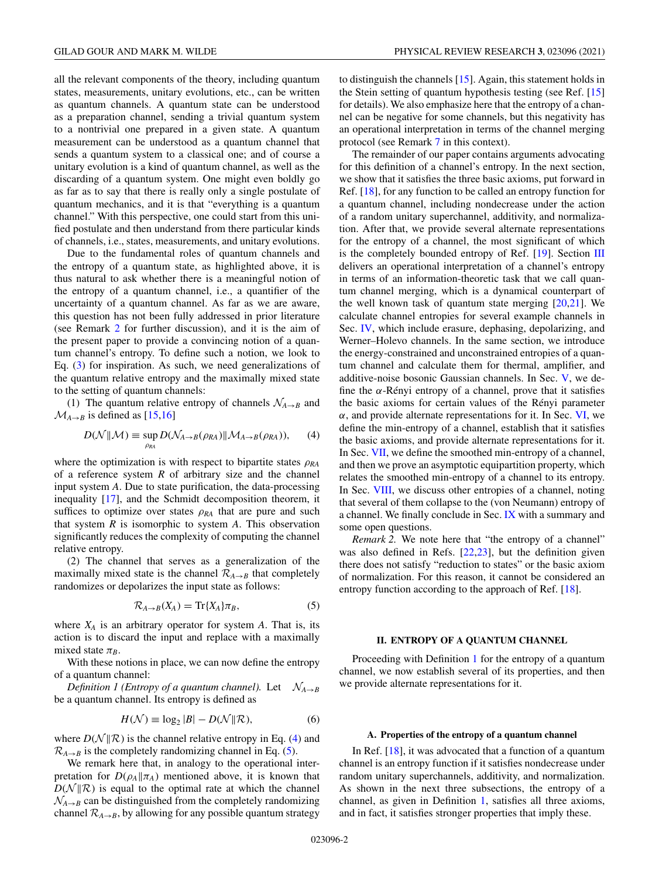all the relevant components of the theory, including quantum states, measurements, unitary evolutions, etc., can be written as quantum channels. A quantum state can be understood as a preparation channel, sending a trivial quantum system to a nontrivial one prepared in a given state. A quantum measurement can be understood as a quantum channel that sends a quantum system to a classical one; and of course a unitary evolution is a kind of quantum channel, as well as the discarding of a quantum system. One might even boldly go as far as to say that there is really only a single postulate of quantum mechanics, and it is that "everything is a quantum channel." With this perspective, one could start from this unified postulate and then understand from there particular kinds of channels, i.e., states, measurements, and unitary evolutions.

Due to the fundamental roles of quantum channels and the entropy of a quantum state, as highlighted above, it is thus natural to ask whether there is a meaningful notion of the entropy of a quantum channel, i.e., a quantifier of the uncertainty of a quantum channel. As far as we are aware, this question has not been fully addressed in prior literature (see Remark 2 for further discussion), and it is the aim of the present paper to provide a convincing notion of a quantum channel's entropy. To define such a notion, we look to Eq. (3) for inspiration. As such, we need generalizations of the quantum relative entropy and the maximally mixed state to the setting of quantum channels:

(1) The quantum relative entropy of channels $\mathcal{N}_{A\to B}$ and $\mathcal{M}_{A\to B}$ is defined as [15,16]

$$D(\mathcal{N}\|\mathcal{M}) \equiv \sup_{\rho_{RA}} D(\mathcal{N}_{A\to B}(\rho_{RA})\|\mathcal{M}_{A\to B}(\rho_{RA})), \tag{4}$$

where the optimization is with respect to bipartite states $\rho_{RA}$ of a reference system $R$ of arbitrary size and the channel input system $A$. Due to state purification, the data-processing inequality [17], and the Schmidt decomposition theorem, it suffices to optimize over states $\rho_{RA}$ that are pure and such that system $R$ is isomorphic to system $A$. This observation significantly reduces the complexity of computing the channel relative entropy.

(2) The channel that serves as a generalization of the maximally mixed state is the channel $\mathcal{R}_{A\to B}$ that completely randomizes or depolarizes the input state as follows:

$$\mathcal{R}_{A\to B}(X_A) = \text{Tr}\{X_A\}\pi_B, \tag{5}$$

where $X_A$ is an arbitrary operator for system $A$. That is, its action is to discard the input and replace with a maximally mixed state $\pi_B$.

With these notions in place, we can now define the entropy of a quantum channel:

*Definition 1 (Entropy of a quantum channel).* Let $\mathcal{N}_{A\to B}$ be a quantum channel. Its entropy is defined as

$$H(\mathcal{N}) \equiv \log_2 |B| - D(\mathcal{N}\|\mathcal{R}), \tag{6}$$

where $D(\mathcal{N}\|\mathcal{R})$ is the channel relative entropy in Eq. (4) and $\mathcal{R}_{A\to B}$ is the completely randomizing channel in Eq. (5).

We remark here that, in analogy to the operational interpretation for $D(\rho_A\|\pi_A)$ mentioned above, it is known that $D(\mathcal{N}\|\mathcal{R})$ is equal to the optimal rate at which the channel $\mathcal{N}_{A\to B}$ can be distinguished from the completely randomizing channel $\mathcal{R}_{A\to B}$, by allowing for any possible quantum strategy to distinguish the channels [15]. Again, this statement holds in the Stein setting of quantum hypothesis testing (see Ref. [15] for details). We also emphasize here that the entropy of a channel can be negative for some channels, but this negativity has an operational interpretation in terms of the channel merging protocol (see Remark 7 in this context).

The remainder of our paper contains arguments advocating for this definition of a channel's entropy. In the next section, we show that it satisfies the three basic axioms, put forward in Ref. [18], for any function to be called an entropy function for a quantum channel, including nondecrease under the action of a random unitary superchannel, additivity, and normalization. After that, we provide several alternate representations for the entropy of a channel, the most significant of which is the completely bounded entropy of Ref. [19]. Section III delivers an operational interpretation of a channel's entropy in terms of an information-theoretic task that we call quantum channel merging, which is a dynamical counterpart of the well known task of quantum state merging [20,21]. We calculate channel entropies for several example channels in Sec. IV, which include erasure, dephasing, depolarizing, and Werner–Holevo channels. In the same section, we introduce the energy-constrained and unconstrained entropies of a quantum channel and calculate them for thermal, amplifier, and additive-noise bosonic Gaussian channels. In Sec. V, we define the $\alpha$-Rényi entropy of a channel, prove that it satisfies the basic axioms for certain values of the Rényi parameter $\alpha$, and provide alternate representations for it. In Sec. VI, we define the min-entropy of a channel, establish that it satisfies the basic axioms, and provide alternate representations for it. In Sec. VII, we define the smoothed min-entropy of a channel, and then we prove an asymptotic equipartition property, which relates the smoothed min-entropy of a channel to its entropy. In Sec. VIII, we discuss other entropies of a channel, noting that several of them collapse to the (von Neumann) entropy of a channel. We finally conclude in Sec. IX with a summary and some open questions.

*Remark 2.* We note here that "the entropy of a channel" was also defined in Refs. [22,23], but the definition given there does not satisfy "reduction to states" or the basic axiom of normalization. For this reason, it cannot be considered an entropy function according to the approach of Ref. [18].

## II. ENTROPY OF A QUANTUM CHANNEL

Proceeding with Definition 1 for the entropy of a quantum channel, we now establish several of its properties, and then we provide alternate representations for it.

### A. Properties of the entropy of a quantum channel

In Ref. [18], it was advocated that a function of a quantum channel is an entropy function if it satisfies nondecrease under random unitary superchannels, additivity, and normalization. As shown in the next three subsections, the entropy of a channel, as given in Definition 1, satisfies all three axioms, and in fact, it satisfies stronger properties that imply these.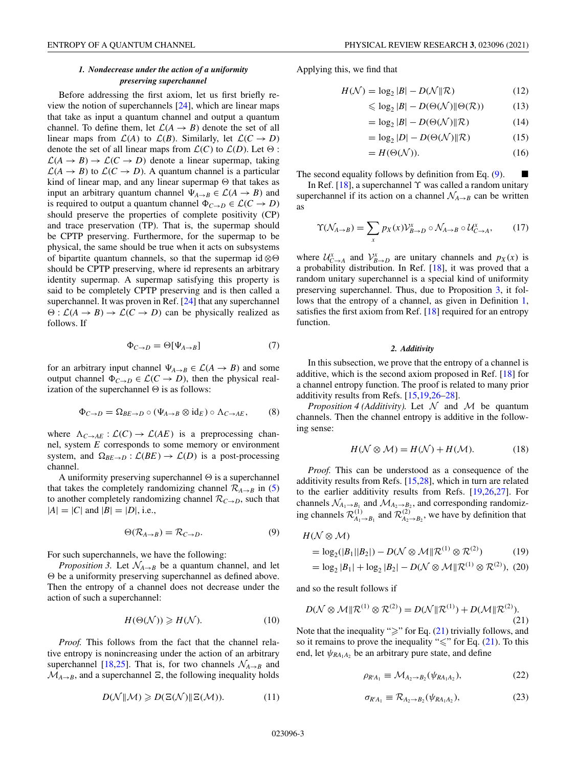#### 1. Nondecrease under the action of a uniformity preserving superchannel

Before addressing the first axiom, let us first briefly review the notion of superchannels [24], which are linear maps that take as input a quantum channel and output a quantum channel. To define them, let $\mathcal{L}(A \to B)$ denote the set of all linear maps from $\mathcal{L}(A)$ to $\mathcal{L}(B)$. Similarly, let $\mathcal{L}(C \to D)$ denote the set of all linear maps from $\mathcal{L}(C)$ to $\mathcal{L}(D)$. Let $\Theta : \mathcal{L}(A \to B) \to \mathcal{L}(C \to D)$ denote a linear supermap, taking $\mathcal{L}(A \to B)$ to $\mathcal{L}(C \to D)$. A quantum channel is a particular kind of linear map, and any linear supermap $\Theta$ that takes as input an arbitrary quantum channel $\Psi_{A\to B} \in \mathcal{L}(A \to B)$ and is required to output a quantum channel $\Phi_{C\to D} \in \mathcal{L}(C \to D)$ should preserve the properties of complete positivity (CP) and trace preservation (TP). That is, the supermap should be CPTP preserving. Furthermore, for the supermap to be physical, the same should be true when it acts on subsystems of bipartite quantum channels, so that the supermap $\text{id} \otimes \Theta$ should be CPTP preserving, where id represents an arbitrary identity supermap. A supermap satisfying this property is said to be completely CPTP preserving and is then called a superchannel. It was proven in Ref. [24] that any superchannel $\Theta : \mathcal{L}(A \to B) \to \mathcal{L}(C \to D)$ can be physically realized as follows. If

$$\Phi_{C\to D} = \Theta[\Psi_{A\to B}] \tag{7}$$

for an arbitrary input channel $\Psi_{A\to B} \in \mathcal{L}(A \to B)$ and some output channel $\Phi_{C\to D} \in \mathcal{L}(C \to D)$, then the physical realization of the superchannel $\Theta$ is as follows:

$$\Phi_{C\to D} = \Omega_{BE\to D} \circ (\Psi_{A\to B} \otimes \text{id}_E) \circ \Lambda_{C\to AE}, \tag{8}$$

where $\Lambda_{C\to AE} : \mathcal{L}(C) \to \mathcal{L}(AE)$ is a preprocessing channel, system $E$ corresponds to some memory or environment system, and $\Omega_{BE\to D} : \mathcal{L}(BE) \to \mathcal{L}(D)$ is a post-processing channel.

A uniformity preserving superchannel $\Theta$ is a superchannel that takes the completely randomizing channel $\mathcal{R}_{A\to B}$ in (5) to another completely randomizing channel $\mathcal{R}_{C\to D}$, such that $|A| = |C|$ and $|B| = |D|$, i.e.,

$$\Theta(\mathcal{R}_{A\to B}) = \mathcal{R}_{C\to D}. \tag{9}$$

For such superchannels, we have the following:

*Proposition 3.* Let $\mathcal{N}_{A\to B}$ be a quantum channel, and let $\Theta$ be a uniformity preserving superchannel as defined above. Then the entropy of a channel does not decrease under the action of such a superchannel:

$$H(\Theta(\mathcal{N})) \geqslant H(\mathcal{N}). \tag{10}$$

*Proof.* This follows from the fact that the channel relative entropy is nonincreasing under the action of an arbitrary superchannel [18,25]. That is, for two channels $\mathcal{N}_{A\to B}$ and $\mathcal{M}_{A\to B}$, and a superchannel $\Xi$, the following inequality holds

$$D(\mathcal{N}\|\mathcal{M}) \geqslant D(\Xi(\mathcal{N})\|\Xi(\mathcal{M})). \tag{11}$$

Applying this, we find that

$$H(\mathcal{N}) = \log_2 |B| - D(\mathcal{N}\|\mathcal{R}) \tag{12}$$

$$\leqslant \log_2 |B| - D(\Theta(\mathcal{N})\|\Theta(\mathcal{R})) \tag{13}$$

$$= \log_2 |B| - D(\Theta(\mathcal{N})\|\mathcal{R}) \tag{14}$$

$$= \log_2 |D| - D(\Theta(\mathcal{N})\|\mathcal{R}) \tag{15}$$

$$= H(\Theta(\mathcal{N})). \tag{16}$$

The second equality follows by definition from Eq. (9). ∎

In Ref. [18], a superchannel $\Upsilon$ was called a random unitary superchannel if its action on a channel $\mathcal{N}_{A\to B}$ can be written as

$$\Upsilon(\mathcal{N}_{A\to B}) = \sum_x p_X(x)\mathcal{V}^x_{B\to D} \circ \mathcal{N}_{A\to B} \circ \mathcal{U}^x_{C\to A}, \tag{17}$$

where $\mathcal{U}^x_{C\to A}$ and $\mathcal{V}^x_{B\to D}$ are unitary channels and $p_X(x)$ is a probability distribution. In Ref. [18], it was proved that a random unitary superchannel is a special kind of uniformity preserving superchannel. Thus, due to Proposition 3, it follows that the entropy of a channel, as given in Definition 1, satisfies the first axiom from Ref. [18] required for an entropy function.

#### 2. Additivity

In this subsection, we prove that the entropy of a channel is additive, which is the second axiom proposed in Ref. [18] for a channel entropy function. The proof is related to many prior additivity results from Refs. [15,19,26–28].

*Proposition 4 (Additivity).* Let $\mathcal{N}$ and $\mathcal{M}$ be quantum channels. Then the channel entropy is additive in the following sense:

$$H(\mathcal{N} \otimes \mathcal{M}) = H(\mathcal{N}) + H(\mathcal{M}). \tag{18}$$

*Proof.* This can be understood as a consequence of the additivity results from Refs. [15,28], which in turn are related to the earlier additivity results from Refs. [19,26,27]. For channels $\mathcal{N}_{A_1\to B_1}$ and $\mathcal{M}_{A_2\to B_2}$, and corresponding randomizing channels $\mathcal{R}^{(1)}_{A_1\to B_1}$ and $\mathcal{R}^{(2)}_{A_2\to B_2}$, we have by definition that

$$H(\mathcal{N} \otimes \mathcal{M})$$

$$= \log_2(|B_1||B_2|) - D(\mathcal{N} \otimes \mathcal{M}\|\mathcal{R}^{(1)} \otimes \mathcal{R}^{(2)}) \tag{19}$$

$$= \log_2 |B_1| + \log_2 |B_2| - D(\mathcal{N} \otimes \mathcal{M}\|\mathcal{R}^{(1)} \otimes \mathcal{R}^{(2)}), \tag{20}$$

and so the result follows if

$$D(\mathcal{N} \otimes \mathcal{M}\|\mathcal{R}^{(1)} \otimes \mathcal{R}^{(2)}) = D(\mathcal{N}\|\mathcal{R}^{(1)}) + D(\mathcal{M}\|\mathcal{R}^{(2)}). \tag{21}$$

Note that the inequality "$\geqslant$" for Eq. (21) trivially follows, and so it remains to prove the inequality "$\leqslant$" for Eq. (21). To this end, let $\psi_{RA_1A_2}$ be an arbitrary pure state, and define

$$\rho_{R'A_1} \equiv \mathcal{M}_{A_2\to B_2}(\psi_{RA_1A_2}), \tag{22}$$

$$\sigma_{R'A_1} \equiv \mathcal{R}_{A_2\to B_2}(\psi_{RA_1A_2}), \tag{23}$$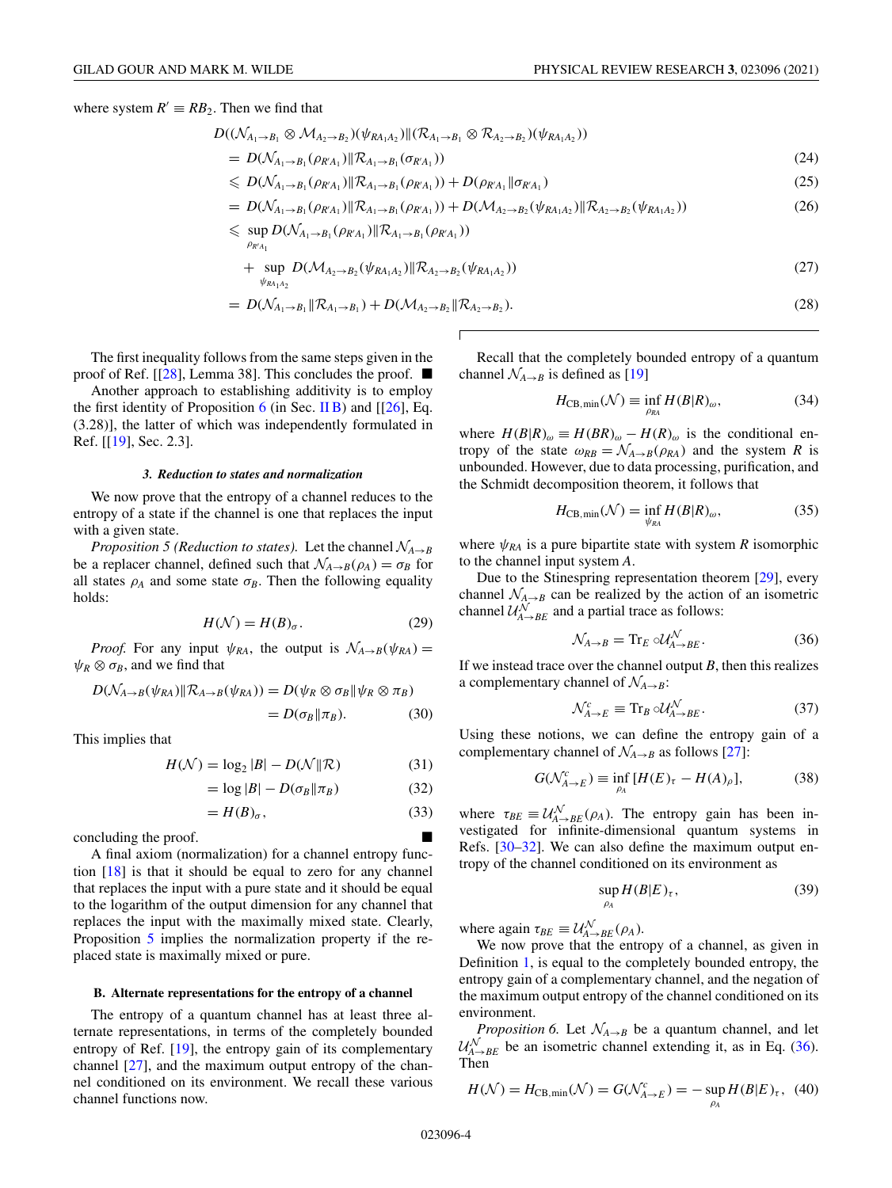where system $R' \equiv RB_2$. Then we find that

$$
\begin{aligned}
&D((\mathcal{N}_{A_1\to B_1} \otimes \mathcal{M}_{A_2\to B_2})(\psi_{RA_1A_2})\|(\mathcal{R}_{A_1\to B_1} \otimes \mathcal{R}_{A_2\to B_2})(\psi_{RA_1A_2}))\\
&= D(\mathcal{N}_{A_1\to B_1}(\rho_{R'A_1})\|\mathcal{R}_{A_1\to B_1}(\sigma_{R'A_1})) \qquad (24)\\
&\leqslant D(\mathcal{N}_{A_1\to B_1}(\rho_{R'A_1})\|\mathcal{R}_{A_1\to B_1}(\rho_{R'A_1})) + D(\rho_{R'A_1}\|\sigma_{R'A_1}) \qquad (25)\\
&= D(\mathcal{N}_{A_1\to B_1}(\rho_{R'A_1})\|\mathcal{R}_{A_1\to B_1}(\rho_{R'A_1})) + D(\mathcal{M}_{A_2\to B_2}(\psi_{RA_1A_2})\|\mathcal{R}_{A_2\to B_2}(\psi_{RA_1A_2})) \qquad (26)\\
&\leqslant \sup_{\rho_{R'A_1}} D(\mathcal{N}_{A_1\to B_1}(\rho_{R'A_1})\|\mathcal{R}_{A_1\to B_1}(\rho_{R'A_1}))\\
&\quad + \sup_{\psi_{RA_1A_2}} D(\mathcal{M}_{A_2\to B_2}(\psi_{RA_1A_2})\|\mathcal{R}_{A_2\to B_2}(\psi_{RA_1A_2})) \qquad (27)\\
&= D(\mathcal{N}_{A_1\to B_1}\|\mathcal{R}_{A_1\to B_1}) + D(\mathcal{M}_{A_2\to B_2}\|\mathcal{R}_{A_2\to B_2}). \qquad (28)
\end{aligned}
$$

The first inequality follows from the same steps given in the proof of Ref. [[28], Lemma 38]. This concludes the proof. ■

Another approach to establishing additivity is to employ the first identity of Proposition 6 (in Sec. II B) and [[26], Eq. (3.28)], the latter of which was independently formulated in Ref. [[19], Sec. 2.3].

#### 3. Reduction to states and normalization

We now prove that the entropy of a channel reduces to the entropy of a state if the channel is one that replaces the input with a given state.

*Proposition 5 (Reduction to states).* Let the channel $\mathcal{N}_{A\to B}$ be a replacer channel, defined such that $\mathcal{N}_{A\to B}(\rho_A) = \sigma_B$ for all states $\rho_A$ and some state $\sigma_B$. Then the following equality holds:

$$H(\mathcal{N}) = H(B)_\sigma. \qquad (29)$$

*Proof.* For any input $\psi_{RA}$, the output is $\mathcal{N}_{A\to B}(\psi_{RA}) = \psi_R \otimes \sigma_B$, and we find that

$$
\begin{aligned}
D(\mathcal{N}_{A\to B}(\psi_{RA})\|\mathcal{R}_{A\to B}(\psi_{RA})) &= D(\psi_R \otimes \sigma_B\|\psi_R \otimes \pi_B)\\
&= D(\sigma_B\|\pi_B). \qquad (30)
\end{aligned}
$$

This implies that

$$
\begin{aligned}
H(\mathcal{N}) &= \log_2 |B| - D(\mathcal{N}\|\mathcal{R}) \qquad (31)\\
&= \log |B| - D(\sigma_B\|\pi_B) \qquad (32)\\
&= H(B)_\sigma, \qquad (33)
\end{aligned}
$$

concluding the proof. ■

A final axiom (normalization) for a channel entropy function [18] is that it should be equal to zero for any channel that replaces the input with a pure state and it should be equal to the logarithm of the output dimension for any channel that replaces the input with the maximally mixed state. Clearly, Proposition 5 implies the normalization property if the replaced state is maximally mixed or pure.

### B. Alternate representations for the entropy of a channel

The entropy of a quantum channel has at least three alternate representations, in terms of the completely bounded entropy of Ref. [19], the entropy gain of its complementary channel [27], and the maximum output entropy of the channel conditioned on its environment. We recall these various channel functions now.

Recall that the completely bounded entropy of a quantum channel $\mathcal{N}_{A\to B}$ is defined as [19]

$$H_{\mathrm{CB,min}}(\mathcal{N}) \equiv \inf_{\rho_{RA}} H(B|R)_\omega, \qquad (34)$$

where $H(B|R)_\omega \equiv H(BR)_\omega - H(R)_\omega$ is the conditional entropy of the state $\omega_{RB} = \mathcal{N}_{A\to B}(\rho_{RA})$ and the system $R$ is unbounded. However, due to data processing, purification, and the Schmidt decomposition theorem, it follows that

$$H_{\mathrm{CB,min}}(\mathcal{N}) = \inf_{\psi_{RA}} H(B|R)_\omega, \qquad (35)$$

where $\psi_{RA}$ is a pure bipartite state with system $R$ isomorphic to the channel input system $A$.

Due to the Stinespring representation theorem [29], every channel $\mathcal{N}_{A\to B}$ can be realized by the action of an isometric channel $\mathcal{U}^{\mathcal{N}}_{A\to BE}$ and a partial trace as follows:

$$\mathcal{N}_{A\to B} = \mathrm{Tr}_E \circ \mathcal{U}^{\mathcal{N}}_{A\to BE}. \qquad (36)$$

If we instead trace over the channel output $B$, then this realizes a complementary channel of $\mathcal{N}_{A\to B}$:

$$\mathcal{N}^c_{A\to E} \equiv \mathrm{Tr}_B \circ \mathcal{U}^{\mathcal{N}}_{A\to BE}. \qquad (37)$$

Using these notions, we can define the entropy gain of a complementary channel of $\mathcal{N}_{A\to B}$ as follows [27]:

$$G(\mathcal{N}^c_{A\to E}) \equiv \inf_{\rho_A} [H(E)_\tau - H(A)_\rho], \qquad (38)$$

where $\tau_{BE} \equiv \mathcal{U}^{\mathcal{N}}_{A\to BE}(\rho_A)$. The entropy gain has been investigated for infinite-dimensional quantum systems in Refs. [30–32]. We can also define the maximum output entropy of the channel conditioned on its environment as

$$\sup_{\rho_A} H(B|E)_\tau, \qquad (39)$$

where again $\tau_{BE} \equiv \mathcal{U}^{\mathcal{N}}_{A\to BE}(\rho_A)$.

We now prove that the entropy of a channel, as given in Definition 1, is equal to the completely bounded entropy, the entropy gain of a complementary channel, and the negation of the maximum output entropy of the channel conditioned on its environment.

*Proposition 6.* Let $\mathcal{N}_{A\to B}$ be a quantum channel, and let $\mathcal{U}^{\mathcal{N}}_{A\to BE}$ be an isometric channel extending it, as in Eq. (36). Then

$$H(\mathcal{N}) = H_{\mathrm{CB,min}}(\mathcal{N}) = G(\mathcal{N}^c_{A\to E}) = -\sup_{\rho_A} H(B|E)_\tau, \qquad (40)$$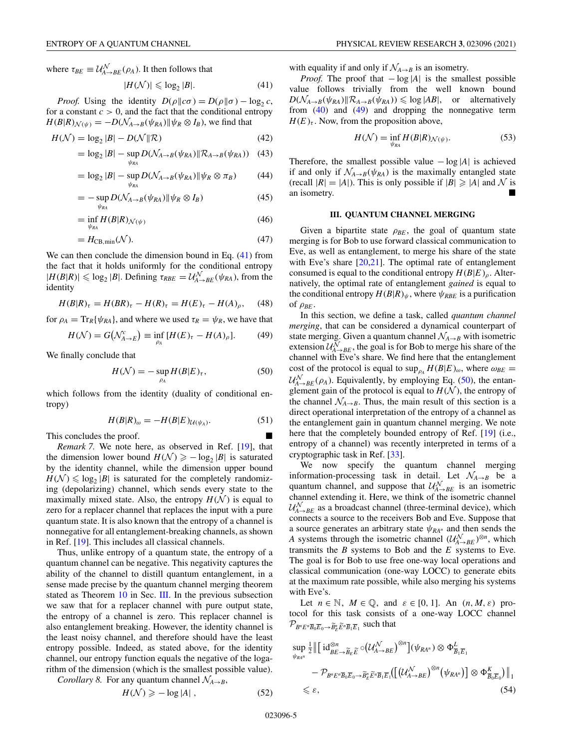where $\tau_{BE} \equiv \mathcal{U}^{\mathcal{N}}_{A\to BE}(\rho_A)$. It then follows that

$$|H(\mathcal{N})| \leqslant \log_2 |B|. \tag{41}$$

*Proof.* Using the identity $D(\rho\|c\sigma) = D(\rho\|\sigma) - \log_2 c$, for a constant $c > 0$, and the fact that the conditional entropy $H(B|R)_{\mathcal{N}(\psi)} = -D(\mathcal{N}_{A\to B}(\psi_{RA})\|\psi_R \otimes I_B)$, we find that

$$H(\mathcal{N}) = \log_2 |B| - D(\mathcal{N}\|\mathcal{R}) \tag{42}$$

$$= \log_2 |B| - \sup_{\psi_{RA}} D(\mathcal{N}_{A\to B}(\psi_{RA})\|\mathcal{R}_{A\to B}(\psi_{RA})) \tag{43}$$

$$= \log_2 |B| - \sup_{\psi_{RA}} D(\mathcal{N}_{A\to B}(\psi_{RA})\|\psi_R \otimes \pi_B) \tag{44}$$

$$= -\sup_{\psi_{RA}} D(\mathcal{N}_{A\to B}(\psi_{RA})\|\psi_R \otimes I_B) \tag{45}$$

$$= \inf_{\psi_{RA}} H(B|R)_{\mathcal{N}(\psi)} \tag{46}$$

$$= H_{\text{CB,min}}(\mathcal{N}). \tag{47}$$

We can then conclude the dimension bound in Eq. (41) from the fact that it holds uniformly for the conditional entropy $|H(B|R)| \leqslant \log_2 |B|$. Defining $\tau_{RBE} = \mathcal{U}^{\mathcal{N}}_{A\to BE}(\psi_{RA})$, from the identity

$$H(B|R)_\tau = H(BR)_\tau - H(R)_\tau = H(E)_\tau - H(A)_\rho, \tag{48}$$

for $\rho_A = \mathrm{Tr}_R\{\psi_{RA}\}$, and where we used $\tau_R = \psi_R$, we have that

$$H(\mathcal{N}) = G(\mathcal{N}^c_{A\to E}) \equiv \inf_{\rho_A} [H(E)_\tau - H(A)_\rho]. \tag{49}$$

We finally conclude that

$$H(\mathcal{N}) = -\sup_{\rho_A} H(B|E)_\tau, \tag{50}$$

which follows from the identity (duality of conditional entropy)

$$H(B|R)_\omega = -H(B|E)_{\mathcal{U}(\psi_A)}. \tag{51}$$

This concludes the proof. ■

*Remark 7.* We note here, as observed in Ref. [19], that the dimension lower bound $H(\mathcal{N}) \geqslant -\log_2 |B|$ is saturated by the identity channel, while the dimension upper bound $H(\mathcal{N}) \leqslant \log_2 |B|$ is saturated for the completely randomizing (depolarizing) channel, which sends every state to the maximally mixed state. Also, the entropy $H(\mathcal{N})$ is equal to zero for a replacer channel that replaces the input with a pure quantum state. It is also known that the entropy of a channel is nonnegative for all entanglement-breaking channels, as shown in Ref. [19]. This includes all classical channels.

Thus, unlike entropy of a quantum state, the entropy of a quantum channel can be negative. This negativity captures the ability of the channel to distill quantum entanglement, in a sense made precise by the quantum channel merging theorem stated as Theorem 10 in Sec. III. In the previous subsection we saw that for a replacer channel with pure output state, the entropy of a channel is zero. This replacer channel is also entanglement breaking. However, the identity channel is the least noisy channel, and therefore should have the least entropy possible. Indeed, as stated above, for the identity channel, our entropy function equals the negative of the logarithm of the dimension (which is the smallest possible value).

*Corollary 8.* For any quantum channel $\mathcal{N}_{A\to B}$,

$$H(\mathcal{N}) \geqslant -\log |A| , \tag{52}$$

with equality if and only if $\mathcal{N}_{A\to B}$ is an isometry.

*Proof.* The proof that $-\log |A|$ is the smallest possible value follows trivially from the well known bound $D(\mathcal{N}_{A\to B}(\psi_{RA})\|\mathcal{R}_{A\to B}(\psi_{RA})) \leqslant \log |AB|$, or alternatively from (40) and (49) and dropping the nonnegative term $H(E)_\tau$. Now, from the proposition above,

$$H(\mathcal{N}) = \inf_{\psi_{RA}} H(B|R)_{\mathcal{N}(\psi)}. \tag{53}$$

Therefore, the smallest possible value $-\log |A|$ is achieved if and only if $\mathcal{N}_{A\to B}(\psi_{RA})$ is the maximally entangled state (recall $|R| = |A|$). This is only possible if $|B| \geqslant |A|$ and $\mathcal{N}$ is an isometry. ■

## III. QUANTUM CHANNEL MERGING

Given a bipartite state $\rho_{BE}$, the goal of quantum state merging is for Bob to use forward classical communication to Eve, as well as entanglement, to merge his share of the state with Eve's share [20,21]. The optimal rate of entanglement consumed is equal to the conditional entropy $H(B|E)_\rho$. Alternatively, the optimal rate of entanglement *gained* is equal to the conditional entropy $H(B|R)_\psi$, where $\psi_{RBE}$ is a purification of $\rho_{BE}$.

In this section, we define a task, called *quantum channel merging*, that can be considered a dynamical counterpart of state merging. Given a quantum channel $\mathcal{N}_{A\to B}$ with isometric extension $\mathcal{U}^{\mathcal{N}}_{A\to BE}$, the goal is for Bob to merge his share of the channel with Eve's share. We find here that the entanglement cost of the protocol is equal to $\sup_{\rho_A} H(B|E)_\omega$, where $\omega_{BE} = \mathcal{U}^{\mathcal{N}}_{A\to BE}(\rho_A)$. Equivalently, by employing Eq. (50), the entanglement gain of the protocol is equal to $H(\mathcal{N})$, the entropy of the channel $\mathcal{N}_{A\to B}$. Thus, the main result of this section is a direct operational interpretation of the entropy of a channel as the entanglement gain in quantum channel merging. We note here that the completely bounded entropy of Ref. [19] (i.e., entropy of a channel) was recently interpreted in terms of a cryptographic task in Ref. [33].

We now specify the quantum channel merging information-processing task in detail. Let $\mathcal{N}_{A\to B}$ be a quantum channel, and suppose that $\mathcal{U}^{\mathcal{N}}_{A\to BE}$ is an isometric channel extending it. Here, we think of the isometric channel $\mathcal{U}^{\mathcal{N}}_{A\to BE}$ as a broadcast channel (three-terminal device), which connects a source to the receivers Bob and Eve. Suppose that a source generates an arbitrary state $\psi_{RA^n}$ and then sends the $A$ systems through the isometric channel $(\mathcal{U}^{\mathcal{N}}_{A\to BE})^{\otimes n}$, which transmits the $B$ systems to Bob and the $E$ systems to Eve. The goal is for Bob to use free one-way local operations and classical communication (one-way LOCC) to generate ebits at the maximum rate possible, while also merging his systems with Eve's.

Let $n \in \mathbb{N}$, $M \in \mathbb{Q}$, and $\varepsilon \in [0, 1]$. An $(n, M, \varepsilon)$ protocol for this task consists of a one-way LOCC channel $\mathcal{P}_{B^nE^n\overline{B}_0\overline{E}_0\to\widetilde{B}^n_E\widetilde{E}^n\overline{B}_1\overline{E}_1}$ such that

$$\sup_{\psi_{RA^n}} \tfrac{1}{2}\Big\|\big[\mathrm{id}^{\otimes n}_{BE\to\widetilde{B}_E\widetilde{E}} \circ \big(\mathcal{U}^{\mathcal{N}}_{A\to BE}\big)^{\otimes n}\big](\psi_{RA^n}) \otimes \Phi^L_{\overline{B}_1\overline{E}_1}$$
$$- \mathcal{P}_{B^nE^n\overline{B}_0\overline{E}_0\to\widetilde{B}^n_E\widetilde{E}^n\overline{B}_1\overline{E}_1}\big(\big[\big(\mathcal{U}^{\mathcal{N}}_{A\to BE}\big)^{\otimes n}(\psi_{RA^n})\big] \otimes \Phi^K_{\overline{B}_0\overline{E}_0}\big)\Big\|_1$$
$$\leqslant \varepsilon, \tag{54}$$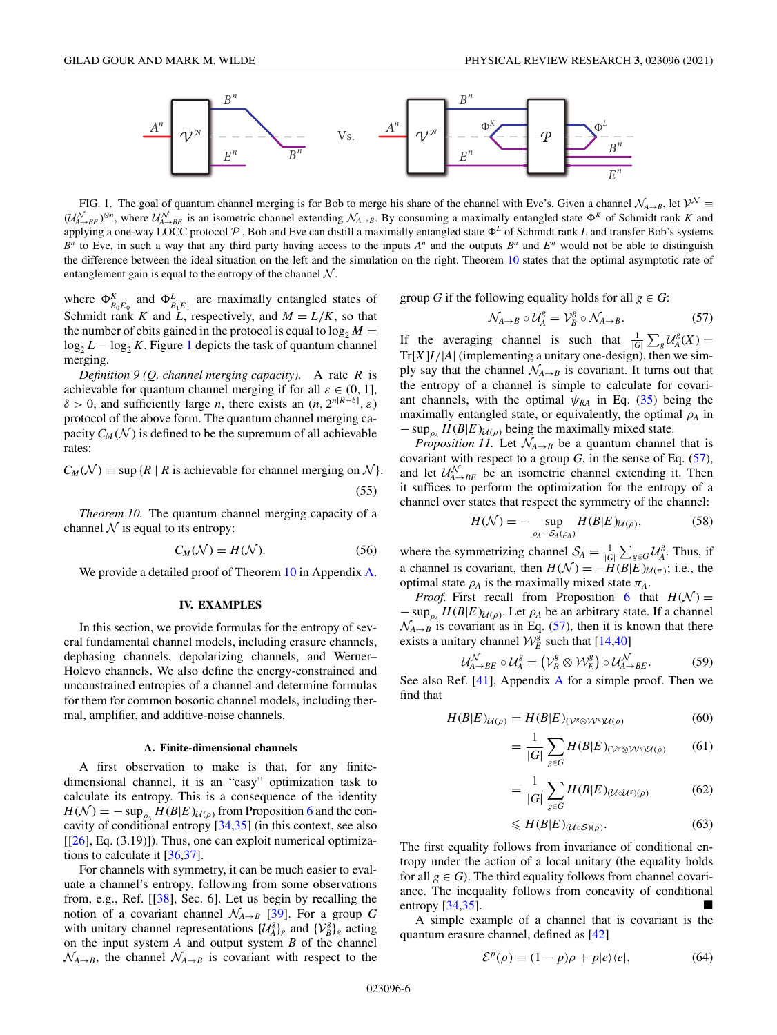FIG. 1. The goal of quantum channel merging is for Bob to merge his share of the channel with Eve's. Given a channel $\mathcal{N}_{A\to B}$, let $\mathcal{V}^{\mathcal{N}} \equiv (\mathcal{U}^{\mathcal{N}}_{A\to BE})^{\otimes n}$, where $\mathcal{U}^{\mathcal{N}}_{A\to BE}$ is an isometric channel extending $\mathcal{N}_{A\to B}$. By consuming a maximally entangled state $\Phi^K$ of Schmidt rank $K$ and applying a one-way LOCC protocol $\mathcal{P}$, Bob and Eve can distill a maximally entangled state $\Phi^L$ of Schmidt rank $L$ and transfer Bob's systems $B^n$ to Eve, in such a way that any third party having access to the inputs $A^n$ and the outputs $B^n$ and $E^n$ would not be able to distinguish the difference between the ideal situation on the left and the simulation on the right. Theorem 10 states that the optimal asymptotic rate of entanglement gain is equal to the entropy of the channel $\mathcal{N}$.

where $\Phi^K_{\overline{B}_0\overline{E}_0}$ and $\Phi^L_{\overline{B}_1\overline{E}_1}$ are maximally entangled states of Schmidt rank $K$ and $L$, respectively, and $M = L/K$, so that the number of ebits gained in the protocol is equal to $\log_2 M = \log_2 L - \log_2 K$. Figure 1 depicts the task of quantum channel merging.

*Definition 9 (Q. channel merging capacity).* A rate $R$ is achievable for quantum channel merging if for all $\varepsilon \in (0, 1]$, $\delta > 0$, and sufficiently large $n$, there exists an $(n, 2^{n[R-\delta]}, \varepsilon)$ protocol of the above form. The quantum channel merging capacity $C_M(\mathcal{N})$ is defined to be the supremum of all achievable rates:

$$C_M(\mathcal{N}) \equiv \sup\{R \mid R \text{ is achievable for channel merging on } \mathcal{N}\}. \tag{55}$$

*Theorem 10.* The quantum channel merging capacity of a channel $\mathcal{N}$ is equal to its entropy:

$$C_M(\mathcal{N}) = H(\mathcal{N}). \tag{56}$$

We provide a detailed proof of Theorem 10 in Appendix A.

## IV. EXAMPLES

In this section, we provide formulas for the entropy of several fundamental channel models, including erasure channels, dephasing channels, depolarizing channels, and Werner–Holevo channels. We also define the energy-constrained and unconstrained entropies of a channel and determine formulas for them for common bosonic channel models, including thermal, amplifier, and additive-noise channels.

### A. Finite-dimensional channels

A first observation to make is that, for any finite-dimensional channel, it is an "easy" optimization task to calculate its entropy. This is a consequence of the identity $H(\mathcal{N}) = -\sup_{\rho_A} H(B|E)_{\mathcal{U}(\rho)}$ from Proposition 6 and the concavity of conditional entropy [34,35] (in this context, see also [[26], Eq. (3.19)]). Thus, one can exploit numerical optimizations to calculate it [36,37].

For channels with symmetry, it can be much easier to evaluate a channel's entropy, following from some observations from, e.g., Ref. [[38], Sec. 6]. Let us begin by recalling the notion of a covariant channel $\mathcal{N}_{A\to B}$ [39]. For a group $G$ with unitary channel representations $\{\mathcal{U}^g_A\}_g$ and $\{\mathcal{V}^g_B\}_g$ acting on the input system $A$ and output system $B$ of the channel $\mathcal{N}_{A\to B}$, the channel $\mathcal{N}_{A\to B}$ is covariant with respect to the group $G$ if the following equality holds for all $g \in G$:

$$\mathcal{N}_{A\to B} \circ \mathcal{U}^g_A = \mathcal{V}^g_B \circ \mathcal{N}_{A\to B}. \tag{57}$$

If the averaging channel is such that $\frac{1}{|G|}\sum_g \mathcal{U}^g_A(X) = \mathrm{Tr}[X]I/|A|$ (implementing a unitary one-design), then we simply say that the channel $\mathcal{N}_{A\to B}$ is covariant. It turns out that the entropy of a channel is simple to calculate for covariant channels, with the optimal $\psi_{RA}$ in Eq. (35) being the maximally entangled state, or equivalently, the optimal $\rho_A$ in $-\sup_{\rho_A} H(B|E)_{\mathcal{U}(\rho)}$ being the maximally mixed state.

*Proposition 11.* Let $\mathcal{N}_{A\to B}$ be a quantum channel that is covariant with respect to a group $G$, in the sense of Eq. (57), and let $\mathcal{U}^{\mathcal{N}}_{A\to BE}$ be an isometric channel extending it. Then it suffices to perform the optimization for the entropy of a channel over states that respect the symmetry of the channel:

$$H(\mathcal{N}) = -\sup_{\rho_A = \mathcal{S}_A(\rho_A)} H(B|E)_{\mathcal{U}(\rho)}, \tag{58}$$

where the symmetrizing channel $\mathcal{S}_A = \frac{1}{|G|}\sum_{g\in G}\mathcal{U}^g_A$. Thus, if a channel is covariant, then $H(\mathcal{N}) = -H(B|E)_{\mathcal{U}(\pi)}$; i.e., the optimal state $\rho_A$ is the maximally mixed state $\pi_A$.

*Proof.* First recall from Proposition 6 that $H(\mathcal{N}) = -\sup_{\rho_A} H(B|E)_{\mathcal{U}(\rho)}$. Let $\rho_A$ be an arbitrary state. If a channel $\mathcal{N}_{A\to B}$ is covariant as in Eq. (57), then it is known that there exists a unitary channel $\mathcal{W}^g_E$ such that [14,40]

$$\mathcal{U}^{\mathcal{N}}_{A\to BE} \circ \mathcal{U}^g_A = (\mathcal{V}^g_B \otimes \mathcal{W}^g_E) \circ \mathcal{U}^{\mathcal{N}}_{A\to BE}. \tag{59}$$

See also Ref. [41], Appendix A for a simple proof. Then we find that

$$H(B|E)_{\mathcal{U}(\rho)} = H(B|E)_{(\mathcal{V}^g\otimes\mathcal{W}^g)\mathcal{U}(\rho)} \tag{60}$$

$$= \frac{1}{|G|}\sum_{g\in G} H(B|E)_{(\mathcal{V}^g\otimes\mathcal{W}^g)\mathcal{U}(\rho)} \tag{61}$$

$$= \frac{1}{|G|}\sum_{g\in G} H(B|E)_{(\mathcal{U}\circ\mathcal{U}^g)(\rho)} \tag{62}$$

$$\leqslant H(B|E)_{(\mathcal{U}\circ\mathcal{S})(\rho)}. \tag{63}$$

The first equality follows from invariance of conditional entropy under the action of a local unitary (the equality holds for all $g \in G$). The third equality follows from channel covariance. The inequality follows from concavity of conditional entropy [34,35]. ■

A simple example of a channel that is covariant is the quantum erasure channel, defined as [42]

$$\mathcal{E}^p(\rho) \equiv (1-p)\rho + p|e\rangle\langle e|, \tag{64}$$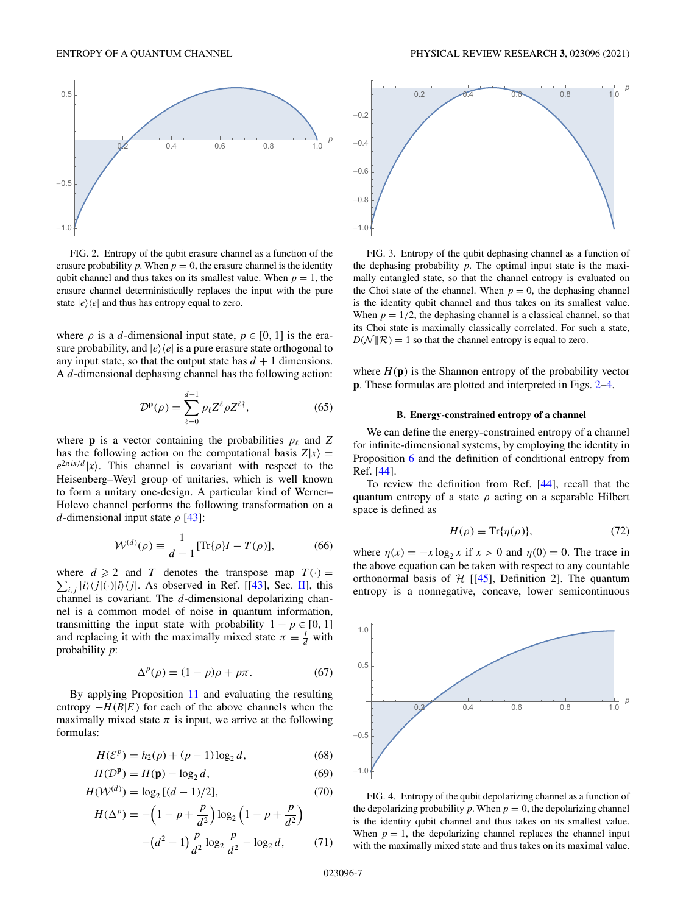FIG. 2. Entropy of the qubit erasure channel as a function of the erasure probability $p$. When $p = 0$, the erasure channel is the identity qubit channel and thus takes on its smallest value. When $p = 1$, the erasure channel deterministically replaces the input with the pure state $|e\rangle\langle e|$ and thus has entropy equal to zero.

FIG. 3. Entropy of the qubit dephasing channel as a function of the dephasing probability $p$. The optimal input state is the maximally entangled state, so that the channel entropy is evaluated on the Choi state of the channel. When $p = 0$, the dephasing channel is the identity qubit channel and thus takes on its smallest value. When $p = 1/2$, the dephasing channel is a classical channel, so that its Choi state is maximally classically correlated. For such a state, $D(\mathcal{N}\|\mathcal{R}) = 1$ so that the channel entropy is equal to zero.

where $\rho$ is a $d$-dimensional input state, $p \in [0, 1]$ is the erasure probability, and $|e\rangle\langle e|$ is a pure erasure state orthogonal to any input state, so that the output state has $d + 1$ dimensions. A $d$-dimensional dephasing channel has the following action:

$$\mathcal{D}^{\mathbf{p}}(\rho) = \sum_{\ell=0}^{d-1} p_\ell Z^\ell \rho Z^{\ell\dagger}, \tag{65}$$

where $\mathbf{p}$ is a vector containing the probabilities $p_\ell$ and $Z$ has the following action on the computational basis $Z|x\rangle = e^{2\pi i x/d}|x\rangle$. This channel is covariant with respect to the Heisenberg–Weyl group of unitaries, which is well known to form a unitary one-design. A particular kind of Werner–Holevo channel performs the following transformation on a $d$-dimensional input state $\rho$ [43]:

$$\mathcal{W}^{(d)}(\rho) \equiv \frac{1}{d-1}[\mathrm{Tr}\{\rho\}I - T(\rho)], \tag{66}$$

where $d \geqslant 2$ and $T$ denotes the transpose map $T(\cdot) = \sum_{i,j} |i\rangle\langle j|(\cdot)|i\rangle\langle j|$. As observed in Ref. [[43], Sec. II], this channel is covariant. The $d$-dimensional depolarizing channel is a common model of noise in quantum information, transmitting the input state with probability $1 - p \in [0, 1]$ and replacing it with the maximally mixed state $\pi \equiv \frac{I}{d}$ with probability $p$:

$$\Delta^p(\rho) = (1 - p)\rho + p\pi. \tag{67}$$

By applying Proposition 11 and evaluating the resulting entropy $-H(B|E)$ for each of the above channels when the maximally mixed state $\pi$ is input, we arrive at the following formulas:

$$H(\mathcal{E}^p) = h_2(p) + (p - 1)\log_2 d, \tag{68}$$

$$H(\mathcal{D}^{\mathbf{p}}) = H(\mathbf{p}) - \log_2 d, \tag{69}$$

$$H(\mathcal{W}^{(d)}) = \log_2 [(d - 1)/2], \tag{70}$$

$$H(\Delta^p) = -\left(1 - p + \frac{p}{d^2}\right)\log_2\left(1 - p + \frac{p}{d^2}\right) - \left(d^2 - 1\right)\frac{p}{d^2}\log_2\frac{p}{d^2} - \log_2 d, \tag{71}$$

where $H(\mathbf{p})$ is the Shannon entropy of the probability vector $\mathbf{p}$. These formulas are plotted and interpreted in Figs. 2–4.

### B. Energy-constrained entropy of a channel

We can define the energy-constrained entropy of a channel for infinite-dimensional systems, by employing the identity in Proposition 6 and the definition of conditional entropy from Ref. [44].

To review the definition from Ref. [44], recall that the quantum entropy of a state $\rho$ acting on a separable Hilbert space is defined as

$$H(\rho) \equiv \mathrm{Tr}\{\eta(\rho)\}, \tag{72}$$

where $\eta(x) = -x\log_2 x$ if $x > 0$ and $\eta(0) = 0$. The trace in the above equation can be taken with respect to any countable orthonormal basis of $\mathcal{H}$ [[45], Definition 2]. The quantum entropy is a nonnegative, concave, lower semicontinuous

FIG. 4. Entropy of the qubit depolarizing channel as a function of the depolarizing probability $p$. When $p = 0$, the depolarizing channel is the identity qubit channel and thus takes on its smallest value. When $p = 1$, the depolarizing channel replaces the channel input with the maximally mixed state and thus takes on its maximal value.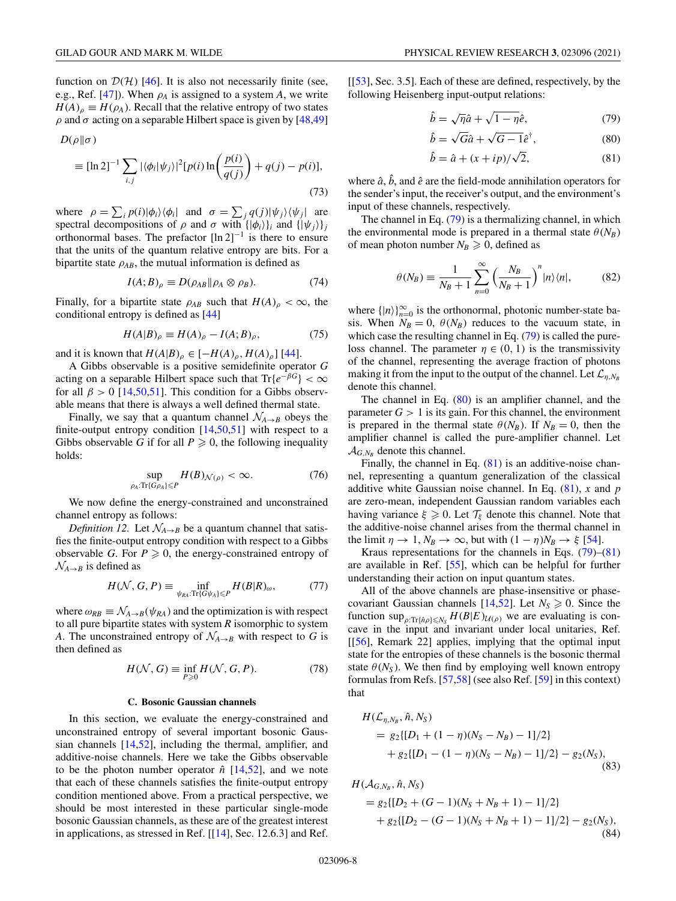function on $\mathcal{D}(\mathcal{H})$ [46]. It is also not necessarily finite (see, e.g., Ref. [47]). When $\rho_A$ is assigned to a system $A$, we write $H(A)_\rho \equiv H(\rho_A)$. Recall that the relative entropy of two states $\rho$ and $\sigma$ acting on a separable Hilbert space is given by [48,49]

$$D(\rho\|\sigma)$$
$$\equiv [\ln 2]^{-1} \sum_{i,j} |\langle\phi_i|\psi_j\rangle|^2 [p(i)\ln\left(\frac{p(i)}{q(j)}\right) + q(j) - p(i)], \tag{73}$$

where $\rho = \sum_i p(i)|\phi_i\rangle\langle\phi_i|$ and $\sigma = \sum_j q(j)|\psi_j\rangle\langle\psi_j|$ are spectral decompositions of $\rho$ and $\sigma$ with $\{|\phi_i\rangle\}_i$ and $\{|\psi_j\rangle\}_j$ orthonormal bases. The prefactor $[\ln 2]^{-1}$ is there to ensure that the units of the quantum relative entropy are bits. For a bipartite state $\rho_{AB}$, the mutual information is defined as

$$I(A;B)_\rho \equiv D(\rho_{AB}\|\rho_A \otimes \rho_B). \tag{74}$$

Finally, for a bipartite state $\rho_{AB}$ such that $H(A)_\rho < \infty$, the conditional entropy is defined as [44]

$$H(A|B)_\rho \equiv H(A)_\rho - I(A;B)_\rho, \tag{75}$$

and it is known that $H(A|B)_\rho \in [-H(A)_\rho, H(A)_\rho]$ [44].

A Gibbs observable is a positive semidefinite operator $G$ acting on a separable Hilbert space such that $\text{Tr}\{e^{-\beta G}\} < \infty$ for all $\beta > 0$ [14,50,51]. This condition for a Gibbs observable means that there is always a well defined thermal state.

Finally, we say that a quantum channel $\mathcal{N}_{A\to B}$ obeys the finite-output entropy condition [14,50,51] with respect to a Gibbs observable $G$ if for all $P \geqslant 0$, the following inequality holds:

$$\sup_{\rho_A:\text{Tr}\{G\rho_A\}\leqslant P} H(B)_{\mathcal{N}(\rho)} < \infty. \tag{76}$$

We now define the energy-constrained and unconstrained channel entropy as follows:

*Definition 12.* Let $\mathcal{N}_{A\to B}$ be a quantum channel that satisfies the finite-output entropy condition with respect to a Gibbs observable $G$. For $P \geqslant 0$, the energy-constrained entropy of $\mathcal{N}_{A\to B}$ is defined as

$$H(\mathcal{N}, G, P) \equiv \inf_{\psi_{RA}:\text{Tr}\{G\psi_A\}\leqslant P} H(B|R)_\omega, \tag{77}$$

where $\omega_{RB} \equiv \mathcal{N}_{A\to B}(\psi_{RA})$ and the optimization is with respect to all pure bipartite states with system $R$ isomorphic to system $A$. The unconstrained entropy of $\mathcal{N}_{A\to B}$ with respect to $G$ is then defined as

$$H(\mathcal{N}, G) \equiv \inf_{P\geqslant 0} H(\mathcal{N}, G, P). \tag{78}$$

### C. Bosonic Gaussian channels

In this section, we evaluate the energy-constrained and unconstrained entropy of several important bosonic Gaussian channels [14,52], including the thermal, amplifier, and additive-noise channels. Here we take the Gibbs observable to be the photon number operator $\hat{n}$ [14,52], and we note that each of these channels satisfies the finite-output entropy condition mentioned above. From a practical perspective, we should be most interested in these particular single-mode bosonic Gaussian channels, as these are of the greatest interest in applications, as stressed in Ref. [[14], Sec. 12.6.3] and Ref. [[53], Sec. 3.5]. Each of these are defined, respectively, by the following Heisenberg input-output relations:

$$\hat{b} = \sqrt{\eta}\hat{a} + \sqrt{1-\eta}\hat{e}, \tag{79}$$

$$\hat{b} = \sqrt{G}\hat{a} + \sqrt{G-1}\hat{e}^\dagger, \tag{80}$$

$$\hat{b} = \hat{a} + (x + ip)/\sqrt{2}, \tag{81}$$

where $\hat{a}$, $\hat{b}$, and $\hat{e}$ are the field-mode annihilation operators for the sender's input, the receiver's output, and the environment's input of these channels, respectively.

The channel in Eq. (79) is a thermalizing channel, in which the environmental mode is prepared in a thermal state $\theta(N_B)$ of mean photon number $N_B \geqslant 0$, defined as

$$\theta(N_B) \equiv \frac{1}{N_B+1}\sum_{n=0}^{\infty}\left(\frac{N_B}{N_B+1}\right)^n |n\rangle\langle n|, \tag{82}$$

where $\{|n\rangle\}_{n=0}^{\infty}$ is the orthonormal, photonic number-state basis. When $N_B = 0$, $\theta(N_B)$ reduces to the vacuum state, in which case the resulting channel in Eq. (79) is called the pure-loss channel. The parameter $\eta \in (0,1)$ is the transmissivity of the channel, representing the average fraction of photons making it from the input to the output of the channel. Let $\mathcal{L}_{\eta,N_B}$ denote this channel.

The channel in Eq. (80) is an amplifier channel, and the parameter $G > 1$ is its gain. For this channel, the environment is prepared in the thermal state $\theta(N_B)$. If $N_B = 0$, then the amplifier channel is called the pure-amplifier channel. Let $\mathcal{A}_{G,N_B}$ denote this channel.

Finally, the channel in Eq. (81) is an additive-noise channel, representing a quantum generalization of the classical additive white Gaussian noise channel. In Eq. (81), $x$ and $p$ are zero-mean, independent Gaussian random variables each having variance $\xi \geqslant 0$. Let $\mathcal{T}_\xi$ denote this channel. Note that the additive-noise channel arises from the thermal channel in the limit $\eta \to 1$, $N_B \to \infty$, but with $(1-\eta)N_B \to \xi$ [54].

Kraus representations for the channels in Eqs. (79)–(81) are available in Ref. [55], which can be helpful for further understanding their action on input quantum states.

All of the above channels are phase-insensitive or phase-covariant Gaussian channels [14,52]. Let $N_S \geqslant 0$. Since the function $\sup_{\rho:\text{Tr}\{\hat{n}\rho\}\leqslant N_S} H(B|E)_{\mathcal{U}(\rho)}$ we are evaluating is concave in the input and invariant under local unitaries, Ref. [[56], Remark 22] applies, implying that the optimal input state for the entropies of these channels is the bosonic thermal state $\theta(N_S)$. We then find by employing well known entropy formulas from Refs. [57,58] (see also Ref. [59] in this context) that

$$\begin{aligned}
H(\mathcal{L}_{\eta,N_B}, \hat{n}, N_S) &= g_2\{[D_1 + (1-\eta)(N_S - N_B) - 1]/2\} \\
&\quad + g_2\{[D_1 - (1-\eta)(N_S - N_B) - 1]/2\} - g_2(N_S),
\end{aligned} \tag{83}$$

$$\begin{aligned}
H(\mathcal{A}_{G,N_B}, \hat{n}, N_S) &= g_2\{[D_2 + (G-1)(N_S + N_B + 1) - 1]/2\} \\
&\quad + g_2\{[D_2 - (G-1)(N_S + N_B + 1) - 1]/2\} - g_2(N_S),
\end{aligned} \tag{84}$$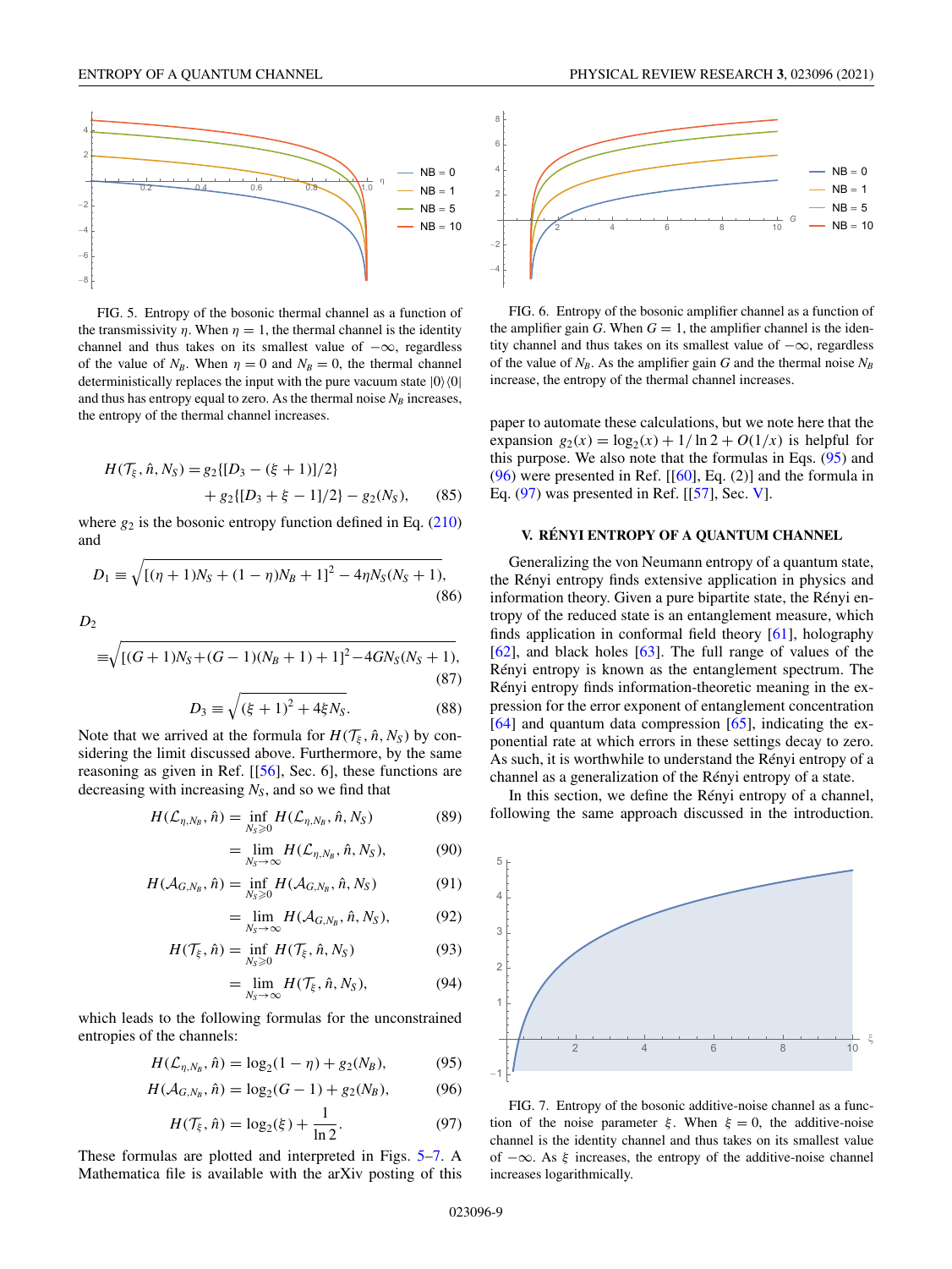FIG. 5. Entropy of the bosonic thermal channel as a function of the transmissivity $\eta$. When $\eta = 1$, the thermal channel is the identity channel and thus takes on its smallest value of $-\infty$, regardless of the value of $N_B$. When $\eta = 0$ and $N_B = 0$, the thermal channel deterministically replaces the input with the pure vacuum state $|0\rangle\langle 0|$ and thus has entropy equal to zero. As the thermal noise $N_B$ increases, the entropy of the thermal channel increases.

$$H(\mathcal{T}_\xi, \hat{n}, N_S) = g_2\{[D_3 - (\xi + 1)]/2\} + g_2\{[D_3 + \xi - 1]/2\} - g_2(N_S), \tag{85}$$

where $g_2$ is the bosonic entropy function defined in Eq. (210) and

$$D_1 \equiv \sqrt{[(\eta + 1)N_S + (1 - \eta)N_B + 1]^2 - 4\eta N_S(N_S + 1)}, \tag{86}$$

$$D_2 \equiv \sqrt{[(G+1)N_S + (G-1)(N_B+1) + 1]^2 - 4GN_S(N_S+1)}, \tag{87}$$

$$D_3 \equiv \sqrt{(\xi + 1)^2 + 4\xi N_S}. \tag{88}$$

Note that we arrived at the formula for $H(\mathcal{T}_\xi, \hat{n}, N_S)$ by considering the limit discussed above. Furthermore, by the same reasoning as given in Ref. [[56], Sec. 6], these functions are decreasing with increasing $N_S$, and so we find that

$$H(\mathcal{L}_{\eta,N_B}, \hat{n}) = \inf_{N_S \geqslant 0} H(\mathcal{L}_{\eta,N_B}, \hat{n}, N_S) \tag{89}$$

$$= \lim_{N_S \to \infty} H(\mathcal{L}_{\eta,N_B}, \hat{n}, N_S), \tag{90}$$

$$H(\mathcal{A}_{G,N_B}, \hat{n}) = \inf_{N_S \geqslant 0} H(\mathcal{A}_{G,N_B}, \hat{n}, N_S) \tag{91}$$

$$= \lim_{N_S \to \infty} H(\mathcal{A}_{G,N_B}, \hat{n}, N_S), \tag{92}$$

$$H(\mathcal{T}_\xi, \hat{n}) = \inf_{N_S \geqslant 0} H(\mathcal{T}_\xi, \hat{n}, N_S) \tag{93}$$

$$= \lim_{N_S \to \infty} H(\mathcal{T}_\xi, \hat{n}, N_S), \tag{94}$$

which leads to the following formulas for the unconstrained entropies of the channels:

$$H(\mathcal{L}_{\eta,N_B}, \hat{n}) = \log_2(1 - \eta) + g_2(N_B), \tag{95}$$

$$H(\mathcal{A}_{G,N_B}, \hat{n}) = \log_2(G - 1) + g_2(N_B), \tag{96}$$

$$H(\mathcal{T}_\xi, \hat{n}) = \log_2(\xi) + \frac{1}{\ln 2}. \tag{97}$$

These formulas are plotted and interpreted in Figs. 5–7. A Mathematica file is available with the arXiv posting of this paper to automate these calculations, but we note here that the expansion $g_2(x) = \log_2(x) + 1/\ln 2 + O(1/x)$ is helpful for this purpose. We also note that the formulas in Eqs. (95) and (96) were presented in Ref. [[60], Eq. (2)] and the formula in Eq. (97) was presented in Ref. [[57], Sec. V].

FIG. 6. Entropy of the bosonic amplifier channel as a function of the amplifier gain $G$. When $G = 1$, the amplifier channel is the identity channel and thus takes on its smallest value of $-\infty$, regardless of the value of $N_B$. As the amplifier gain $G$ and the thermal noise $N_B$ increase, the entropy of the thermal channel increases.

## V. RÉNYI ENTROPY OF A QUANTUM CHANNEL

Generalizing the von Neumann entropy of a quantum state, the Rényi entropy finds extensive application in physics and information theory. Given a pure bipartite state, the Rényi entropy of the reduced state is an entanglement measure, which finds application in conformal field theory [61], holography [62], and black holes [63]. The full range of values of the Rényi entropy is known as the entanglement spectrum. The Rényi entropy finds information-theoretic meaning in the expression for the error exponent of entanglement concentration [64] and quantum data compression [65], indicating the exponential rate at which errors in these settings decay to zero. As such, it is worthwhile to understand the Rényi entropy of a channel as a generalization of the Rényi entropy of a state.

In this section, we define the Rényi entropy of a channel, following the same approach discussed in the introduction.

FIG. 7. Entropy of the bosonic additive-noise channel as a function of the noise parameter $\xi$. When $\xi = 0$, the additive-noise channel is the identity channel and thus takes on its smallest value of $-\infty$. As $\xi$ increases, the entropy of the additive-noise channel increases logarithmically.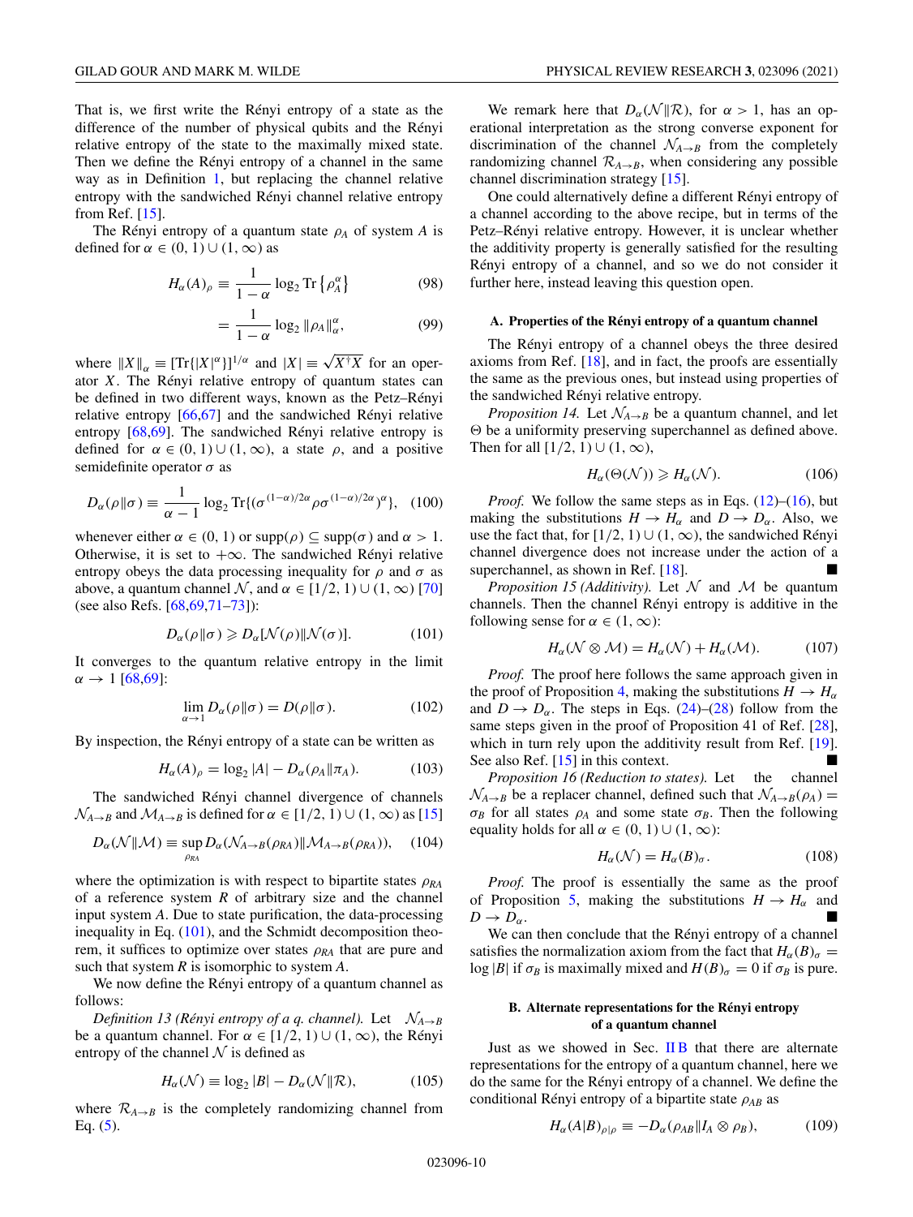That is, we first write the Rényi entropy of a state as the difference of the number of physical qubits and the Rényi relative entropy of the state to the maximally mixed state. Then we define the Rényi entropy of a channel in the same way as in Definition 1, but replacing the channel relative entropy with the sandwiched Rényi channel relative entropy from Ref. [15].

The Rényi entropy of a quantum state $\rho_A$ of system $A$ is defined for $\alpha \in (0,1) \cup (1,\infty)$ as

$$H_\alpha(A)_\rho \equiv \frac{1}{1-\alpha} \log_2 \operatorname{Tr}\left\{\rho_A^\alpha\right\} \tag{98}$$

$$= \frac{1}{1-\alpha} \log_2 \|\rho_A\|_\alpha^\alpha, \tag{99}$$

where $\|X\|_\alpha \equiv [\operatorname{Tr}\{|X|^\alpha\}]^{1/\alpha}$ and $|X| \equiv \sqrt{X^\dagger X}$ for an operator $X$. The Rényi relative entropy of quantum states can be defined in two different ways, known as the Petz–Rényi relative entropy [66,67] and the sandwiched Rényi relative entropy [68,69]. The sandwiched Rényi relative entropy is defined for $\alpha \in (0,1) \cup (1,\infty)$, a state $\rho$, and a positive semidefinite operator $\sigma$ as

$$D_\alpha(\rho\|\sigma) \equiv \frac{1}{\alpha-1} \log_2 \operatorname{Tr}\{(\sigma^{(1-\alpha)/2\alpha}\rho\sigma^{(1-\alpha)/2\alpha})^\alpha\}, \tag{100}$$

whenever either $\alpha \in (0,1)$ or $\operatorname{supp}(\rho) \subseteq \operatorname{supp}(\sigma)$ and $\alpha > 1$. Otherwise, it is set to $+\infty$. The sandwiched Rényi relative entropy obeys the data processing inequality for $\rho$ and $\sigma$ as above, a quantum channel $\mathcal{N}$, and $\alpha \in [1/2, 1) \cup (1,\infty)$ [70] (see also Refs. [68,69,71–73]):

$$D_\alpha(\rho\|\sigma) \geqslant D_\alpha[\mathcal{N}(\rho)\|\mathcal{N}(\sigma)]. \tag{101}$$

It converges to the quantum relative entropy in the limit $\alpha \to 1$ [68,69]:

$$\lim_{\alpha\to 1} D_\alpha(\rho\|\sigma) = D(\rho\|\sigma). \tag{102}$$

By inspection, the Rényi entropy of a state can be written as

$$H_\alpha(A)_\rho = \log_2 |A| - D_\alpha(\rho_A\|\pi_A). \tag{103}$$

The sandwiched Rényi channel divergence of channels $\mathcal{N}_{A\to B}$ and $\mathcal{M}_{A\to B}$ is defined for $\alpha \in [1/2, 1) \cup (1,\infty)$ as [15]

$$D_\alpha(\mathcal{N}\|\mathcal{M}) \equiv \sup_{\rho_{RA}} D_\alpha(\mathcal{N}_{A\to B}(\rho_{RA})\|\mathcal{M}_{A\to B}(\rho_{RA})), \tag{104}$$

where the optimization is with respect to bipartite states $\rho_{RA}$ of a reference system $R$ of arbitrary size and the channel input system $A$. Due to state purification, the data-processing inequality in Eq. (101), and the Schmidt decomposition theorem, it suffices to optimize over states $\rho_{RA}$ that are pure and such that system $R$ is isomorphic to system $A$.

We now define the Rényi entropy of a quantum channel as follows:

*Definition 13 (Rényi entropy of a q. channel).* Let $\mathcal{N}_{A\to B}$ be a quantum channel. For $\alpha \in [1/2, 1) \cup (1,\infty)$, the Rényi entropy of the channel $\mathcal{N}$ is defined as

$$H_\alpha(\mathcal{N}) \equiv \log_2 |B| - D_\alpha(\mathcal{N}\|\mathcal{R}), \tag{105}$$

where $\mathcal{R}_{A\to B}$ is the completely randomizing channel from Eq. (5).

We remark here that $D_\alpha(\mathcal{N}\|\mathcal{R})$, for $\alpha > 1$, has an operational interpretation as the strong converse exponent for discrimination of the channel $\mathcal{N}_{A\to B}$ from the completely randomizing channel $\mathcal{R}_{A\to B}$, when considering any possible channel discrimination strategy [15].

One could alternatively define a different Rényi entropy of a channel according to the above recipe, but in terms of the Petz–Rényi relative entropy. However, it is unclear whether the additivity property is generally satisfied for the resulting Rényi entropy of a channel, and so we do not consider it further here, instead leaving this question open.

### A. Properties of the Rényi entropy of a quantum channel

The Rényi entropy of a channel obeys the three desired axioms from Ref. [18], and in fact, the proofs are essentially the same as the previous ones, but instead using properties of the sandwiched Rényi relative entropy.

*Proposition 14.* Let $\mathcal{N}_{A\to B}$ be a quantum channel, and let $\Theta$ be a uniformity preserving superchannel as defined above. Then for all $[1/2, 1) \cup (1,\infty)$,

$$H_\alpha(\Theta(\mathcal{N})) \geqslant H_\alpha(\mathcal{N}). \tag{106}$$

*Proof.* We follow the same steps as in Eqs. (12)–(16), but making the substitutions $H \to H_\alpha$ and $D \to D_\alpha$. Also, we use the fact that, for $[1/2, 1) \cup (1,\infty)$, the sandwiched Rényi channel divergence does not increase under the action of a superchannel, as shown in Ref. [18]. ■

*Proposition 15 (Additivity).* Let $\mathcal{N}$ and $\mathcal{M}$ be quantum channels. Then the channel Rényi entropy is additive in the following sense for $\alpha \in (1,\infty)$:

$$H_\alpha(\mathcal{N}\otimes\mathcal{M}) = H_\alpha(\mathcal{N}) + H_\alpha(\mathcal{M}). \tag{107}$$

*Proof.* The proof here follows the same approach given in the proof of Proposition 4, making the substitutions $H \to H_\alpha$ and $D \to D_\alpha$. The steps in Eqs. (24)–(28) follow from the same steps given in the proof of Proposition 41 of Ref. [28], which in turn rely upon the additivity result from Ref. [19]. See also Ref. [15] in this context. ■

*Proposition 16 (Reduction to states).* Let the channel $\mathcal{N}_{A\to B}$ be a replacer channel, defined such that $\mathcal{N}_{A\to B}(\rho_A) = \sigma_B$ for all states $\rho_A$ and some state $\sigma_B$. Then the following equality holds for all $\alpha \in (0,1) \cup (1,\infty)$:

$$H_\alpha(\mathcal{N}) = H_\alpha(B)_\sigma. \tag{108}$$

*Proof.* The proof is essentially the same as the proof of Proposition 5, making the substitutions $H \to H_\alpha$ and $D \to D_\alpha$. ■

We can then conclude that the Rényi entropy of a channel satisfies the normalization axiom from the fact that $H_\alpha(B)_\sigma = \log |B|$ if $\sigma_B$ is maximally mixed and $H(B)_\sigma = 0$ if $\sigma_B$ is pure.

### B. Alternate representations for the Rényi entropy of a quantum channel

Just as we showed in Sec. II B that there are alternate representations for the entropy of a quantum channel, here we do the same for the Rényi entropy of a channel. We define the conditional Rényi entropy of a bipartite state $\rho_{AB}$ as

$$H_\alpha(A|B)_{\rho|\rho} \equiv -D_\alpha(\rho_{AB}\|I_A\otimes\rho_B), \tag{109}$$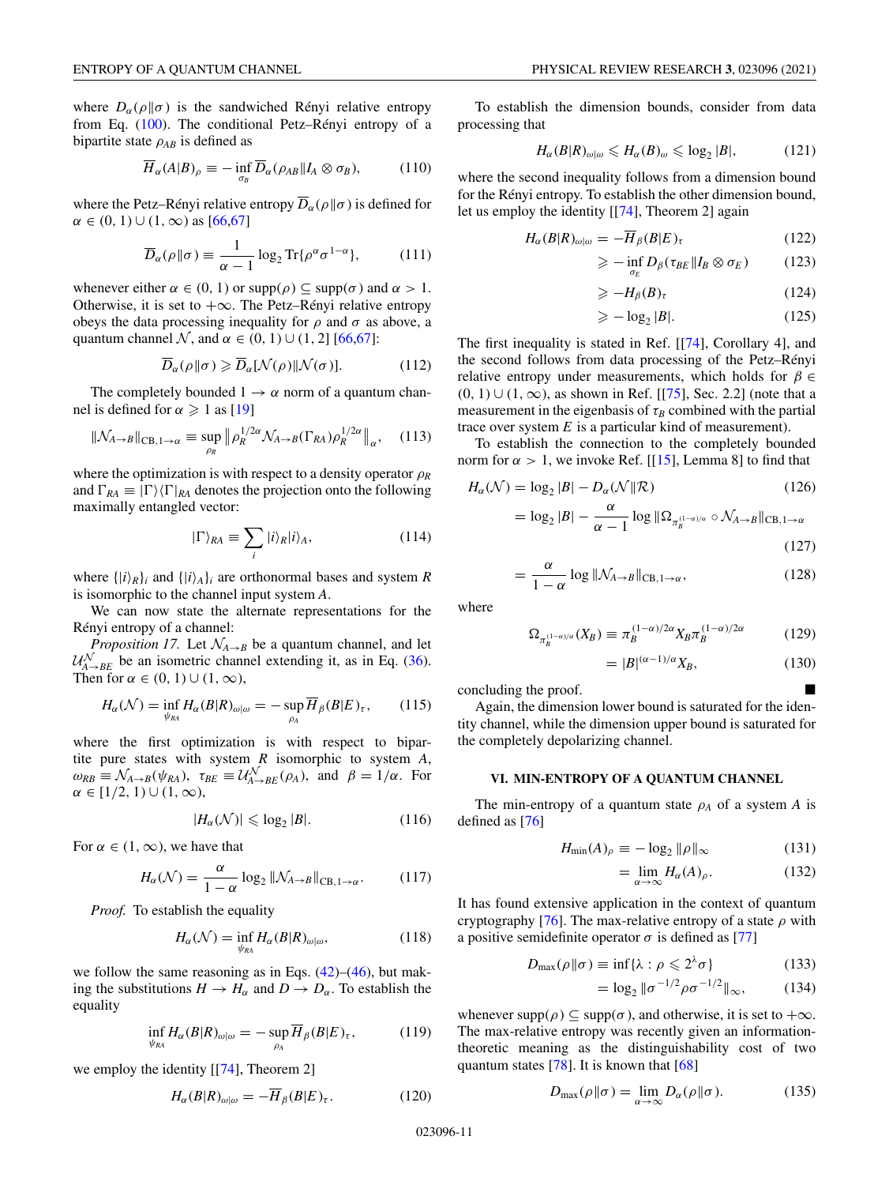where $D_\alpha(\rho\|\sigma)$ is the sandwiched Rényi relative entropy from Eq. (100). The conditional Petz–Rényi entropy of a bipartite state $\rho_{AB}$ is defined as

$$\overline{H}_\alpha(A|B)_\rho \equiv -\inf_{\sigma_B} \overline{D}_\alpha(\rho_{AB}\|I_A\otimes\sigma_B), \tag{110}$$

where the Petz–Rényi relative entropy $\overline{D}_\alpha(\rho\|\sigma)$ is defined for $\alpha\in(0,1)\cup(1,\infty)$ as [66,67]

$$\overline{D}_\alpha(\rho\|\sigma) \equiv \frac{1}{\alpha-1}\log_2 \mathrm{Tr}\{\rho^\alpha\sigma^{1-\alpha}\}, \tag{111}$$

whenever either $\alpha\in(0,1)$ or $\mathrm{supp}(\rho)\subseteq\mathrm{supp}(\sigma)$ and $\alpha>1$. Otherwise, it is set to $+\infty$. The Petz–Rényi relative entropy obeys the data processing inequality for $\rho$ and $\sigma$ as above, a quantum channel $\mathcal{N}$, and $\alpha\in(0,1)\cup(1,2]$ [66,67]:

$$\overline{D}_\alpha(\rho\|\sigma) \geqslant \overline{D}_\alpha[\mathcal{N}(\rho)\|\mathcal{N}(\sigma)]. \tag{112}$$

The completely bounded $1\to\alpha$ norm of a quantum channel is defined for $\alpha\geqslant 1$ as [19]

$$\|\mathcal{N}_{A\to B}\|_{\mathrm{CB},1\to\alpha} \equiv \sup_{\rho_R}\left\|\rho_R^{1/2\alpha}\mathcal{N}_{A\to B}(\Gamma_{RA})\rho_R^{1/2\alpha}\right\|_\alpha, \tag{113}$$

where the optimization is with respect to a density operator $\rho_R$ and $\Gamma_{RA}\equiv|\Gamma\rangle\langle\Gamma|_{RA}$ denotes the projection onto the following maximally entangled vector:

$$|\Gamma\rangle_{RA} \equiv \sum_i |i\rangle_R|i\rangle_A, \tag{114}$$

where $\{|i\rangle_R\}_i$ and $\{|i\rangle_A\}_i$ are orthonormal bases and system $R$ is isomorphic to the channel input system $A$.

We can now state the alternate representations for the Rényi entropy of a channel:

*Proposition 17.* Let $\mathcal{N}_{A\to B}$ be a quantum channel, and let $\mathcal{U}^{\mathcal{N}}_{A\to BE}$ be an isometric channel extending it, as in Eq. (36). Then for $\alpha\in(0,1)\cup(1,\infty)$,

$$H_\alpha(\mathcal{N}) = \inf_{\psi_{RA}} H_\alpha(B|R)_{\omega|\omega} = -\sup_{\rho_A}\overline{H}_\beta(B|E)_\tau, \tag{115}$$

where the first optimization is with respect to bipartite pure states with system $R$ isomorphic to system $A$, $\omega_{RB}\equiv\mathcal{N}_{A\to B}(\psi_{RA})$, $\tau_{BE}\equiv\mathcal{U}^{\mathcal{N}}_{A\to BE}(\rho_A)$, and $\beta=1/\alpha$. For $\alpha\in[1/2,1)\cup(1,\infty)$,

$$|H_\alpha(\mathcal{N})| \leqslant \log_2|B|. \tag{116}$$

For $\alpha\in(1,\infty)$, we have that

$$H_\alpha(\mathcal{N}) = \frac{\alpha}{1-\alpha}\log_2\|\mathcal{N}_{A\to B}\|_{\mathrm{CB},1\to\alpha}. \tag{117}$$

*Proof.* To establish the equality

$$H_\alpha(\mathcal{N}) = \inf_{\psi_{RA}} H_\alpha(B|R)_{\omega|\omega}, \tag{118}$$

we follow the same reasoning as in Eqs. (42)–(46), but making the substitutions $H\to H_\alpha$ and $D\to D_\alpha$. To establish the equality

$$\inf_{\psi_{RA}} H_\alpha(B|R)_{\omega|\omega} = -\sup_{\rho_A}\overline{H}_\beta(B|E)_\tau, \tag{119}$$

we employ the identity [[74], Theorem 2]

$$H_\alpha(B|R)_{\omega|\omega} = -\overline{H}_\beta(B|E)_\tau. \tag{120}$$

To establish the dimension bounds, consider from data processing that

$$H_\alpha(B|R)_{\omega|\omega} \leqslant H_\alpha(B)_\omega \leqslant \log_2|B|, \tag{121}$$

where the second inequality follows from a dimension bound for the Rényi entropy. To establish the other dimension bound, let us employ the identity [[74], Theorem 2] again

$$\begin{aligned}
H_\alpha(B|R)_{\omega|\omega} &= -\overline{H}_\beta(B|E)_\tau &(122)\\
&\geqslant -\inf_{\sigma_E} D_\beta(\tau_{BE}\|I_B\otimes\sigma_E) &(123)\\
&\geqslant -H_\beta(B)_\tau &(124)\\
&\geqslant -\log_2|B|. &(125)
\end{aligned}$$

The first inequality is stated in Ref. [[74], Corollary 4], and the second follows from data processing of the Petz–Rényi relative entropy under measurements, which holds for $\beta\in(0,1)\cup(1,\infty)$, as shown in Ref. [[75], Sec. 2.2] (note that a measurement in the eigenbasis of $\tau_B$ combined with the partial trace over system $E$ is a particular kind of measurement).

To establish the connection to the completely bounded norm for $\alpha>1$, we invoke Ref. [[15], Lemma 8] to find that

$$\begin{aligned}
H_\alpha(\mathcal{N}) &= \log_2|B| - D_\alpha(\mathcal{N}\|\mathcal{R}) &(126)\\
&= \log_2|B| - \frac{\alpha}{\alpha-1}\log\|\Omega_{\pi_B^{(1-\alpha)/\alpha}}\circ\mathcal{N}_{A\to B}\|_{\mathrm{CB},1\to\alpha} &(127)\\
&= \frac{\alpha}{1-\alpha}\log\|\mathcal{N}_{A\to B}\|_{\mathrm{CB},1\to\alpha}, &(128)
\end{aligned}$$

where

$$\begin{aligned}
\Omega_{\pi_B^{(1-\alpha)/\alpha}}(X_B) &\equiv \pi_B^{(1-\alpha)/2\alpha}X_B\pi_B^{(1-\alpha)/2\alpha} &(129)\\
&= |B|^{(\alpha-1)/\alpha}X_B, &(130)
\end{aligned}$$

concluding the proof. ■

Again, the dimension lower bound is saturated for the identity channel, while the dimension upper bound is saturated for the completely depolarizing channel.

## VI. MIN-ENTROPY OF A QUANTUM CHANNEL

The min-entropy of a quantum state $\rho_A$ of a system $A$ is defined as [76]

$$\begin{aligned}
H_{\min}(A)_\rho &\equiv -\log_2\|\rho\|_\infty &(131)\\
&= \lim_{\alpha\to\infty} H_\alpha(A)_\rho. &(132)
\end{aligned}$$

It has found extensive application in the context of quantum cryptography [76]. The max-relative entropy of a state $\rho$ with a positive semidefinite operator $\sigma$ is defined as [77]

$$\begin{aligned}
D_{\max}(\rho\|\sigma) &\equiv \inf\{\lambda:\rho\leqslant 2^\lambda\sigma\} &(133)\\
&= \log_2\|\sigma^{-1/2}\rho\sigma^{-1/2}\|_\infty, &(134)
\end{aligned}$$

whenever $\mathrm{supp}(\rho)\subseteq\mathrm{supp}(\sigma)$, and otherwise, it is set to $+\infty$. The max-relative entropy was recently given an information-theoretic meaning as the distinguishability cost of two quantum states [78]. It is known that [68]

$$D_{\max}(\rho\|\sigma) = \lim_{\alpha\to\infty} D_\alpha(\rho\|\sigma). \tag{135}$$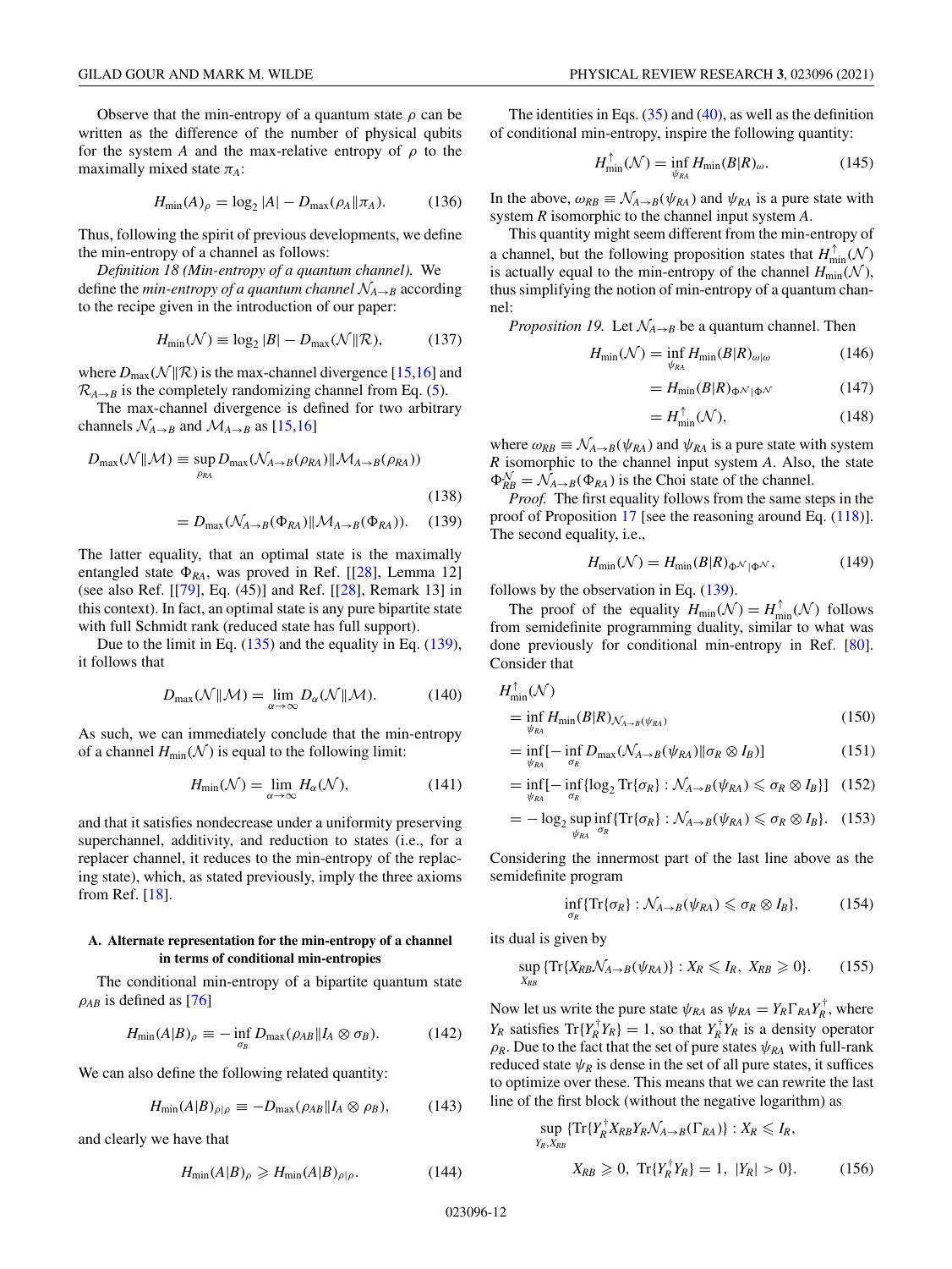Observe that the min-entropy of a quantum state $\rho$ can be written as the difference of the number of physical qubits for the system $A$ and the max-relative entropy of $\rho$ to the maximally mixed state $\pi_A$:

$$H_{\min}(A)_\rho = \log_2 |A| - D_{\max}(\rho_A \| \pi_A). \tag{136}$$

Thus, following the spirit of previous developments, we define the min-entropy of a channel as follows:

*Definition 18 (Min-entropy of a quantum channel).* We define the *min-entropy of a quantum channel* $\mathcal{N}_{A\to B}$ according to the recipe given in the introduction of our paper:

$$H_{\min}(\mathcal{N}) \equiv \log_2 |B| - D_{\max}(\mathcal{N}\|\mathcal{R}), \tag{137}$$

where $D_{\max}(\mathcal{N}\|\mathcal{R})$ is the max-channel divergence [15,16] and $\mathcal{R}_{A\to B}$ is the completely randomizing channel from Eq. (5).

The max-channel divergence is defined for two arbitrary channels $\mathcal{N}_{A\to B}$ and $\mathcal{M}_{A\to B}$ as [15,16]

$$D_{\max}(\mathcal{N}\|\mathcal{M}) \equiv \sup_{\rho_{RA}} D_{\max}(\mathcal{N}_{A\to B}(\rho_{RA})\|\mathcal{M}_{A\to B}(\rho_{RA})) \tag{138}$$

$$= D_{\max}(\mathcal{N}_{A\to B}(\Phi_{RA})\|\mathcal{M}_{A\to B}(\Phi_{RA})). \tag{139}$$

The latter equality, that an optimal state is the maximally entangled state $\Phi_{RA}$, was proved in Ref. [[28], Lemma 12] (see also Ref. [[79], Eq. (45)] and Ref. [[28], Remark 13] in this context). In fact, an optimal state is any pure bipartite state with full Schmidt rank (reduced state has full support).

Due to the limit in Eq. (135) and the equality in Eq. (139), it follows that

$$D_{\max}(\mathcal{N}\|\mathcal{M}) = \lim_{\alpha\to\infty} D_\alpha(\mathcal{N}\|\mathcal{M}). \tag{140}$$

As such, we can immediately conclude that the min-entropy of a channel $H_{\min}(\mathcal{N})$ is equal to the following limit:

$$H_{\min}(\mathcal{N}) = \lim_{\alpha\to\infty} H_\alpha(\mathcal{N}), \tag{141}$$

and that it satisfies nondecrease under a uniformity preserving superchannel, additivity, and reduction to states (i.e., for a replacer channel, it reduces to the min-entropy of the replacing state), which, as stated previously, imply the three axioms from Ref. [18].

### A. Alternate representation for the min-entropy of a channel in terms of conditional min-entropies

The conditional min-entropy of a bipartite quantum state $\rho_{AB}$ is defined as [76]

$$H_{\min}(A|B)_\rho \equiv -\inf_{\sigma_B} D_{\max}(\rho_{AB}\|I_A\otimes\sigma_B). \tag{142}$$

We can also define the following related quantity:

$$H_{\min}(A|B)_{\rho|\rho} \equiv -D_{\max}(\rho_{AB}\|I_A\otimes\rho_B), \tag{143}$$

and clearly we have that

$$H_{\min}(A|B)_\rho \geqslant H_{\min}(A|B)_{\rho|\rho}. \tag{144}$$

The identities in Eqs. (35) and (40), as well as the definition of conditional min-entropy, inspire the following quantity:

$$H^{\uparrow}_{\min}(\mathcal{N}) = \inf_{\psi_{RA}} H_{\min}(B|R)_\omega. \tag{145}$$

In the above, $\omega_{RB} \equiv \mathcal{N}_{A\to B}(\psi_{RA})$ and $\psi_{RA}$ is a pure state with system $R$ isomorphic to the channel input system $A$.

This quantity might seem different from the min-entropy of a channel, but the following proposition states that $H^{\uparrow}_{\min}(\mathcal{N})$ is actually equal to the min-entropy of the channel $H_{\min}(\mathcal{N})$, thus simplifying the notion of min-entropy of a quantum channel:

*Proposition 19.* Let $\mathcal{N}_{A\to B}$ be a quantum channel. Then

$$H_{\min}(\mathcal{N}) = \inf_{\psi_{RA}} H_{\min}(B|R)_{\omega|\omega} \tag{146}$$

$$= H_{\min}(B|R)_{\Phi^{\mathcal{N}}|\Phi^{\mathcal{N}}} \tag{147}$$

$$= H^{\uparrow}_{\min}(\mathcal{N}), \tag{148}$$

where $\omega_{RB} \equiv \mathcal{N}_{A\to B}(\psi_{RA})$ and $\psi_{RA}$ is a pure state with system $R$ isomorphic to the channel input system $A$. Also, the state $\Phi^{\mathcal{N}}_{RB} = \mathcal{N}_{A\to B}(\Phi_{RA})$ is the Choi state of the channel.

*Proof.* The first equality follows from the same steps in the proof of Proposition 17 [see the reasoning around Eq. (118)]. The second equality, i.e.,

$$H_{\min}(\mathcal{N}) = H_{\min}(B|R)_{\Phi^{\mathcal{N}}|\Phi^{\mathcal{N}}}, \tag{149}$$

follows by the observation in Eq. (139).

The proof of the equality $H_{\min}(\mathcal{N}) = H^{\uparrow}_{\min}(\mathcal{N})$ follows from semidefinite programming duality, similar to what was done previously for conditional min-entropy in Ref. [80]. Consider that

$$H^{\uparrow}_{\min}(\mathcal{N})$$

$$= \inf_{\psi_{RA}} H_{\min}(B|R)_{\mathcal{N}_{A\to B}(\psi_{RA})} \tag{150}$$

$$= \inf_{\psi_{RA}}[-\inf_{\sigma_R} D_{\max}(\mathcal{N}_{A\to B}(\psi_{RA})\|\sigma_R\otimes I_B)] \tag{151}$$

$$= \inf_{\psi_{RA}}[-\inf_{\sigma_R}\{\log_2 \mathrm{Tr}\{\sigma_R\} : \mathcal{N}_{A\to B}(\psi_{RA}) \leqslant \sigma_R\otimes I_B\}] \tag{152}$$

$$= -\log_2 \sup_{\psi_{RA}} \inf_{\sigma_R}\{\mathrm{Tr}\{\sigma_R\} : \mathcal{N}_{A\to B}(\psi_{RA}) \leqslant \sigma_R\otimes I_B\}. \tag{153}$$

Considering the innermost part of the last line above as the semidefinite program

$$\inf_{\sigma_R}\{\mathrm{Tr}\{\sigma_R\} : \mathcal{N}_{A\to B}(\psi_{RA}) \leqslant \sigma_R\otimes I_B\}, \tag{154}$$

its dual is given by

$$\sup_{X_{RB}}\{\mathrm{Tr}\{X_{RB}\mathcal{N}_{A\to B}(\psi_{RA})\} : X_R \leqslant I_R,\ X_{RB} \geqslant 0\}. \tag{155}$$

Now let us write the pure state $\psi_{RA}$ as $\psi_{RA} = Y_R\Gamma_{RA}Y_R^\dagger$, where $Y_R$ satisfies $\mathrm{Tr}\{Y_R^\dagger Y_R\} = 1$, so that $Y_R^\dagger Y_R$ is a density operator $\rho_R$. Due to the fact that the set of pure states $\psi_{RA}$ with full-rank reduced state $\psi_R$ is dense in the set of all pure states, it suffices to optimize over these. This means that we can rewrite the last line of the first block (without the negative logarithm) as

$$\sup_{Y_R, X_{RB}}\{\mathrm{Tr}\{Y_R^\dagger X_{RB} Y_R \mathcal{N}_{A\to B}(\Gamma_{RA})\} : X_R \leqslant I_R,$$

$$X_{RB} \geqslant 0,\ \mathrm{Tr}\{Y_R^\dagger Y_R\} = 1,\ |Y_R| > 0\}. \tag{156}$$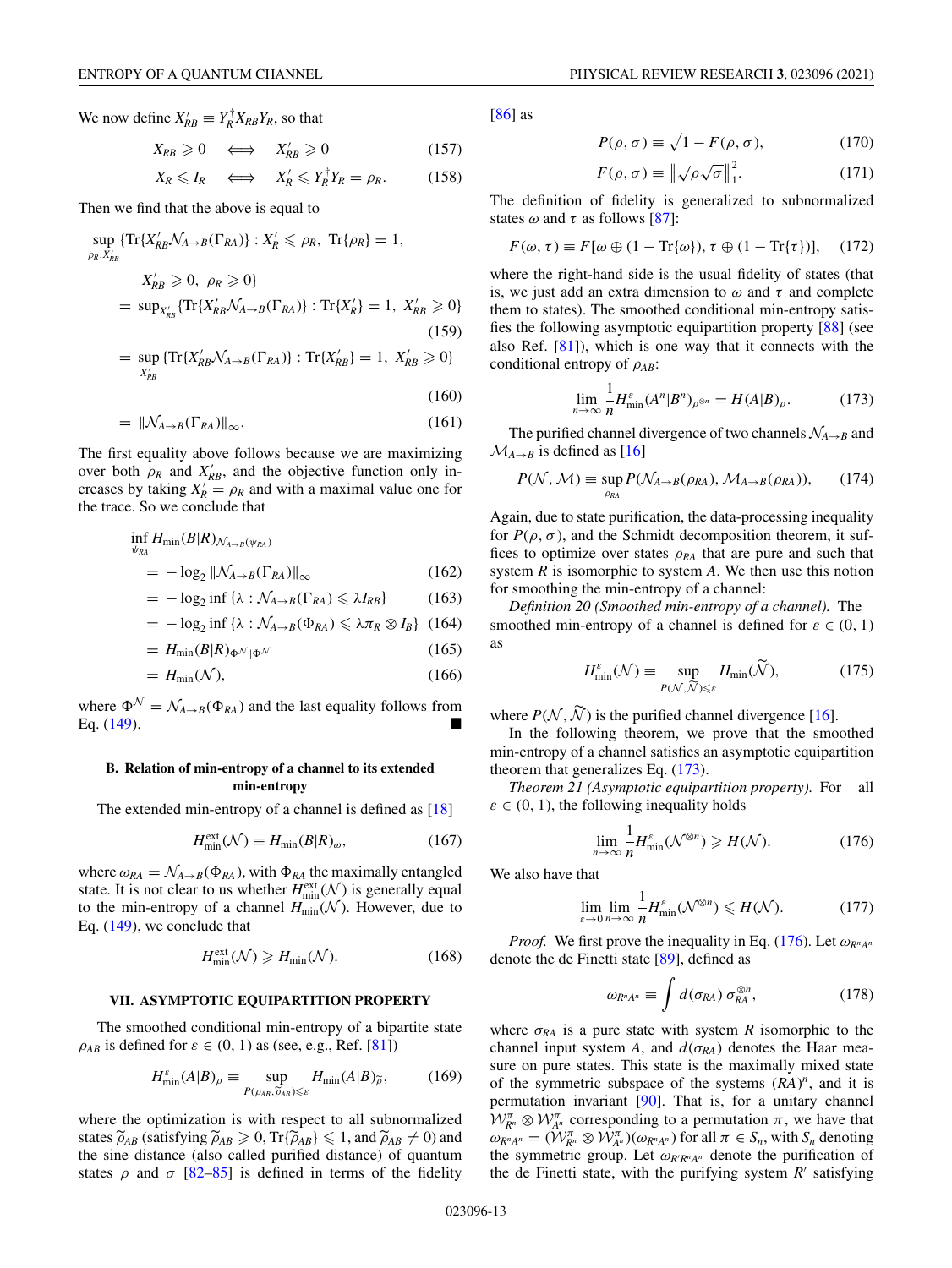We now define $X'_{RB} \equiv Y_R^\dagger X_{RB} Y_R$, so that

$$X_{RB} \geqslant 0 \quad \Longleftrightarrow \quad X'_{RB} \geqslant 0 \tag{157}$$

$$X_R \leqslant I_R \quad \Longleftrightarrow \quad X'_R \leqslant Y_R^\dagger Y_R = \rho_R. \tag{158}$$

Then we find that the above is equal to

$$\begin{aligned}
&\sup_{\rho_R, X'_{RB}} \{\mathrm{Tr}\{X'_{RB}\mathcal{N}_{A\to B}(\Gamma_{RA})\} : X'_R \leqslant \rho_R,\ \mathrm{Tr}\{\rho_R\} = 1, \\
&\qquad X'_{RB} \geqslant 0,\ \rho_R \geqslant 0\} \\
&= \sup_{X'_{RB}} \{\mathrm{Tr}\{X'_{RB}\mathcal{N}_{A\to B}(\Gamma_{RA})\} : \mathrm{Tr}\{X'_R\} = 1,\ X'_{RB} \geqslant 0\} \quad (159) \\
&= \sup_{X'_{RB}} \{\mathrm{Tr}\{X'_{RB}\mathcal{N}_{A\to B}(\Gamma_{RA})\} : \mathrm{Tr}\{X'_{RB}\} = 1,\ X'_{RB} \geqslant 0\} \quad (160) \\
&= \|\mathcal{N}_{A\to B}(\Gamma_{RA})\|_\infty. \quad (161)
\end{aligned}$$

The first equality above follows because we are maximizing over both $\rho_R$ and $X'_{RB}$, and the objective function only increases by taking $X'_R = \rho_R$ and with a maximal value one for the trace. So we conclude that

$$\begin{aligned}
&\inf_{\psi_{RA}} H_{\min}(B|R)_{\mathcal{N}_{A\to B}(\psi_{RA})} \\
&= -\log_2 \|\mathcal{N}_{A\to B}(\Gamma_{RA})\|_\infty \quad (162) \\
&= -\log_2 \inf\{\lambda : \mathcal{N}_{A\to B}(\Gamma_{RA}) \leqslant \lambda I_{RB}\} \quad (163) \\
&= -\log_2 \inf\{\lambda : \mathcal{N}_{A\to B}(\Phi_{RA}) \leqslant \lambda \pi_R \otimes I_B\} \quad (164) \\
&= H_{\min}(B|R)_{\Phi^{\mathcal{N}}|\Phi^{\mathcal{N}}} \quad (165) \\
&= H_{\min}(\mathcal{N}), \quad (166)
\end{aligned}$$

where $\Phi^{\mathcal{N}} = \mathcal{N}_{A\to B}(\Phi_{RA})$ and the last equality follows from Eq. (149). ∎

### B. Relation of min-entropy of a channel to its extended min-entropy

The extended min-entropy of a channel is defined as [18]

$$H_{\min}^{\mathrm{ext}}(\mathcal{N}) \equiv H_{\min}(B|R)_\omega, \tag{167}$$

where $\omega_{RA} = \mathcal{N}_{A\to B}(\Phi_{RA})$, with $\Phi_{RA}$ the maximally entangled state. It is not clear to us whether $H_{\min}^{\mathrm{ext}}(\mathcal{N})$ is generally equal to the min-entropy of a channel $H_{\min}(\mathcal{N})$. However, due to Eq. (149), we conclude that

$$H_{\min}^{\mathrm{ext}}(\mathcal{N}) \geqslant H_{\min}(\mathcal{N}). \tag{168}$$

## VII. ASYMPTOTIC EQUIPARTITION PROPERTY

The smoothed conditional min-entropy of a bipartite state $\rho_{AB}$ is defined for $\varepsilon \in (0, 1)$ as (see, e.g., Ref. [81])

$$H_{\min}^{\varepsilon}(A|B)_\rho \equiv \sup_{P(\rho_{AB}, \widetilde{\rho}_{AB}) \leqslant \varepsilon} H_{\min}(A|B)_{\widetilde{\rho}}, \tag{169}$$

where the optimization is with respect to all subnormalized states $\widetilde{\rho}_{AB}$ (satisfying $\widetilde{\rho}_{AB} \geqslant 0$, $\mathrm{Tr}\{\widetilde{\rho}_{AB}\} \leqslant 1$, and $\widetilde{\rho}_{AB} \neq 0$) and the sine distance (also called purified distance) of quantum states $\rho$ and $\sigma$ [82–85] is defined in terms of the fidelity [86] as

$$P(\rho, \sigma) \equiv \sqrt{1 - F(\rho, \sigma)}, \tag{170}$$

$$F(\rho, \sigma) \equiv \left\|\sqrt{\rho}\sqrt{\sigma}\right\|_1^2. \tag{171}$$

The definition of fidelity is generalized to subnormalized states $\omega$ and $\tau$ as follows [87]:

$$F(\omega, \tau) \equiv F[\omega \oplus (1 - \mathrm{Tr}\{\omega\}), \tau \oplus (1 - \mathrm{Tr}\{\tau\})], \tag{172}$$

where the right-hand side is the usual fidelity of states (that is, we just add an extra dimension to $\omega$ and $\tau$ and complete them to states). The smoothed conditional min-entropy satisfies the following asymptotic equipartition property [88] (see also Ref. [81]), which is one way that it connects with the conditional entropy of $\rho_{AB}$:

$$\lim_{n\to\infty} \frac{1}{n} H_{\min}^{\varepsilon}(A^n|B^n)_{\rho^{\otimes n}} = H(A|B)_\rho. \tag{173}$$

The purified channel divergence of two channels $\mathcal{N}_{A\to B}$ and $\mathcal{M}_{A\to B}$ is defined as [16]

$$P(\mathcal{N}, \mathcal{M}) \equiv \sup_{\rho_{RA}} P(\mathcal{N}_{A\to B}(\rho_{RA}), \mathcal{M}_{A\to B}(\rho_{RA})), \tag{174}$$

Again, due to state purification, the data-processing inequality for $P(\rho, \sigma)$, and the Schmidt decomposition theorem, it suffices to optimize over states $\rho_{RA}$ that are pure and such that system $R$ is isomorphic to system $A$. We then use this notion for smoothing the min-entropy of a channel:

*Definition 20 (Smoothed min-entropy of a channel).* The smoothed min-entropy of a channel is defined for $\varepsilon \in (0, 1)$ as

$$H_{\min}^{\varepsilon}(\mathcal{N}) \equiv \sup_{P(\mathcal{N}, \widetilde{\mathcal{N}}) \leqslant \varepsilon} H_{\min}(\widetilde{\mathcal{N}}), \tag{175}$$

where $P(\mathcal{N}, \widetilde{\mathcal{N}})$ is the purified channel divergence [16].

In the following theorem, we prove that the smoothed min-entropy of a channel satisfies an asymptotic equipartition theorem that generalizes Eq. (173).

*Theorem 21 (Asymptotic equipartition property).* For all $\varepsilon \in (0, 1)$, the following inequality holds

$$\lim_{n\to\infty} \frac{1}{n} H_{\min}^{\varepsilon}(\mathcal{N}^{\otimes n}) \geqslant H(\mathcal{N}). \tag{176}$$

We also have that

$$\lim_{\varepsilon\to 0} \lim_{n\to\infty} \frac{1}{n} H_{\min}^{\varepsilon}(\mathcal{N}^{\otimes n}) \leqslant H(\mathcal{N}). \tag{177}$$

*Proof.* We first prove the inequality in Eq. (176). Let $\omega_{R^nA^n}$ denote the de Finetti state [89], defined as

$$\omega_{R^nA^n} \equiv \int d(\sigma_{RA})\, \sigma_{RA}^{\otimes n}, \tag{178}$$

where $\sigma_{RA}$ is a pure state with system $R$ isomorphic to the channel input system $A$, and $d(\sigma_{RA})$ denotes the Haar measure on pure states. This state is the maximally mixed state of the symmetric subspace of the systems $(RA)^n$, and it is permutation invariant [90]. That is, for a unitary channel $\mathcal{W}_{R^n}^{\pi} \otimes \mathcal{W}_{A^n}^{\pi}$ corresponding to a permutation $\pi$, we have that $\omega_{R^nA^n} = (\mathcal{W}_{R^n}^{\pi} \otimes \mathcal{W}_{A^n}^{\pi})(\omega_{R^nA^n})$ for all $\pi \in S_n$, with $S_n$ denoting the symmetric group. Let $\omega_{R'R^nA^n}$ denote the purification of the de Finetti state, with the purifying system $R'$ satisfying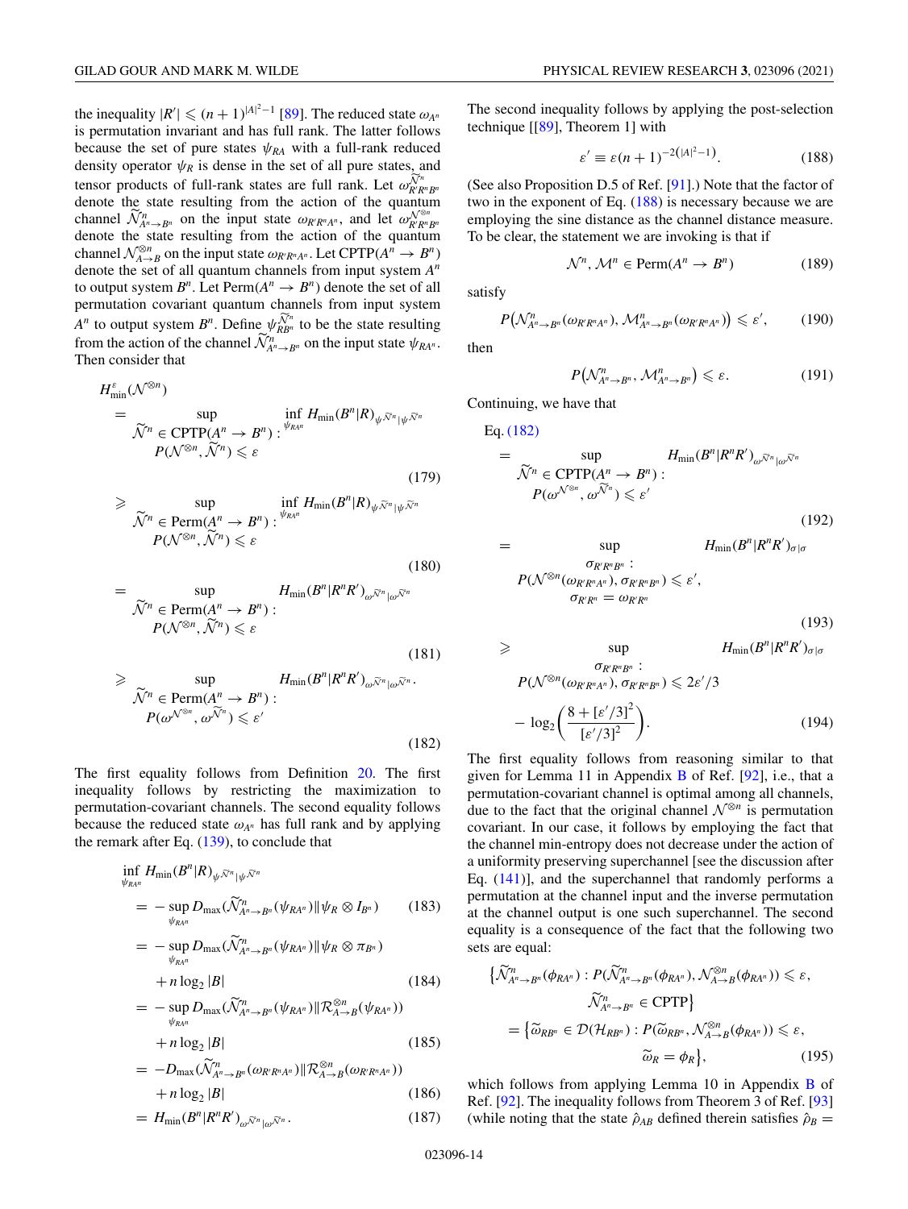the inequality $|R'| \leqslant (n+1)^{|A|^2-1}$ [89]. The reduced state $\omega_{A^n}$ is permutation invariant and has full rank. The latter follows because the set of pure states $\psi_{RA}$ with a full-rank reduced density operator $\psi_R$ is dense in the set of all pure states, and tensor products of full-rank states are full rank. Let $\omega^{\widetilde{\mathcal{N}}^n}_{R'R^nB^n}$ denote the state resulting from the action of the quantum channel $\widetilde{\mathcal{N}}^n_{A^n\to B^n}$ on the input state $\omega_{R'R^nA^n}$, and let $\omega^{\mathcal{N}^{\otimes n}}_{R'R^nB^n}$ denote the state resulting from the action of the quantum channel $\mathcal{N}^{\otimes n}_{A\to B}$ on the input state $\omega_{R'R^nA^n}$. Let $\mathrm{CPTP}(A^n \to B^n)$ denote the set of all quantum channels from input system $A^n$ to output system $B^n$. Let $\mathrm{Perm}(A^n \to B^n)$ denote the set of all permutation covariant quantum channels from input system $A^n$ to output system $B^n$. Define $\psi^{\widetilde{\mathcal{N}}^n}_{RB^n}$ to be the state resulting from the action of the channel $\widetilde{\mathcal{N}}^n_{A^n\to B^n}$ on the input state $\psi_{RA^n}$. Then consider that

$$
\begin{aligned}
H^{\varepsilon}_{\min}(\mathcal{N}^{\otimes n})
&= \sup_{\substack{\widetilde{\mathcal{N}}^n \in \mathrm{CPTP}(A^n\to B^n):\\ P(\mathcal{N}^{\otimes n},\widetilde{\mathcal{N}}^n)\leqslant\varepsilon}} \inf_{\psi_{RA^n}} H_{\min}(B^n|R)_{\psi^{\widetilde{\mathcal{N}}^n}|\psi^{\widetilde{\mathcal{N}}^n}} && (179)\\
&\geqslant \sup_{\substack{\widetilde{\mathcal{N}}^n \in \mathrm{Perm}(A^n\to B^n):\\ P(\mathcal{N}^{\otimes n},\widetilde{\mathcal{N}}^n)\leqslant\varepsilon}} \inf_{\psi_{RA^n}} H_{\min}(B^n|R)_{\psi^{\widetilde{\mathcal{N}}^n}|\psi^{\widetilde{\mathcal{N}}^n}} && (180)\\
&= \sup_{\substack{\widetilde{\mathcal{N}}^n \in \mathrm{Perm}(A^n\to B^n):\\ P(\mathcal{N}^{\otimes n},\widetilde{\mathcal{N}}^n)\leqslant\varepsilon}} H_{\min}(B^n|R^nR')_{\omega^{\widetilde{\mathcal{N}}^n}|\omega^{\widetilde{\mathcal{N}}^n}} && (181)\\
&\geqslant \sup_{\substack{\widetilde{\mathcal{N}}^n \in \mathrm{Perm}(A^n\to B^n):\\ P(\omega^{\mathcal{N}^{\otimes n}},\omega^{\widetilde{\mathcal{N}}^n})\leqslant\varepsilon'}} H_{\min}(B^n|R^nR')_{\omega^{\widetilde{\mathcal{N}}^n}|\omega^{\widetilde{\mathcal{N}}^n}}. && (182)
\end{aligned}
$$

The first equality follows from Definition 20. The first inequality follows by restricting the maximization to permutation-covariant channels. The second equality follows because the reduced state $\omega_{A^n}$ has full rank and by applying the remark after Eq. (139), to conclude that

$$
\begin{aligned}
&\inf_{\psi_{RA^n}} H_{\min}(B^n|R)_{\psi^{\widetilde{\mathcal{N}}^n}|\psi^{\widetilde{\mathcal{N}}^n}}\\
&= -\sup_{\psi_{RA^n}} D_{\max}(\widetilde{\mathcal{N}}^n_{A^n\to B^n}(\psi_{RA^n})\|\psi_R\otimes I_{B^n}) && (183)\\
&= -\sup_{\psi_{RA^n}} D_{\max}(\widetilde{\mathcal{N}}^n_{A^n\to B^n}(\psi_{RA^n})\|\psi_R\otimes \pi_{B^n})\\
&\quad + n\log_2|B| && (184)\\
&= -\sup_{\psi_{RA^n}} D_{\max}(\widetilde{\mathcal{N}}^n_{A^n\to B^n}(\psi_{RA^n})\|\mathcal{R}^{\otimes n}_{A\to B}(\psi_{RA^n}))\\
&\quad + n\log_2|B| && (185)\\
&= -D_{\max}(\widetilde{\mathcal{N}}^n_{A^n\to B^n}(\omega_{R'R^nA^n})\|\mathcal{R}^{\otimes n}_{A\to B}(\omega_{R'R^nA^n}))\\
&\quad + n\log_2|B| && (186)\\
&= H_{\min}(B^n|R^nR')_{\omega^{\widetilde{\mathcal{N}}^n}|\omega^{\widetilde{\mathcal{N}}^n}}. && (187)
\end{aligned}
$$

The second inequality follows by applying the post-selection technique [[89], Theorem 1] with

$$
\varepsilon' \equiv \varepsilon(n+1)^{-2(|A|^2-1)}. \tag{188}
$$

(See also Proposition D.5 of Ref. [91].) Note that the factor of two in the exponent of Eq. (188) is necessary because we are employing the sine distance as the channel distance measure. To be clear, the statement we are invoking is that if

$$
\mathcal{N}^n, \mathcal{M}^n \in \mathrm{Perm}(A^n \to B^n) \tag{189}
$$

satisfy

$$
P\big(\mathcal{N}^n_{A^n\to B^n}(\omega_{R'R^nA^n}), \mathcal{M}^n_{A^n\to B^n}(\omega_{R'R^nA^n})\big) \leqslant \varepsilon', \tag{190}
$$

then

$$
P\big(\mathcal{N}^n_{A^n\to B^n}, \mathcal{M}^n_{A^n\to B^n}\big) \leqslant \varepsilon. \tag{191}
$$

Continuing, we have that

$$
\begin{aligned}
&\text{Eq. (182)}\\
&= \sup_{\substack{\widetilde{\mathcal{N}}^n \in \mathrm{CPTP}(A^n\to B^n):\\ P(\omega^{\mathcal{N}^{\otimes n}},\omega^{\widetilde{\mathcal{N}}^n})\leqslant\varepsilon'}} H_{\min}(B^n|R^nR')_{\omega^{\widetilde{\mathcal{N}}^n}|\omega^{\widetilde{\mathcal{N}}^n}} && (192)\\
&= \sup_{\substack{\sigma_{R'R^nB^n}:\\ P(\mathcal{N}^{\otimes n}(\omega_{R'R^nA^n}),\sigma_{R'R^nB^n})\leqslant\varepsilon',\\ \sigma_{R'R^n}=\omega_{R'R^n}}} H_{\min}(B^n|R^nR')_{\sigma|\sigma} && (193)\\
&\geqslant \sup_{\substack{\sigma_{R'R^nB^n}:\\ P(\mathcal{N}^{\otimes n}(\omega_{R'R^nA^n}),\sigma_{R'R^nB^n})\leqslant 2\varepsilon'/3}} H_{\min}(B^n|R^nR')_{\sigma|\sigma}\\
&\quad - \log_2\!\left(\frac{8+[\varepsilon'/3]^2}{[\varepsilon'/3]^2}\right). && (194)
\end{aligned}
$$

The first equality follows from reasoning similar to that given for Lemma 11 in Appendix B of Ref. [92], i.e., that a permutation-covariant channel is optimal among all channels, due to the fact that the original channel $\mathcal{N}^{\otimes n}$ is permutation covariant. In our case, it follows by employing the fact that the channel min-entropy does not decrease under the action of a uniformity preserving superchannel [see the discussion after Eq. (141)], and the superchannel that randomly performs a permutation at the channel input and the inverse permutation at the channel output is one such superchannel. The second equality is a consequence of the fact that the following two sets are equal:

$$
\begin{aligned}
&\big\{\widetilde{\mathcal{N}}^n_{A^n\to B^n}(\phi_{RA^n}) : P(\widetilde{\mathcal{N}}^n_{A^n\to B^n}(\phi_{RA^n}), \mathcal{N}^{\otimes n}_{A\to B}(\phi_{RA^n})) \leqslant \varepsilon,\\
&\qquad \widetilde{\mathcal{N}}^n_{A^n\to B^n} \in \mathrm{CPTP}\big\}\\
&= \big\{\widetilde{\omega}_{RB^n} \in \mathcal{D}(\mathcal{H}_{RB^n}) : P(\widetilde{\omega}_{RB^n}, \mathcal{N}^{\otimes n}_{A\to B}(\phi_{RA^n})) \leqslant \varepsilon,\\
&\qquad \widetilde{\omega}_R = \phi_R\big\}, && (195)
\end{aligned}
$$

which follows from applying Lemma 10 in Appendix B of Ref. [92]. The inequality follows from Theorem 3 of Ref. [93] (while noting that the state $\hat{\rho}_{AB}$ defined therein satisfies $\hat{\rho}_B =$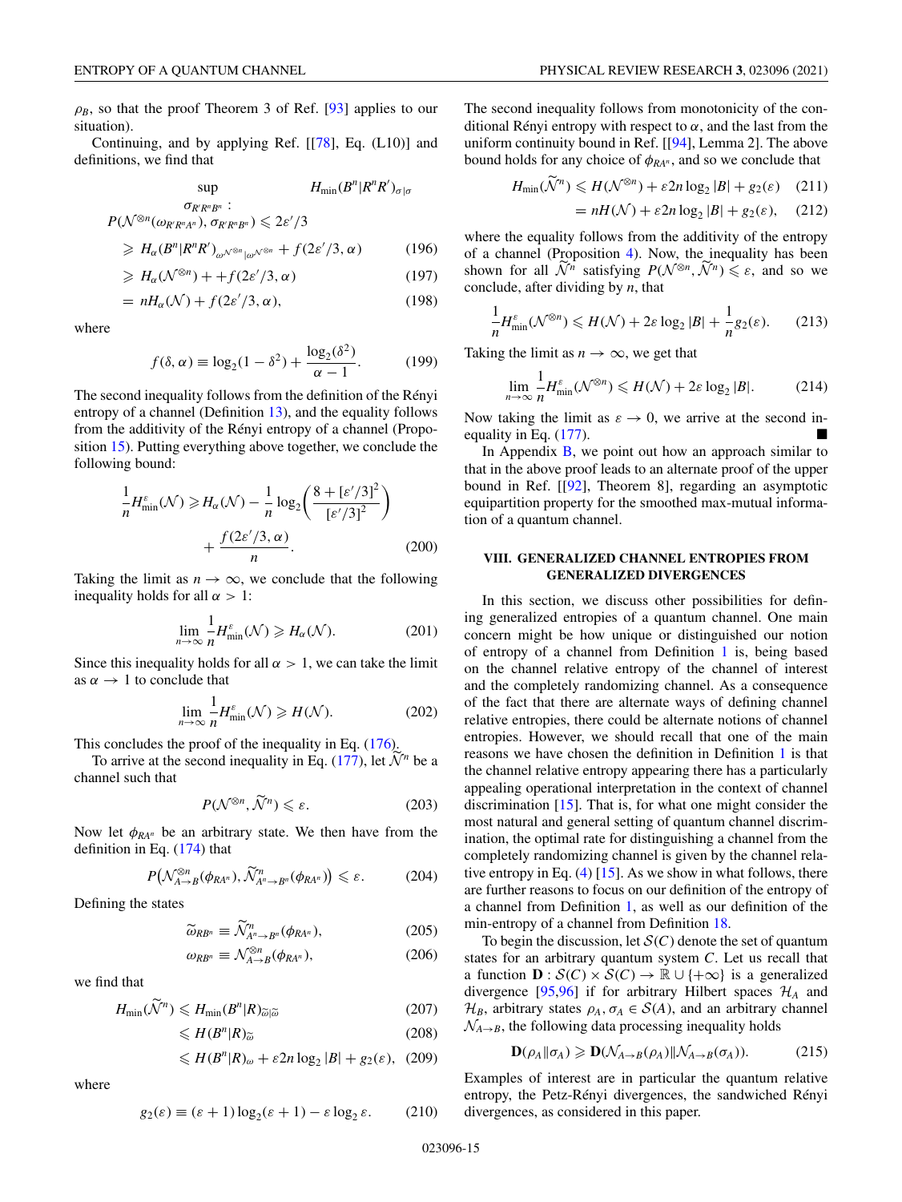$\rho_B$, so that the proof Theorem 3 of Ref. [93] applies to our situation).

Continuing, and by applying Ref. [[78], Eq. (L10)] and definitions, we find that

$$\sup_{\substack{\sigma_{R'R^nB^n}: \\ P(\mathcal{N}^{\otimes n}(\omega_{R'R^nA^n}),\sigma_{R'R^nB^n})\leqslant 2\varepsilon'/3}} H_{\min}(B^n|R^nR')_{\sigma|\sigma}$$

$$\geqslant H_\alpha(B^n|R^nR')_{\omega^{\mathcal{N}^{\otimes n}}|\omega^{\mathcal{N}^{\otimes n}}} + f(2\varepsilon'/3,\alpha) \tag{196}$$

$$\geqslant H_\alpha(\mathcal{N}^{\otimes n}) + +f(2\varepsilon'/3,\alpha) \tag{197}$$

$$= nH_\alpha(\mathcal{N}) + f(2\varepsilon'/3,\alpha), \tag{198}$$

where

$$f(\delta,\alpha) \equiv \log_2(1-\delta^2) + \frac{\log_2(\delta^2)}{\alpha-1}. \tag{199}$$

The second inequality follows from the definition of the Rényi entropy of a channel (Definition 13), and the equality follows from the additivity of the Rényi entropy of a channel (Proposition 15). Putting everything above together, we conclude the following bound:

$$\frac{1}{n}H^\varepsilon_{\min}(\mathcal{N}) \geqslant H_\alpha(\mathcal{N}) - \frac{1}{n}\log_2\left(\frac{8+[\varepsilon'/3]^2}{[\varepsilon'/3]^2}\right) + \frac{f(2\varepsilon'/3,\alpha)}{n}. \tag{200}$$

Taking the limit as $n\to\infty$, we conclude that the following inequality holds for all $\alpha > 1$:

$$\lim_{n\to\infty}\frac{1}{n}H^\varepsilon_{\min}(\mathcal{N}) \geqslant H_\alpha(\mathcal{N}). \tag{201}$$

Since this inequality holds for all $\alpha > 1$, we can take the limit as $\alpha\to 1$ to conclude that

$$\lim_{n\to\infty}\frac{1}{n}H^\varepsilon_{\min}(\mathcal{N}) \geqslant H(\mathcal{N}). \tag{202}$$

This concludes the proof of the inequality in Eq. (176).

To arrive at the second inequality in Eq. (177), let $\widetilde{\mathcal{N}}^n$ be a channel such that

$$P(\mathcal{N}^{\otimes n},\widetilde{\mathcal{N}}^n) \leqslant \varepsilon. \tag{203}$$

Now let $\phi_{RA^n}$ be an arbitrary state. We then have from the definition in Eq. (174) that

$$P\big(\mathcal{N}^{\otimes n}_{A\to B}(\phi_{RA^n}),\widetilde{\mathcal{N}}^n_{A^n\to B^n}(\phi_{RA^n})\big) \leqslant \varepsilon. \tag{204}$$

Defining the states

$$\widetilde{\omega}_{RB^n} \equiv \widetilde{\mathcal{N}}^n_{A^n\to B^n}(\phi_{RA^n}), \tag{205}$$

$$\omega_{RB^n} \equiv \mathcal{N}^{\otimes n}_{A\to B}(\phi_{RA^n}), \tag{206}$$

we find that

$$H_{\min}(\widetilde{\mathcal{N}}^n) \leqslant H_{\min}(B^n|R)_{\widetilde{\omega}|\widetilde{\omega}} \tag{207}$$

$$\leqslant H(B^n|R)_{\widetilde{\omega}} \tag{208}$$

$$\leqslant H(B^n|R)_\omega + \varepsilon 2n\log_2|B| + g_2(\varepsilon), \tag{209}$$

where

$$g_2(\varepsilon) \equiv (\varepsilon+1)\log_2(\varepsilon+1) - \varepsilon\log_2\varepsilon. \tag{210}$$

The second inequality follows from monotonicity of the conditional Rényi entropy with respect to $\alpha$, and the last from the uniform continuity bound in Ref. [[94], Lemma 2]. The above bound holds for any choice of $\phi_{RA^n}$, and so we conclude that

$$H_{\min}(\widetilde{\mathcal{N}}^n) \leqslant H(\mathcal{N}^{\otimes n}) + \varepsilon 2n\log_2|B| + g_2(\varepsilon) \tag{211}$$

$$= nH(\mathcal{N}) + \varepsilon 2n\log_2|B| + g_2(\varepsilon), \tag{212}$$

where the equality follows from the additivity of the entropy of a channel (Proposition 4). Now, the inequality has been shown for all $\widetilde{\mathcal{N}}^n$ satisfying $P(\mathcal{N}^{\otimes n},\widetilde{\mathcal{N}}^n) \leqslant \varepsilon$, and so we conclude, after dividing by $n$, that

$$\frac{1}{n}H^\varepsilon_{\min}(\mathcal{N}^{\otimes n}) \leqslant H(\mathcal{N}) + 2\varepsilon\log_2|B| + \frac{1}{n}g_2(\varepsilon). \tag{213}$$

Taking the limit as $n\to\infty$, we get that

$$\lim_{n\to\infty}\frac{1}{n}H^\varepsilon_{\min}(\mathcal{N}^{\otimes n}) \leqslant H(\mathcal{N}) + 2\varepsilon\log_2|B|. \tag{214}$$

Now taking the limit as $\varepsilon\to 0$, we arrive at the second inequality in Eq. (177). ∎

In Appendix B, we point out how an approach similar to that in the above proof leads to an alternate proof of the upper bound in Ref. [[92], Theorem 8], regarding an asymptotic equipartition property for the smoothed max-mutual information of a quantum channel.

## VIII. GENERALIZED CHANNEL ENTROPIES FROM GENERALIZED DIVERGENCES

In this section, we discuss other possibilities for defining generalized entropies of a quantum channel. One main concern might be how unique or distinguished our notion of entropy of a channel from Definition 1 is, being based on the channel relative entropy of the channel of interest and the completely randomizing channel. As a consequence of the fact that there are alternate ways of defining channel relative entropies, there could be alternate notions of channel entropies. However, we should recall that one of the main reasons we have chosen the definition in Definition 1 is that the channel relative entropy appearing there has a particularly appealing operational interpretation in the context of channel discrimination [15]. That is, for what one might consider the most natural and general setting of quantum channel discrimination, the optimal rate for distinguishing a channel from the completely randomizing channel is given by the channel relative entropy in Eq. (4) [15]. As we show in what follows, there are further reasons to focus on our definition of the entropy of a channel from Definition 1, as well as our definition of the min-entropy of a channel from Definition 18.

To begin the discussion, let $\mathcal{S}(C)$ denote the set of quantum states for an arbitrary quantum system $C$. Let us recall that a function $\mathbf{D}:\mathcal{S}(C)\times\mathcal{S}(C)\to\mathbb{R}\cup\{+\infty\}$ is a generalized divergence [95,96] if for arbitrary Hilbert spaces $\mathcal{H}_A$ and $\mathcal{H}_B$, arbitrary states $\rho_A,\sigma_A\in\mathcal{S}(A)$, and an arbitrary channel $\mathcal{N}_{A\to B}$, the following data processing inequality holds

$$\mathbf{D}(\rho_A\|\sigma_A) \geqslant \mathbf{D}(\mathcal{N}_{A\to B}(\rho_A)\|\mathcal{N}_{A\to B}(\sigma_A)). \tag{215}$$

Examples of interest are in particular the quantum relative entropy, the Petz-Rényi divergences, the sandwiched Rényi divergences, as considered in this paper.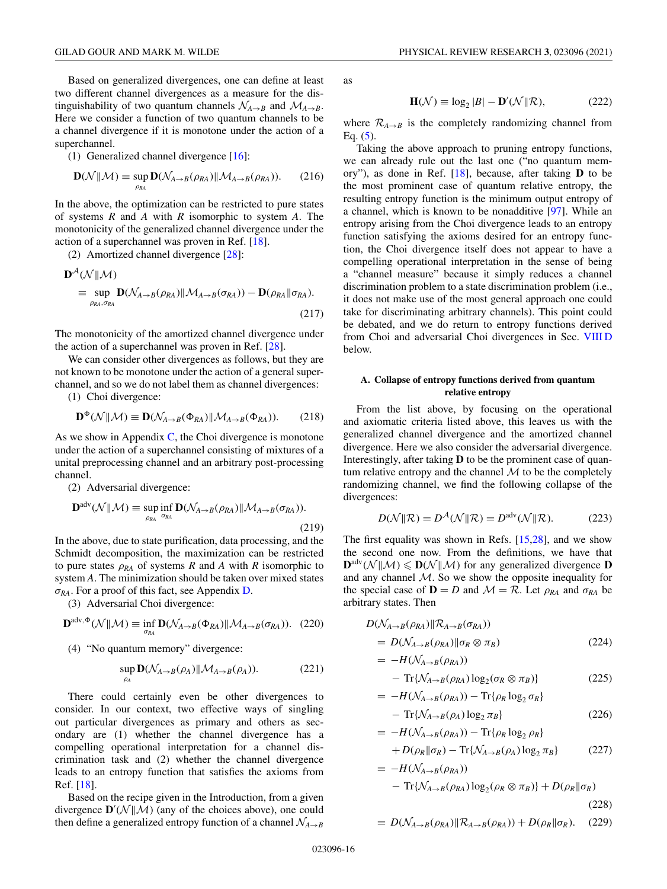Based on generalized divergences, one can define at least two different channel divergences as a measure for the distinguishability of two quantum channels $\mathcal{N}_{A\to B}$ and $\mathcal{M}_{A\to B}$. Here we consider a function of two quantum channels to be a channel divergence if it is monotone under the action of a superchannel.

(1) Generalized channel divergence [16]:

$$\mathbf{D}(\mathcal{N}\|\mathcal{M}) \equiv \sup_{\rho_{RA}} \mathbf{D}(\mathcal{N}_{A\to B}(\rho_{RA})\|\mathcal{M}_{A\to B}(\rho_{RA})). \tag{216}$$

In the above, the optimization can be restricted to pure states of systems $R$ and $A$ with $R$ isomorphic to system $A$. The monotonicity of the generalized channel divergence under the action of a superchannel was proven in Ref. [18].

(2) Amortized channel divergence [28]:

$$\mathbf{D}^{\mathcal{A}}(\mathcal{N}\|\mathcal{M}) \equiv \sup_{\rho_{RA},\sigma_{RA}} \mathbf{D}(\mathcal{N}_{A\to B}(\rho_{RA})\|\mathcal{M}_{A\to B}(\sigma_{RA})) - \mathbf{D}(\rho_{RA}\|\sigma_{RA}). \tag{217}$$

The monotonicity of the amortized channel divergence under the action of a superchannel was proven in Ref. [28].

We can consider other divergences as follows, but they are not known to be monotone under the action of a general superchannel, and so we do not label them as channel divergences:

(1) Choi divergence:

$$\mathbf{D}^{\Phi}(\mathcal{N}\|\mathcal{M}) \equiv \mathbf{D}(\mathcal{N}_{A\to B}(\Phi_{RA})\|\mathcal{M}_{A\to B}(\Phi_{RA})). \tag{218}$$

As we show in Appendix C, the Choi divergence is monotone under the action of a superchannel consisting of mixtures of a unital preprocessing channel and an arbitrary post-processing channel.

(2) Adversarial divergence:

$$\mathbf{D}^{\rm adv}(\mathcal{N}\|\mathcal{M}) \equiv \sup_{\rho_{RA}} \inf_{\sigma_{RA}} \mathbf{D}(\mathcal{N}_{A\to B}(\rho_{RA})\|\mathcal{M}_{A\to B}(\sigma_{RA})). \tag{219}$$

In the above, due to state purification, data processing, and the Schmidt decomposition, the maximization can be restricted to pure states $\rho_{RA}$ of systems $R$ and $A$ with $R$ isomorphic to system $A$. The minimization should be taken over mixed states $\sigma_{RA}$. For a proof of this fact, see Appendix D.

(3) Adversarial Choi divergence:

$$\mathbf{D}^{\rm adv,\Phi}(\mathcal{N}\|\mathcal{M}) \equiv \inf_{\sigma_{RA}} \mathbf{D}(\mathcal{N}_{A\to B}(\Phi_{RA})\|\mathcal{M}_{A\to B}(\sigma_{RA})). \tag{220}$$

(4) "No quantum memory" divergence:

$$\sup_{\rho_A} \mathbf{D}(\mathcal{N}_{A\to B}(\rho_A)\|\mathcal{M}_{A\to B}(\rho_A)). \tag{221}$$

There could certainly even be other divergences to consider. In our context, two effective ways of singling out particular divergences as primary and others as secondary are (1) whether the channel divergence has a compelling operational interpretation for a channel discrimination task and (2) whether the channel divergence leads to an entropy function that satisfies the axioms from Ref. [18].

Based on the recipe given in the Introduction, from a given divergence $\mathbf{D}'(\mathcal{N}\|\mathcal{M})$ (any of the choices above), one could then define a generalized entropy function of a channel $\mathcal{N}_{A\to B}$ as

$$\mathbf{H}(\mathcal{N}) \equiv \log_2 |B| - \mathbf{D}'(\mathcal{N}\|\mathcal{R}), \tag{222}$$

where $\mathcal{R}_{A\to B}$ is the completely randomizing channel from Eq. (5).

Taking the above approach to pruning entropy functions, we can already rule out the last one ("no quantum memory"), as done in Ref. [18], because, after taking $\mathbf{D}$ to be the most prominent case of quantum relative entropy, the resulting entropy function is the minimum output entropy of a channel, which is known to be nonadditive [97]. While an entropy arising from the Choi divergence leads to an entropy function satisfying the axioms desired for an entropy function, the Choi divergence itself does not appear to have a compelling operational interpretation in the sense of being a "channel measure" because it simply reduces a channel discrimination problem to a state discrimination problem (i.e., it does not make use of the most general approach one could take for discriminating arbitrary channels). This point could be debated, and we do return to entropy functions derived from Choi and adversarial Choi divergences in Sec. VIII D below.

### A. Collapse of entropy functions derived from quantum relative entropy

From the list above, by focusing on the operational and axiomatic criteria listed above, this leaves us with the generalized channel divergence and the amortized channel divergence. Here we also consider the adversarial divergence. Interestingly, after taking $\mathbf{D}$ to be the prominent case of quantum relative entropy and the channel $\mathcal{M}$ to be the completely randomizing channel, we find the following collapse of the divergences:

$$D(\mathcal{N}\|\mathcal{R}) = D^{\mathcal{A}}(\mathcal{N}\|\mathcal{R}) = D^{\rm adv}(\mathcal{N}\|\mathcal{R}). \tag{223}$$

The first equality was shown in Refs. [15,28], and we show the second one now. From the definitions, we have that $\mathbf{D}^{\rm adv}(\mathcal{N}\|\mathcal{M}) \leqslant \mathbf{D}(\mathcal{N}\|\mathcal{M})$ for any generalized divergence $\mathbf{D}$ and any channel $\mathcal{M}$. So we show the opposite inequality for the special case of $\mathbf{D} = D$ and $\mathcal{M} = \mathcal{R}$. Let $\rho_{RA}$ and $\sigma_{RA}$ be arbitrary states. Then

$$\begin{aligned}
& D(\mathcal{N}_{A\to B}(\rho_{RA})\|\mathcal{R}_{A\to B}(\sigma_{RA})) \\
&= D(\mathcal{N}_{A\to B}(\rho_{RA})\|\sigma_R \otimes \pi_B) && (224)\\
&= -H(\mathcal{N}_{A\to B}(\rho_{RA})) \\
&\quad - \mathrm{Tr}\{\mathcal{N}_{A\to B}(\rho_{RA}) \log_2(\sigma_R \otimes \pi_B)\} && (225)\\
&= -H(\mathcal{N}_{A\to B}(\rho_{RA})) - \mathrm{Tr}\{\rho_R \log_2 \sigma_R\} \\
&\quad - \mathrm{Tr}\{\mathcal{N}_{A\to B}(\rho_A) \log_2 \pi_B\} && (226)\\
&= -H(\mathcal{N}_{A\to B}(\rho_{RA})) - \mathrm{Tr}\{\rho_R \log_2 \rho_R\} \\
&\quad + D(\rho_R\|\sigma_R) - \mathrm{Tr}\{\mathcal{N}_{A\to B}(\rho_A) \log_2 \pi_B\} && (227)\\
&= -H(\mathcal{N}_{A\to B}(\rho_{RA})) \\
&\quad - \mathrm{Tr}\{\mathcal{N}_{A\to B}(\rho_{RA}) \log_2(\rho_R \otimes \pi_B)\} + D(\rho_R\|\sigma_R) && (228)\\
&= D(\mathcal{N}_{A\to B}(\rho_{RA})\|\mathcal{R}_{A\to B}(\rho_{RA})) + D(\rho_R\|\sigma_R). && (229)
\end{aligned}$$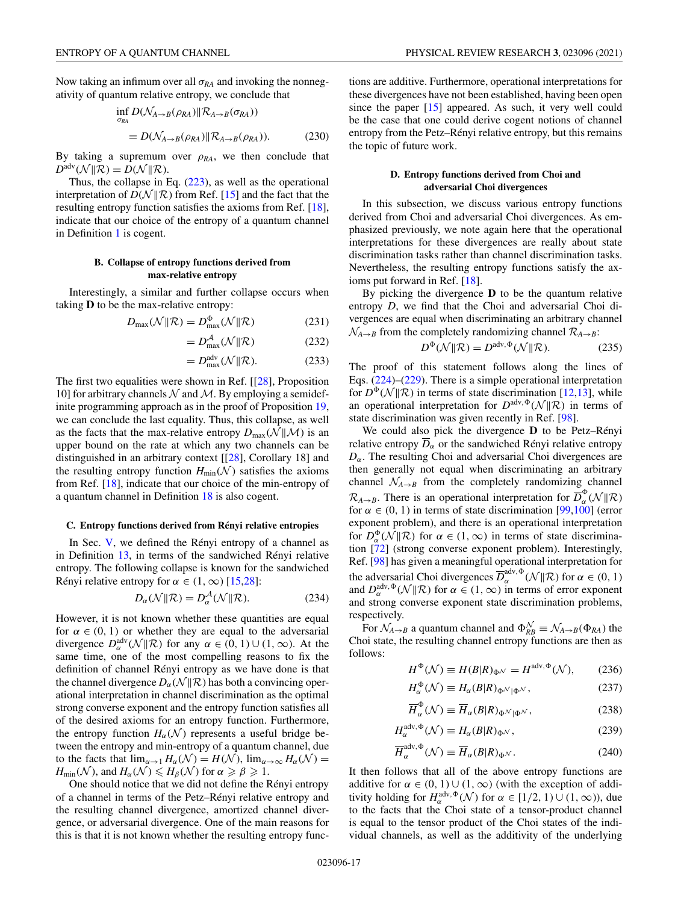Now taking an infimum over all $\sigma_{RA}$ and invoking the nonnegativity of quantum relative entropy, we conclude that

$$\inf_{\sigma_{RA}} D(\mathcal{N}_{A\to B}(\rho_{RA})\|\mathcal{R}_{A\to B}(\sigma_{RA}))$$
$$= D(\mathcal{N}_{A\to B}(\rho_{RA})\|\mathcal{R}_{A\to B}(\rho_{RA})). \quad (230)$$

By taking a supremum over $\rho_{RA}$, we then conclude that $D^{\text{adv}}(\mathcal{N}\|\mathcal{R}) = D(\mathcal{N}\|\mathcal{R})$.

Thus, the collapse in Eq. (223), as well as the operational interpretation of $D(\mathcal{N}\|\mathcal{R})$ from Ref. [15] and the fact that the resulting entropy function satisfies the axioms from Ref. [18], indicate that our choice of the entropy of a quantum channel in Definition 1 is cogent.

### B. Collapse of entropy functions derived from max-relative entropy

Interestingly, a similar and further collapse occurs when taking $\mathbf{D}$ to be the max-relative entropy:

$$D_{\max}(\mathcal{N}\|\mathcal{R}) = D^{\Phi}_{\max}(\mathcal{N}\|\mathcal{R}) \quad (231)$$
$$= D^{\mathcal{A}}_{\max}(\mathcal{N}\|\mathcal{R}) \quad (232)$$
$$= D^{\text{adv}}_{\max}(\mathcal{N}\|\mathcal{R}). \quad (233)$$

The first two equalities were shown in Ref. [[28], Proposition 10] for arbitrary channels $\mathcal{N}$ and $\mathcal{M}$. By employing a semidefinite programming approach as in the proof of Proposition 19, we can conclude the last equality. Thus, this collapse, as well as the facts that the max-relative entropy $D_{\max}(\mathcal{N}\|\mathcal{M})$ is an upper bound on the rate at which any two channels can be distinguished in an arbitrary context [[28], Corollary 18] and the resulting entropy function $H_{\min}(\mathcal{N})$ satisfies the axioms from Ref. [18], indicate that our choice of the min-entropy of a quantum channel in Definition 18 is also cogent.

#### C. Entropy functions derived from Rényi relative entropies

In Sec. V, we defined the Rényi entropy of a channel as in Definition 13, in terms of the sandwiched Rényi relative entropy. The following collapse is known for the sandwiched Rényi relative entropy for $\alpha \in (1,\infty)$ [15,28]:

$$D_{\alpha}(\mathcal{N}\|\mathcal{R}) = D^{\mathcal{A}}_{\alpha}(\mathcal{N}\|\mathcal{R}). \quad (234)$$

However, it is not known whether these quantities are equal for $\alpha \in (0,1)$ or whether they are equal to the adversarial divergence $D^{\text{adv}}_{\alpha}(\mathcal{N}\|\mathcal{R})$ for any $\alpha \in (0,1)\cup(1,\infty)$. At the same time, one of the most compelling reasons to fix the definition of channel Rényi entropy as we have done is that the channel divergence $D_{\alpha}(\mathcal{N}\|\mathcal{R})$ has both a convincing operational interpretation in channel discrimination as the optimal strong converse exponent and the entropy function satisfies all of the desired axioms for an entropy function. Furthermore, the entropy function $H_{\alpha}(\mathcal{N})$ represents a useful bridge between the entropy and min-entropy of a quantum channel, due to the facts that $\lim_{\alpha\to1} H_{\alpha}(\mathcal{N}) = H(\mathcal{N})$, $\lim_{\alpha\to\infty} H_{\alpha}(\mathcal{N}) = H_{\min}(\mathcal{N})$, and $H_{\alpha}(\mathcal{N}) \leqslant H_{\beta}(\mathcal{N})$ for $\alpha \geqslant \beta \geqslant 1$.

One should notice that we did not define the Rényi entropy of a channel in terms of the Petz–Rényi relative entropy and the resulting channel divergence, amortized channel divergence, or adversarial divergence. One of the main reasons for this is that it is not known whether the resulting entropy functions are additive. Furthermore, operational interpretations for these divergences have not been established, having been open since the paper [15] appeared. As such, it very well could be the case that one could derive cogent notions of channel entropy from the Petz–Rényi relative entropy, but this remains the topic of future work.

#### D. Entropy functions derived from Choi and adversarial Choi divergences

In this subsection, we discuss various entropy functions derived from Choi and adversarial Choi divergences. As emphasized previously, we note again here that the operational interpretations for these divergences are really about state discrimination tasks rather than channel discrimination tasks. Nevertheless, the resulting entropy functions satisfy the axioms put forward in Ref. [18].

By picking the divergence $\mathbf{D}$ to be the quantum relative entropy $D$, we find that the Choi and adversarial Choi divergences are equal when discriminating an arbitrary channel $\mathcal{N}_{A\to B}$ from the completely randomizing channel $\mathcal{R}_{A\to B}$:

$$D^{\Phi}(\mathcal{N}\|\mathcal{R}) = D^{\text{adv},\Phi}(\mathcal{N}\|\mathcal{R}). \quad (235)$$

The proof of this statement follows along the lines of Eqs. (224)–(229). There is a simple operational interpretation for $D^{\Phi}(\mathcal{N}\|\mathcal{R})$ in terms of state discrimination [12,13], while an operational interpretation for $D^{\text{adv},\Phi}(\mathcal{N}\|\mathcal{R})$ in terms of state discrimination was given recently in Ref. [98].

We could also pick the divergence $\mathbf{D}$ to be Petz–Rényi relative entropy $\overline{D}_{\alpha}$ or the sandwiched Rényi relative entropy $D_{\alpha}$. The resulting Choi and adversarial Choi divergences are then generally not equal when discriminating an arbitrary channel $\mathcal{N}_{A\to B}$ from the completely randomizing channel $\mathcal{R}_{A\to B}$. There is an operational interpretation for $\overline{D}^{\Phi}_{\alpha}(\mathcal{N}\|\mathcal{R})$ for $\alpha \in (0,1)$ in terms of state discrimination [99,100] (error exponent problem), and there is an operational interpretation for $D^{\Phi}_{\alpha}(\mathcal{N}\|\mathcal{R})$ for $\alpha \in (1,\infty)$ in terms of state discrimination [72] (strong converse exponent problem). Interestingly, Ref. [98] has given a meaningful operational interpretation for the adversarial Choi divergences $\overline{D}^{\text{adv},\Phi}_{\alpha}(\mathcal{N}\|\mathcal{R})$ for $\alpha \in (0,1)$ and $D^{\text{adv},\Phi}_{\alpha}(\mathcal{N}\|\mathcal{R})$ for $\alpha \in (1,\infty)$ in terms of error exponent and strong converse exponent state discrimination problems, respectively.

For $\mathcal{N}_{A\to B}$ a quantum channel and $\Phi^{\mathcal{N}}_{RB} \equiv \mathcal{N}_{A\to B}(\Phi_{RA})$ the Choi state, the resulting channel entropy functions are then as follows:

$$H^{\Phi}(\mathcal{N}) \equiv H(B|R)_{\Phi^{\mathcal{N}}} = H^{\text{adv},\Phi}(\mathcal{N}), \quad (236)$$
$$H^{\Phi}_{\alpha}(\mathcal{N}) \equiv H_{\alpha}(B|R)_{\Phi^{\mathcal{N}}|\Phi^{\mathcal{N}}}, \quad (237)$$
$$\overline{H}^{\Phi}_{\alpha}(\mathcal{N}) \equiv \overline{H}_{\alpha}(B|R)_{\Phi^{\mathcal{N}}|\Phi^{\mathcal{N}}}, \quad (238)$$
$$H^{\text{adv},\Phi}_{\alpha}(\mathcal{N}) \equiv H_{\alpha}(B|R)_{\Phi^{\mathcal{N}}}, \quad (239)$$
$$\overline{H}^{\text{adv},\Phi}_{\alpha}(\mathcal{N}) \equiv \overline{H}_{\alpha}(B|R)_{\Phi^{\mathcal{N}}}. \quad (240)$$

It then follows that all of the above entropy functions are additive for $\alpha \in (0,1)\cup(1,\infty)$ (with the exception of additivity holding for $H^{\text{adv},\Phi}_{\alpha}(\mathcal{N})$ for $\alpha \in [1/2,1)\cup(1,\infty)$), due to the facts that the Choi state of a tensor-product channel is equal to the tensor product of the Choi states of the individual channels, as well as the additivity of the underlying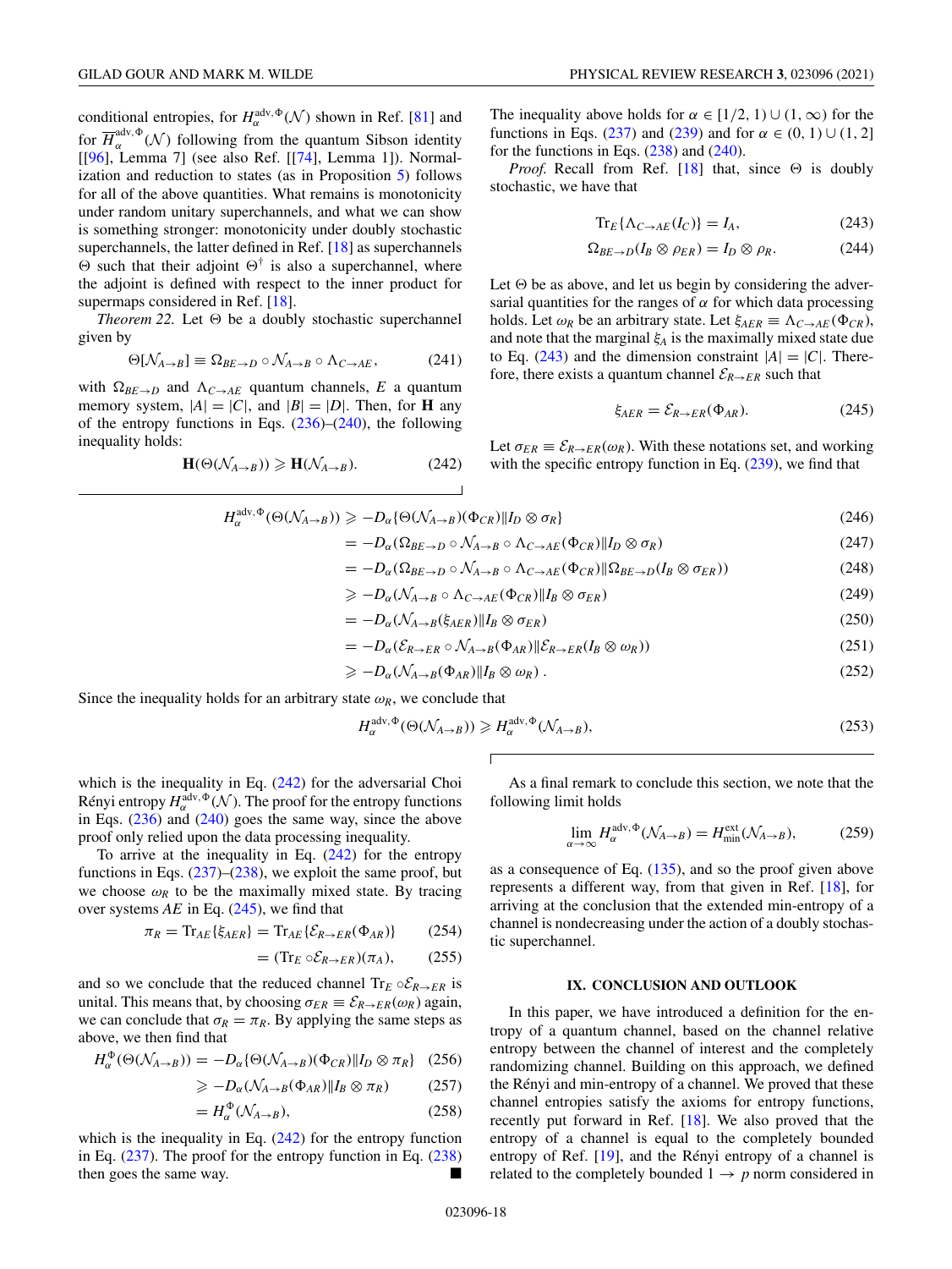conditional entropies, for $H_\alpha^{\text{adv},\Phi}(\mathcal{N})$ shown in Ref. [81] and for $\overline{H}_\alpha^{\text{adv},\Phi}(\mathcal{N})$ following from the quantum Sibson identity [[96], Lemma 7] (see also Ref. [[74], Lemma 1]). Normalization and reduction to states (as in Proposition 5) follows for all of the above quantities. What remains is monotonicity under random unitary superchannels, and what we can show is something stronger: monotonicity under doubly stochastic superchannels, the latter defined in Ref. [18] as superchannels $\Theta$ such that their adjoint $\Theta^\dagger$ is also a superchannel, where the adjoint is defined with respect to the inner product for supermaps considered in Ref. [18].

*Theorem 22.* Let $\Theta$ be a doubly stochastic superchannel given by

$$\Theta[\mathcal{N}_{A\to B}] \equiv \Omega_{BE\to D} \circ \mathcal{N}_{A\to B} \circ \Lambda_{C\to AE}, \tag{241}$$

with $\Omega_{BE\to D}$ and $\Lambda_{C\to AE}$ quantum channels, $E$ a quantum memory system, $|A| = |C|$, and $|B| = |D|$. Then, for $\mathbf{H}$ any of the entropy functions in Eqs. (236)–(240), the following inequality holds:

$$\mathbf{H}(\Theta(\mathcal{N}_{A\to B})) \geqslant \mathbf{H}(\mathcal{N}_{A\to B}). \tag{242}$$

The inequality above holds for $\alpha \in [1/2, 1) \cup (1, \infty)$ for the functions in Eqs. (237) and (239) and for $\alpha \in (0, 1) \cup (1, 2]$ for the functions in Eqs. (238) and (240).

*Proof.* Recall from Ref. [18] that, since $\Theta$ is doubly stochastic, we have that

$$\text{Tr}_E\{\Lambda_{C\to AE}(I_C)\} = I_A, \tag{243}$$

$$\Omega_{BE\to D}(I_B \otimes \rho_{ER}) = I_D \otimes \rho_R. \tag{244}$$

Let $\Theta$ be as above, and let us begin by considering the adversarial quantities for the ranges of $\alpha$ for which data processing holds. Let $\omega_R$ be an arbitrary state. Let $\xi_{AER} \equiv \Lambda_{C\to AE}(\Phi_{CR})$, and note that the marginal $\xi_A$ is the maximally mixed state due to Eq. (243) and the dimension constraint $|A| = |C|$. Therefore, there exists a quantum channel $\mathcal{E}_{R\to ER}$ such that

$$\xi_{AER} = \mathcal{E}_{R\to ER}(\Phi_{AR}). \tag{245}$$

Let $\sigma_{ER} \equiv \mathcal{E}_{R\to ER}(\omega_R)$. With these notations set, and working with the specific entropy function in Eq. (239), we find that

$$\begin{aligned}
H_\alpha^{\text{adv},\Phi}(\Theta(\mathcal{N}_{A\to B})) &\geqslant -D_\alpha\{\Theta(\mathcal{N}_{A\to B})(\Phi_{CR})\|I_D \otimes \sigma_R\} && (246)\\
&= -D_\alpha(\Omega_{BE\to D} \circ \mathcal{N}_{A\to B} \circ \Lambda_{C\to AE}(\Phi_{CR})\|I_D \otimes \sigma_R) && (247)\\
&= -D_\alpha(\Omega_{BE\to D} \circ \mathcal{N}_{A\to B} \circ \Lambda_{C\to AE}(\Phi_{CR})\|\Omega_{BE\to D}(I_B \otimes \sigma_{ER})) && (248)\\
&\geqslant -D_\alpha(\mathcal{N}_{A\to B} \circ \Lambda_{C\to AE}(\Phi_{CR})\|I_B \otimes \sigma_{ER}) && (249)\\
&= -D_\alpha(\mathcal{N}_{A\to B}(\xi_{AER})\|I_B \otimes \sigma_{ER}) && (250)\\
&= -D_\alpha(\mathcal{E}_{R\to ER} \circ \mathcal{N}_{A\to B}(\Phi_{AR})\|\mathcal{E}_{R\to ER}(I_B \otimes \omega_R)) && (251)\\
&\geqslant -D_\alpha(\mathcal{N}_{A\to B}(\Phi_{AR})\|I_B \otimes \omega_R)\,. && (252)
\end{aligned}$$

Since the inequality holds for an arbitrary state $\omega_R$, we conclude that

$$H_\alpha^{\text{adv},\Phi}(\Theta(\mathcal{N}_{A\to B})) \geqslant H_\alpha^{\text{adv},\Phi}(\mathcal{N}_{A\to B}), \tag{253}$$

which is the inequality in Eq. (242) for the adversarial Choi Rényi entropy $H_\alpha^{\text{adv},\Phi}(\mathcal{N})$. The proof for the entropy functions in Eqs. (236) and (240) goes the same way, since the above proof only relied upon the data processing inequality.

To arrive at the inequality in Eq. (242) for the entropy functions in Eqs. (237)–(238), we exploit the same proof, but we choose $\omega_R$ to be the maximally mixed state. By tracing over systems $AE$ in Eq. (245), we find that

$$\pi_R = \text{Tr}_{AE}\{\xi_{AER}\} = \text{Tr}_{AE}\{\mathcal{E}_{R\to ER}(\Phi_{AR})\} \tag{254}$$

$$= (\text{Tr}_E \circ \mathcal{E}_{R\to ER})(\pi_A), \tag{255}$$

and so we conclude that the reduced channel $\text{Tr}_E \circ \mathcal{E}_{R\to ER}$ is unital. This means that, by choosing $\sigma_{ER} \equiv \mathcal{E}_{R\to ER}(\omega_R)$ again, we can conclude that $\sigma_R = \pi_R$. By applying the same steps as above, we then find that

$$H_\alpha^{\Phi}(\Theta(\mathcal{N}_{A\to B})) = -D_\alpha\{\Theta(\mathcal{N}_{A\to B})(\Phi_{CR})\|I_D \otimes \pi_R\} \tag{256}$$

$$\geqslant -D_\alpha(\mathcal{N}_{A\to B}(\Phi_{AR})\|I_B \otimes \pi_R) \tag{257}$$

$$= H_\alpha^{\Phi}(\mathcal{N}_{A\to B}), \tag{258}$$

which is the inequality in Eq. (242) for the entropy function in Eq. (237). The proof for the entropy function in Eq. (238) then goes the same way. ∎

As a final remark to conclude this section, we note that the following limit holds

$$\lim_{\alpha\to\infty} H_\alpha^{\text{adv},\Phi}(\mathcal{N}_{A\to B}) = H_{\min}^{\text{ext}}(\mathcal{N}_{A\to B}), \tag{259}$$

as a consequence of Eq. (135), and so the proof given above represents a different way, from that given in Ref. [18], for arriving at the conclusion that the extended min-entropy of a channel is nondecreasing under the action of a doubly stochastic superchannel.

## IX. CONCLUSION AND OUTLOOK

In this paper, we have introduced a definition for the entropy of a quantum channel, based on the channel relative entropy between the channel of interest and the completely randomizing channel. Building on this approach, we defined the Rényi and min-entropy of a channel. We proved that these channel entropies satisfy the axioms for entropy functions, recently put forward in Ref. [18]. We also proved that the entropy of a channel is equal to the completely bounded entropy of Ref. [19], and the Rényi entropy of a channel is related to the completely bounded $1 \to p$ norm considered in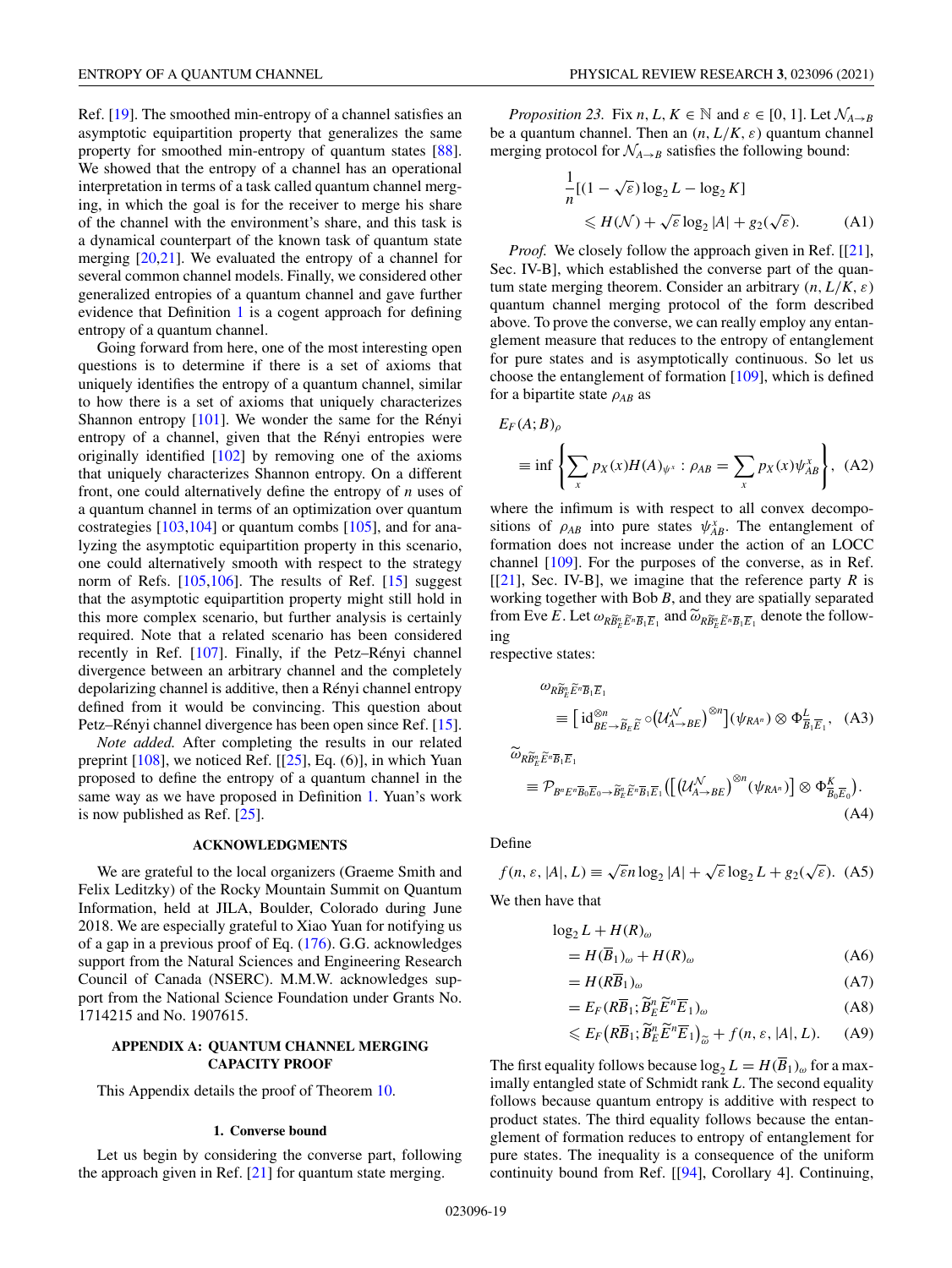Ref. [19]. The smoothed min-entropy of a channel satisfies an asymptotic equipartition property that generalizes the same property for smoothed min-entropy of quantum states [88]. We showed that the entropy of a channel has an operational interpretation in terms of a task called quantum channel merging, in which the goal is for the receiver to merge his share of the channel with the environment's share, and this task is a dynamical counterpart of the known task of quantum state merging [20,21]. We evaluated the entropy of a channel for several common channel models. Finally, we considered other generalized entropies of a quantum channel and gave further evidence that Definition 1 is a cogent approach for defining entropy of a quantum channel.

Going forward from here, one of the most interesting open questions is to determine if there is a set of axioms that uniquely identifies the entropy of a quantum channel, similar to how there is a set of axioms that uniquely characterizes Shannon entropy [101]. We wonder the same for the Rényi entropy of a channel, given that the Rényi entropies were originally identified [102] by removing one of the axioms that uniquely characterizes Shannon entropy. On a different front, one could alternatively define the entropy of $n$ uses of a quantum channel in terms of an optimization over quantum costrategies [103,104] or quantum combs [105], and for analyzing the asymptotic equipartition property in this scenario, one could alternatively smooth with respect to the strategy norm of Refs. [105,106]. The results of Ref. [15] suggest that the asymptotic equipartition property might still hold in this more complex scenario, but further analysis is certainly required. Note that a related scenario has been considered recently in Ref. [107]. Finally, if the Petz–Rényi channel divergence between an arbitrary channel and the completely depolarizing channel is additive, then a Rényi channel entropy defined from it would be convincing. This question about Petz–Rényi channel divergence has been open since Ref. [15].

*Note added.* After completing the results in our related preprint [108], we noticed Ref. [[25], Eq. (6)], in which Yuan proposed to define the entropy of a quantum channel in the same way as we have proposed in Definition 1. Yuan's work is now published as Ref. [25].

## ACKNOWLEDGMENTS

We are grateful to the local organizers (Graeme Smith and Felix Leditzky) of the Rocky Mountain Summit on Quantum Information, held at JILA, Boulder, Colorado during June 2018. We are especially grateful to Xiao Yuan for notifying us of a gap in a previous proof of Eq. (176). G.G. acknowledges support from the Natural Sciences and Engineering Research Council of Canada (NSERC). M.M.W. acknowledges support from the National Science Foundation under Grants No. 1714215 and No. 1907615.

## APPENDIX A: QUANTUM CHANNEL MERGING CAPACITY PROOF

This Appendix details the proof of Theorem 10.

### 1. Converse bound

Let us begin by considering the converse part, following the approach given in Ref. [21] for quantum state merging.

*Proposition 23.* Fix $n, L, K \in \mathbb{N}$ and $\varepsilon \in [0, 1]$. Let $\mathcal{N}_{A\to B}$ be a quantum channel. Then an $(n, L/K, \varepsilon)$ quantum channel merging protocol for $\mathcal{N}_{A\to B}$ satisfies the following bound:

$$\frac{1}{n}[(1-\sqrt{\varepsilon})\log_2 L - \log_2 K] \leqslant H(\mathcal{N}) + \sqrt{\varepsilon}\log_2 |A| + g_2(\sqrt{\varepsilon}). \quad \text{(A1)}$$

*Proof.* We closely follow the approach given in Ref. [[21], Sec. IV-B], which established the converse part of the quantum state merging theorem. Consider an arbitrary $(n, L/K, \varepsilon)$ quantum channel merging protocol of the form described above. To prove the converse, we can really employ any entanglement measure that reduces to the entropy of entanglement for pure states and is asymptotically continuous. So let us choose the entanglement of formation [109], which is defined for a bipartite state $\rho_{AB}$ as

$$E_F(A;B)_\rho \equiv \inf\left\{\sum_x p_X(x) H(A)_{\psi^x} : \rho_{AB} = \sum_x p_X(x)\psi^x_{AB}\right\}, \quad \text{(A2)}$$

where the infimum is with respect to all convex decompositions of $\rho_{AB}$ into pure states $\psi^x_{AB}$. The entanglement of formation does not increase under the action of an LOCC channel [109]. For the purposes of the converse, as in Ref. [[21], Sec. IV-B], we imagine that the reference party $R$ is working together with Bob $B$, and they are spatially separated from Eve $E$. Let $\omega_{R\widetilde{B}^n_E\widetilde{E}^n\overline{B}_1\overline{E}_1}$ and $\widetilde{\omega}_{R\widetilde{B}^n_E\widetilde{E}^n\overline{B}_1\overline{E}_1}$ denote the following respective states:

$$\omega_{R\widetilde{B}^n_E\widetilde{E}^n\overline{B}_1\overline{E}_1} \equiv \left[\mathrm{id}^{\otimes n}_{BE\to\widetilde{B}_E\widetilde{E}} \circ \left(\mathcal{U}^{\mathcal{N}}_{A\to BE}\right)^{\otimes n}\right](\psi_{RA^n}) \otimes \Phi^L_{\overline{B}_1\overline{E}_1}, \quad \text{(A3)}$$

$$\widetilde{\omega}_{R\widetilde{B}^n_E\widetilde{E}^n\overline{B}_1\overline{E}_1} \equiv \mathcal{P}_{B^nE^n\overline{B}_0\overline{E}_0\to\widetilde{B}^n_E\widetilde{E}^n\overline{B}_1\overline{E}_1}\left(\left[\left(\mathcal{U}^{\mathcal{N}}_{A\to BE}\right)^{\otimes n}(\psi_{RA^n})\right] \otimes \Phi^K_{\overline{B}_0\overline{E}_0}\right). \quad \text{(A4)}$$

Define

$$f(n, \varepsilon, |A|, L) \equiv \sqrt{\varepsilon}n\log_2 |A| + \sqrt{\varepsilon}\log_2 L + g_2(\sqrt{\varepsilon}). \quad \text{(A5)}$$

We then have that

$$\begin{aligned}
\log_2 L + H(R)_\omega &= H(\overline{B}_1)_\omega + H(R)_\omega && \text{(A6)}\\
&= H(R\overline{B}_1)_\omega && \text{(A7)}\\
&= E_F(R\overline{B}_1; \widetilde{B}^n_E\widetilde{E}^n\overline{E}_1)_\omega && \text{(A8)}\\
&\leqslant E_F\left(R\overline{B}_1; \widetilde{B}^n_E\widetilde{E}^n\overline{E}_1\right)_{\widetilde{\omega}} + f(n, \varepsilon, |A|, L). && \text{(A9)}
\end{aligned}$$

The first equality follows because $\log_2 L = H(\overline{B}_1)_\omega$ for a maximally entangled state of Schmidt rank $L$. The second equality follows because quantum entropy is additive with respect to product states. The third equality follows because the entanglement of formation reduces to entropy of entanglement for pure states. The inequality is a consequence of the uniform continuity bound from Ref. [[94], Corollary 4]. Continuing,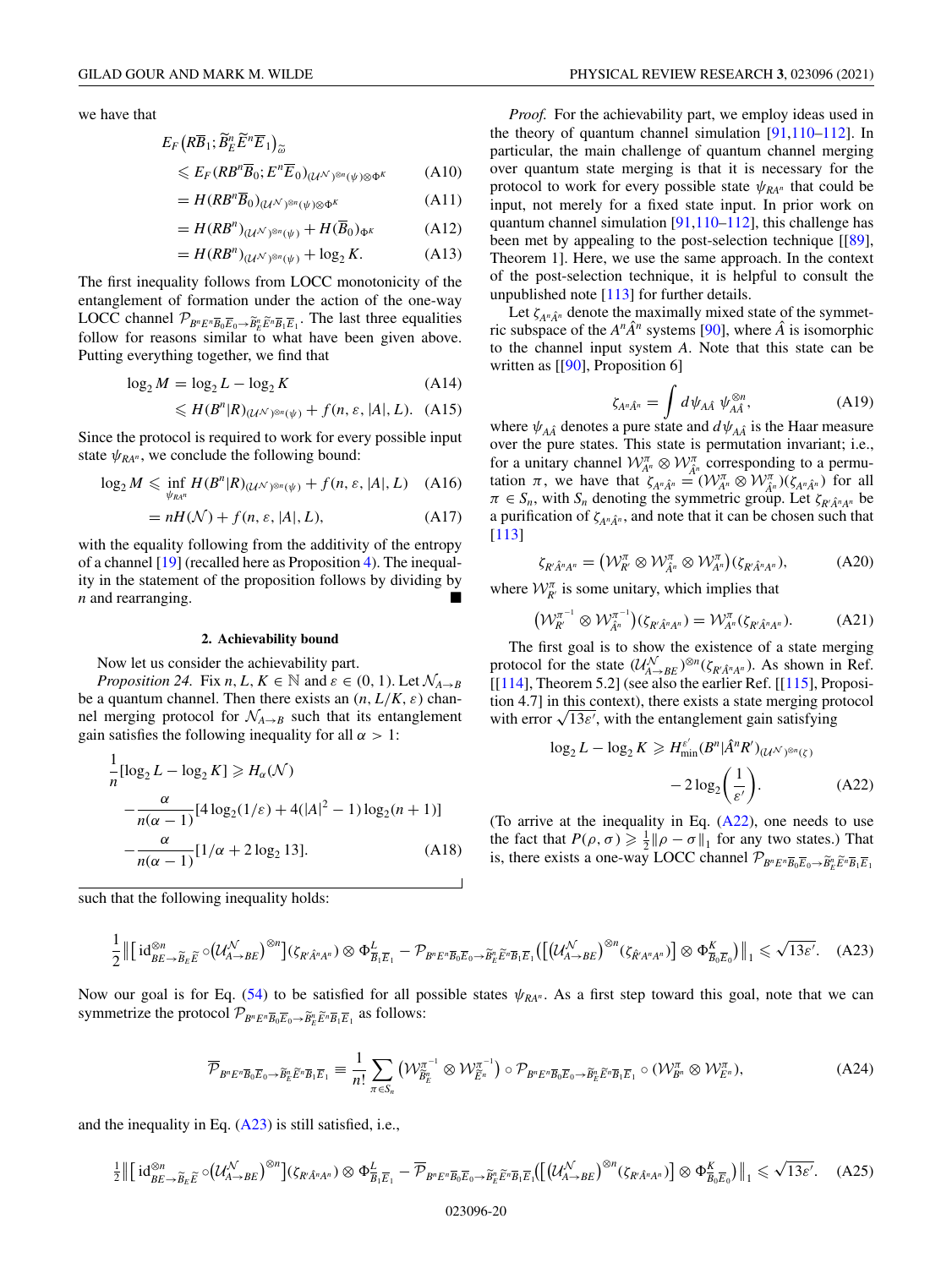we have that

$$\begin{aligned}
&E_F\big(R\overline{B}_1;\widetilde{B}_E^n\widetilde{E}^n\overline{E}_1\big)_{\widetilde{\omega}} \\
&\leqslant E_F(RB^n\overline{B}_0;E^n\overline{E}_0)_{(\mathcal{U}^{\mathcal{N}})^{\otimes n}(\psi)\otimes\Phi^K} &\text{(A10)}\\
&= H(RB^n\overline{B}_0)_{(\mathcal{U}^{\mathcal{N}})^{\otimes n}(\psi)\otimes\Phi^K} &\text{(A11)}\\
&= H(RB^n)_{(\mathcal{U}^{\mathcal{N}})^{\otimes n}(\psi)} + H(\overline{B}_0)_{\Phi^K} &\text{(A12)}\\
&= H(RB^n)_{(\mathcal{U}^{\mathcal{N}})^{\otimes n}(\psi)} + \log_2 K. &\text{(A13)}
\end{aligned}$$

The first inequality follows from LOCC monotonicity of the entanglement of formation under the action of the one-way LOCC channel $\mathcal{P}_{B^nE^n\overline{B}_0\overline{E}_0\to\widetilde{B}_E^n\widetilde{E}^n\overline{B}_1\overline{E}_1}$. The last three equalities follow for reasons similar to what have been given above. Putting everything together, we find that

$$\begin{aligned}
\log_2 M &= \log_2 L - \log_2 K &\text{(A14)}\\
&\leqslant H(B^n|R)_{(\mathcal{U}^{\mathcal{N}})^{\otimes n}(\psi)} + f(n,\varepsilon,|A|,L). &\text{(A15)}
\end{aligned}$$

Since the protocol is required to work for every possible input state $\psi_{RA^n}$, we conclude the following bound:

$$\begin{aligned}
\log_2 M &\leqslant \inf_{\psi_{RA^n}} H(B^n|R)_{(\mathcal{U}^{\mathcal{N}})^{\otimes n}(\psi)} + f(n,\varepsilon,|A|,L) &\text{(A16)}\\
&= nH(\mathcal{N}) + f(n,\varepsilon,|A|,L), &\text{(A17)}
\end{aligned}$$

with the equality following from the additivity of the entropy of a channel [19] (recalled here as Proposition 4). The inequality in the statement of the proposition follows by dividing by $n$ and rearranging. ■

### 2. Achievability bound

Now let us consider the achievability part.

*Proposition 24.* Fix $n, L, K \in \mathbb{N}$ and $\varepsilon \in (0,1)$. Let $\mathcal{N}_{A\to B}$ be a quantum channel. Then there exists an $(n, L/K, \varepsilon)$ channel merging protocol for $\mathcal{N}_{A\to B}$ such that its entanglement gain satisfies the following inequality for all $\alpha > 1$:

$$\begin{aligned}
\frac{1}{n}[\log_2 L - \log_2 K] &\geqslant H_\alpha(\mathcal{N}) \\
&\quad - \frac{\alpha}{n(\alpha-1)}[4\log_2(1/\varepsilon) + 4(|A|^2-1)\log_2(n+1)] \\
&\quad - \frac{\alpha}{n(\alpha-1)}[1/\alpha + 2\log_2 13]. &\text{(A18)}
\end{aligned}$$

*Proof.* For the achievability part, we employ ideas used in the theory of quantum channel simulation [91,110–112]. In particular, the main challenge of quantum channel merging over quantum state merging is that it is necessary for the protocol to work for every possible state $\psi_{RA^n}$ that could be input, not merely for a fixed state input. In prior work on quantum channel simulation [91,110–112], this challenge has been met by appealing to the post-selection technique [[89], Theorem 1]. Here, we use the same approach. In the context of the post-selection technique, it is helpful to consult the unpublished note [113] for further details.

Let $\zeta_{A^n\hat{A}^n}$ denote the maximally mixed state of the symmetric subspace of the $A^n\hat{A}^n$ systems [90], where $\hat{A}$ is isomorphic to the channel input system $A$. Note that this state can be written as [[90], Proposition 6]

$$\zeta_{A^n\hat{A}^n} = \int d\psi_{A\hat{A}}\, \psi_{A\hat{A}}^{\otimes n}, \tag{A19}$$

where $\psi_{A\hat{A}}$ denotes a pure state and $d\psi_{A\hat{A}}$ is the Haar measure over the pure states. This state is permutation invariant; i.e., for a unitary channel $\mathcal{W}^\pi_{A^n}\otimes\mathcal{W}^\pi_{\hat{A}^n}$ corresponding to a permutation $\pi$, we have that $\zeta_{A^n\hat{A}^n} = (\mathcal{W}^\pi_{A^n}\otimes\mathcal{W}^\pi_{\hat{A}^n})(\zeta_{A^n\hat{A}^n})$ for all $\pi\in S_n$, with $S_n$ denoting the symmetric group. Let $\zeta_{R'\hat{A}^nA^n}$ be a purification of $\zeta_{A^n\hat{A}^n}$, and note that it can be chosen such that [113]

$$\zeta_{R'\hat{A}^nA^n} = \big(\mathcal{W}^\pi_{R'}\otimes\mathcal{W}^\pi_{\hat{A}^n}\otimes\mathcal{W}^\pi_{A^n}\big)(\zeta_{R'\hat{A}^nA^n}), \tag{A20}$$

where $\mathcal{W}^\pi_{R'}$ is some unitary, which implies that

$$\big(\mathcal{W}^{\pi^{-1}}_{R'}\otimes\mathcal{W}^{\pi^{-1}}_{\hat{A}^n}\big)(\zeta_{R'\hat{A}^nA^n}) = \mathcal{W}^\pi_{A^n}(\zeta_{R'\hat{A}^nA^n}). \tag{A21}$$

The first goal is to show the existence of a state merging protocol for the state $(\mathcal{U}^{\mathcal{N}}_{A\to BE})^{\otimes n}(\zeta_{R'\hat{A}^nA^n})$. As shown in Ref. [[114], Theorem 5.2] (see also the earlier Ref. [[115], Proposition 4.7] in this context), there exists a state merging protocol with error $\sqrt{13\varepsilon'}$, with the entanglement gain satisfying

$$\begin{aligned}
\log_2 L - \log_2 K &\geqslant H^{\varepsilon'}_{\min}(B^n|\hat{A}^nR')_{(\mathcal{U}^{\mathcal{N}})^{\otimes n}(\zeta)} \\
&\quad - 2\log_2\left(\frac{1}{\varepsilon'}\right). &\text{(A22)}
\end{aligned}$$

(To arrive at the inequality in Eq. (A22), one needs to use the fact that $P(\rho,\sigma)\geqslant\frac{1}{2}\|\rho-\sigma\|_1$ for any two states.) That is, there exists a one-way LOCC channel $\mathcal{P}_{B^nE^n\overline{B}_0\overline{E}_0\to\widetilde{B}_E^n\widetilde{E}^n\overline{B}_1\overline{E}_1}$ such that the following inequality holds:

$$\frac{1}{2}\Big\|\big[\mathrm{id}^{\otimes n}_{BE\to\widetilde{B}_E\widetilde{E}}\circ\big(\mathcal{U}^{\mathcal{N}}_{A\to BE}\big)^{\otimes n}\big](\zeta_{R'\hat{A}^nA^n})\otimes\Phi^L_{\overline{B}_1\overline{E}_1} - \mathcal{P}_{B^nE^n\overline{B}_0\overline{E}_0\to\widetilde{B}_E^n\widetilde{E}^n\overline{B}_1\overline{E}_1}\Big(\Big[\big(\mathcal{U}^{\mathcal{N}}_{A\to BE}\big)^{\otimes n}(\zeta_{R'\hat{A}^nA^n})\Big]\otimes\Phi^K_{\overline{B}_0\overline{E}_0}\Big)\Big\|_1 \leqslant \sqrt{13\varepsilon'}. \tag{A23}$$

Now our goal is for Eq. (54) to be satisfied for all possible states $\psi_{RA^n}$. As a first step toward this goal, note that we can symmetrize the protocol $\mathcal{P}_{B^nE^n\overline{B}_0\overline{E}_0\to\widetilde{B}_E^n\widetilde{E}^n\overline{B}_1\overline{E}_1}$ as follows:

$$\overline{\mathcal{P}}_{B^nE^n\overline{B}_0\overline{E}_0\to\widetilde{B}_E^n\widetilde{E}^n\overline{B}_1\overline{E}_1} \equiv \frac{1}{n!}\sum_{\pi\in S_n}\big(\mathcal{W}^{\pi^{-1}}_{\widetilde{B}_E^n}\otimes\mathcal{W}^{\pi^{-1}}_{\widetilde{E}^n}\big)\circ\mathcal{P}_{B^nE^n\overline{B}_0\overline{E}_0\to\widetilde{B}_E^n\widetilde{E}^n\overline{B}_1\overline{E}_1}\circ\big(\mathcal{W}^\pi_{B^n}\otimes\mathcal{W}^\pi_{E^n}\big), \tag{A24}$$

and the inequality in Eq. (A23) is still satisfied, i.e.,

$$\tfrac{1}{2}\Big\|\big[\mathrm{id}^{\otimes n}_{BE\to\widetilde{B}_E\widetilde{E}}\circ\big(\mathcal{U}^{\mathcal{N}}_{A\to BE}\big)^{\otimes n}\big](\zeta_{R'\hat{A}^nA^n})\otimes\Phi^L_{\overline{B}_1\overline{E}_1} - \overline{\mathcal{P}}_{B^nE^n\overline{B}_0\overline{E}_0\to\widetilde{B}_E^n\widetilde{E}^n\overline{B}_1\overline{E}_1}\Big(\Big[\big(\mathcal{U}^{\mathcal{N}}_{A\to BE}\big)^{\otimes n}(\zeta_{R'\hat{A}^nA^n})\Big]\otimes\Phi^K_{\overline{B}_0\overline{E}_0}\Big)\Big\|_1 \leqslant \sqrt{13\varepsilon'}. \tag{A25}$$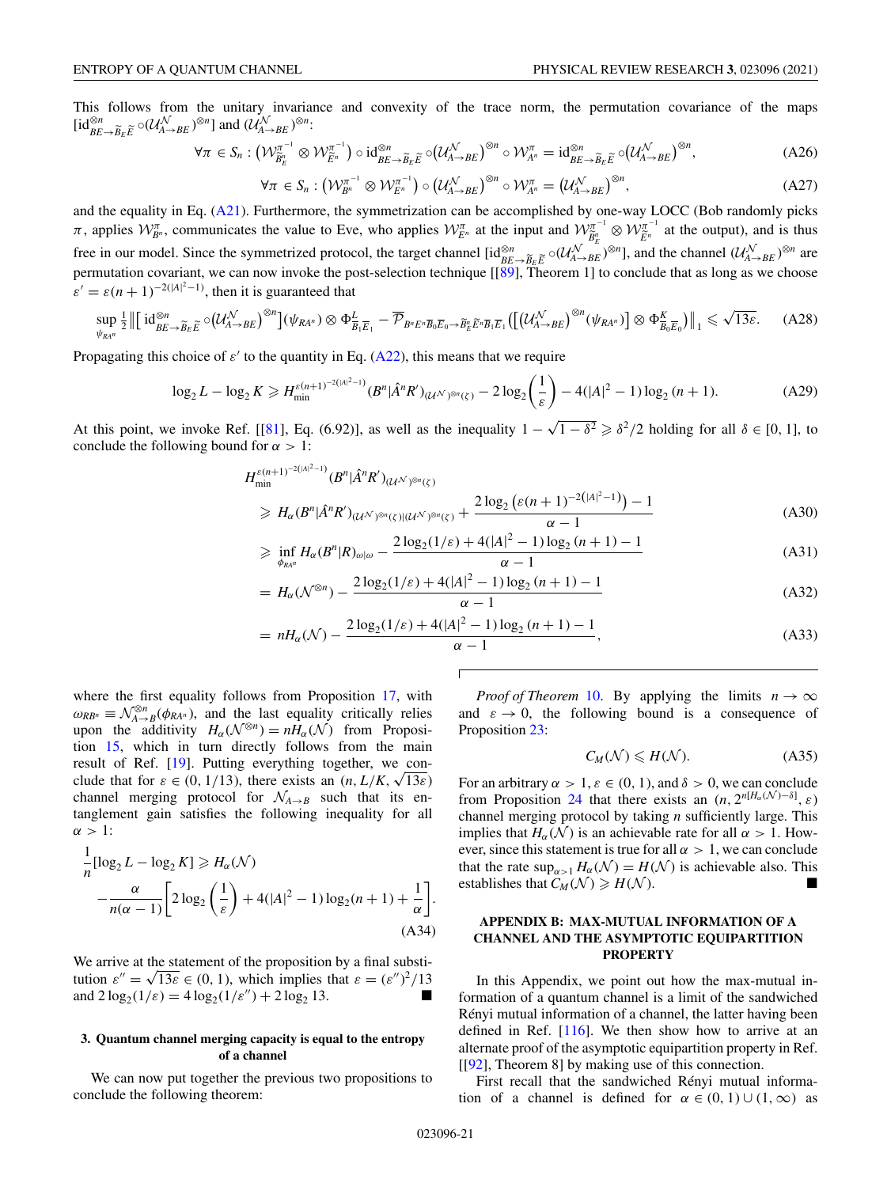This follows from the unitary invariance and convexity of the trace norm, the permutation covariance of the maps $[\mathrm{id}^{\otimes n}_{BE\to\widetilde{B}_E\widetilde{E}} \circ (\mathcal{U}^{\mathcal{N}}_{A\to BE})^{\otimes n}]$ and $(\mathcal{U}^{\mathcal{N}}_{A\to BE})^{\otimes n}$:

$$\forall \pi \in S_n : \big(\mathcal{W}^{\pi^{-1}}_{\widetilde{B}^n_E} \otimes \mathcal{W}^{\pi^{-1}}_{\widetilde{E}^n}\big) \circ \mathrm{id}^{\otimes n}_{BE\to\widetilde{B}_E\widetilde{E}} \circ \big(\mathcal{U}^{\mathcal{N}}_{A\to BE}\big)^{\otimes n} \circ \mathcal{W}^{\pi}_{A^n} = \mathrm{id}^{\otimes n}_{BE\to\widetilde{B}_E\widetilde{E}} \circ \big(\mathcal{U}^{\mathcal{N}}_{A\to BE}\big)^{\otimes n}, \tag{A26}$$

$$\forall \pi \in S_n : \big(\mathcal{W}^{\pi^{-1}}_{B^n} \otimes \mathcal{W}^{\pi^{-1}}_{E^n}\big) \circ \big(\mathcal{U}^{\mathcal{N}}_{A\to BE}\big)^{\otimes n} \circ \mathcal{W}^{\pi}_{A^n} = \big(\mathcal{U}^{\mathcal{N}}_{A\to BE}\big)^{\otimes n}, \tag{A27}$$

and the equality in Eq. (A21). Furthermore, the symmetrization can be accomplished by one-way LOCC (Bob randomly picks $\pi$, applies $\mathcal{W}^{\pi}_{B^n}$, communicates the value to Eve, who applies $\mathcal{W}^{\pi}_{E^n}$ at the input and $\mathcal{W}^{\pi^{-1}}_{\widetilde{B}^n_E} \otimes \mathcal{W}^{\pi^{-1}}_{\widetilde{E}^n}$ at the output), and is thus free in our model. Since the symmetrized protocol, the target channel $[\mathrm{id}^{\otimes n}_{BE\to\widetilde{B}_E\widetilde{E}} \circ (\mathcal{U}^{\mathcal{N}}_{A\to BE})^{\otimes n}]$, and the channel $(\mathcal{U}^{\mathcal{N}}_{A\to BE})^{\otimes n}$ are permutation covariant, we can now invoke the post-selection technique [[89], Theorem 1] to conclude that as long as we choose $\varepsilon' = \varepsilon(n+1)^{-2(|A|^2-1)}$, then it is guaranteed that

$$\sup_{\psi_{RA^n}} \tfrac{1}{2}\big\|\big[\mathrm{id}^{\otimes n}_{BE\to\widetilde{B}_E\widetilde{E}} \circ \big(\mathcal{U}^{\mathcal{N}}_{A\to BE}\big)^{\otimes n}\big](\psi_{RA^n}) \otimes \Phi^{L}_{\overline{B}_1\overline{E}_1} - \overline{\mathcal{P}}_{B^nE^n\overline{B}_0\overline{E}_0\to\widetilde{B}^n_E\widetilde{E}^n\overline{B}_1\overline{E}_1}\big(\big[\big(\mathcal{U}^{\mathcal{N}}_{A\to BE}\big)^{\otimes n}(\psi_{RA^n})\big] \otimes \Phi^{K}_{\overline{B}_0\overline{E}_0}\big)\big\|_1 \leqslant \sqrt{13\varepsilon}. \tag{A28}$$

Propagating this choice of $\varepsilon'$ to the quantity in Eq. (A22), this means that we require

$$\log_2 L - \log_2 K \geqslant H^{\varepsilon(n+1)^{-2(|A|^2-1)}}_{\min}(B^n|\hat{A}^nR')_{(\mathcal{U}^{\mathcal{N}})^{\otimes n}(\zeta)} - 2\log_2\left(\frac{1}{\varepsilon}\right) - 4(|A|^2-1)\log_2(n+1). \tag{A29}$$

At this point, we invoke Ref. [[81], Eq. (6.92)], as well as the inequality $1-\sqrt{1-\delta^2} \geqslant \delta^2/2$ holding for all $\delta \in [0,1]$, to conclude the following bound for $\alpha > 1$:

$$H^{\varepsilon(n+1)^{-2(|A|^2-1)}}_{\min}(B^n|\hat{A}^nR')_{(\mathcal{U}^{\mathcal{N}})^{\otimes n}(\zeta)}$$

$$\geqslant H_\alpha(B^n|\hat{A}^nR')_{(\mathcal{U}^{\mathcal{N}})^{\otimes n}(\zeta)|(\mathcal{U}^{\mathcal{N}})^{\otimes n}(\zeta)} + \frac{2\log_2\big(\varepsilon(n+1)^{-2(|A|^2-1)}\big)-1}{\alpha-1} \tag{A30}$$

$$\geqslant \inf_{\phi_{RA^n}} H_\alpha(B^n|R)_{\omega|\omega} - \frac{2\log_2(1/\varepsilon)+4(|A|^2-1)\log_2(n+1)-1}{\alpha-1} \tag{A31}$$

$$= H_\alpha(\mathcal{N}^{\otimes n}) - \frac{2\log_2(1/\varepsilon)+4(|A|^2-1)\log_2(n+1)-1}{\alpha-1} \tag{A32}$$

$$= nH_\alpha(\mathcal{N}) - \frac{2\log_2(1/\varepsilon)+4(|A|^2-1)\log_2(n+1)-1}{\alpha-1}, \tag{A33}$$

where the first equality follows from Proposition 17, with $\omega_{RB^n} \equiv \mathcal{N}^{\otimes n}_{A\to B}(\phi_{RA^n})$, and the last equality relies upon the additivity $H_\alpha(\mathcal{N}^{\otimes n}) = nH_\alpha(\mathcal{N})$ from Proposition 15, which in turn directly follows from the main result of Ref. [19]. Putting everything together, we conclude that for $\varepsilon \in (0,1/13)$, there exists an $(n, L/K, \sqrt{13\varepsilon})$ channel merging protocol for $\mathcal{N}_{A\to B}$ such that its entanglement gain satisfies the following inequality for all $\alpha > 1$:

$$\frac{1}{n}[\log_2 L - \log_2 K] \geqslant H_\alpha(\mathcal{N}) - \frac{\alpha}{n(\alpha-1)}\left[2\log_2\left(\frac{1}{\varepsilon}\right) + 4(|A|^2-1)\log_2(n+1) + \frac{1}{\alpha}\right]. \tag{A34}$$

We arrive at the statement of the proposition by a final substitution $\varepsilon'' = \sqrt{13\varepsilon} \in (0,1)$, which implies that $\varepsilon = (\varepsilon'')^2/13$ and $2\log_2(1/\varepsilon) = 4\log_2(1/\varepsilon'') + 2\log_2 13$. ■

### 3. Quantum channel merging capacity is equal to the entropy of a channel

We can now put together the previous two propositions to conclude the following theorem:

*Proof of Theorem* 10. By applying the limits $n\to\infty$ and $\varepsilon\to 0$, the following bound is a consequence of Proposition 23:

$$C_M(\mathcal{N}) \leqslant H(\mathcal{N}). \tag{A35}$$

For an arbitrary $\alpha > 1$, $\varepsilon \in (0,1)$, and $\delta > 0$, we can conclude from Proposition 24 that there exists an $(n, 2^{n[H_\alpha(\mathcal{N})-\delta]}, \varepsilon)$ channel merging protocol by taking $n$ sufficiently large. This implies that $H_\alpha(\mathcal{N})$ is an achievable rate for all $\alpha > 1$. However, since this statement is true for all $\alpha > 1$, we can conclude that the rate $\sup_{\alpha>1} H_\alpha(\mathcal{N}) = H(\mathcal{N})$ is achievable also. This establishes that $C_M(\mathcal{N}) \geqslant H(\mathcal{N})$. ■

## APPENDIX B: MAX-MUTUAL INFORMATION OF A CHANNEL AND THE ASYMPTOTIC EQUIPARTITION PROPERTY

In this Appendix, we point out how the max-mutual information of a quantum channel is a limit of the sandwiched Rényi mutual information of a channel, the latter having been defined in Ref. [116]. We then show how to arrive at an alternate proof of the asymptotic equipartition property in Ref. [[92], Theorem 8] by making use of this connection.

First recall that the sandwiched Rényi mutual information of a channel is defined for $\alpha \in (0,1)\cup(1,\infty)$ as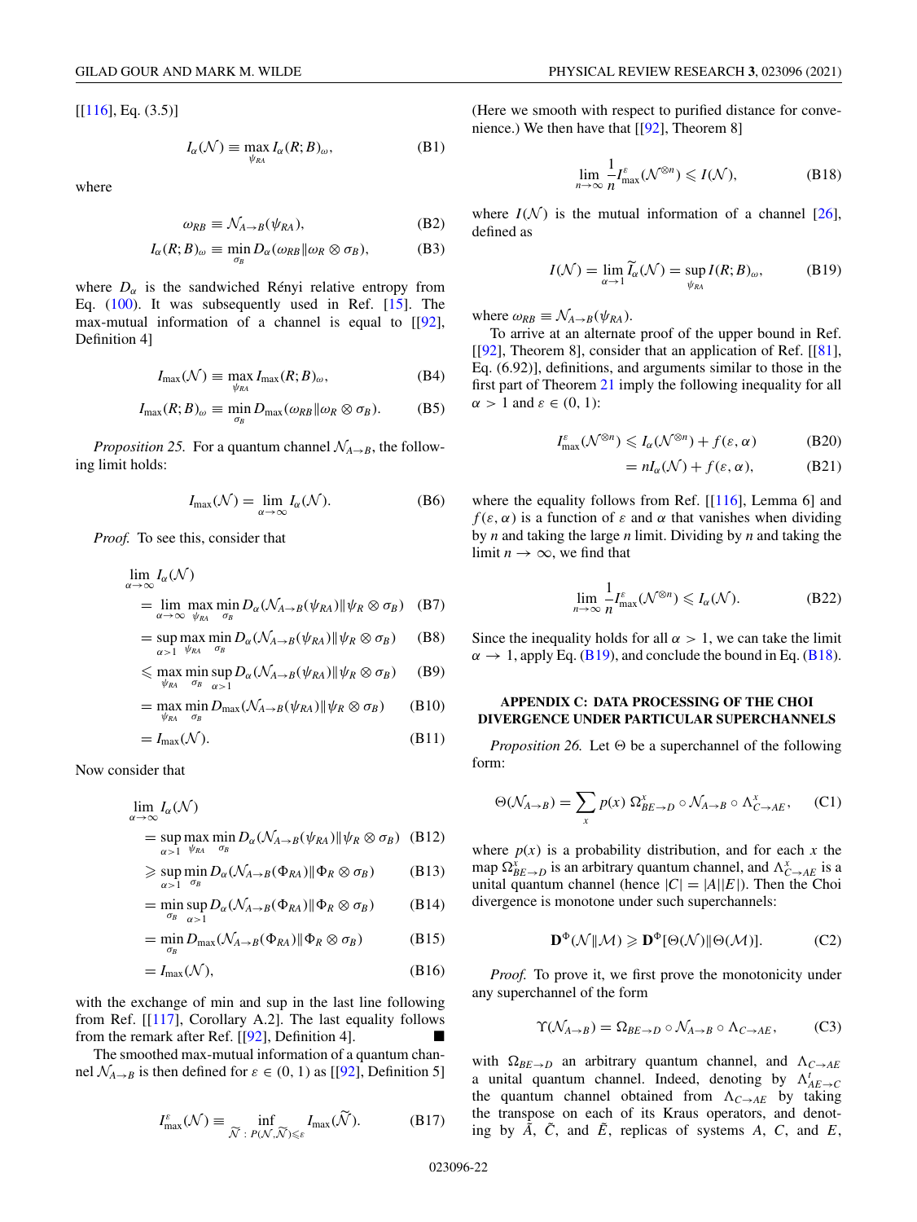[[116], Eq. (3.5)]

$$I_\alpha(\mathcal{N}) \equiv \max_{\psi_{RA}} I_\alpha(R;B)_\omega, \tag{B1}$$

where

$$\omega_{RB} \equiv \mathcal{N}_{A\to B}(\psi_{RA}), \tag{B2}$$

$$I_\alpha(R;B)_\omega \equiv \min_{\sigma_B} D_\alpha(\omega_{RB}\|\omega_R \otimes \sigma_B), \tag{B3}$$

where $D_\alpha$ is the sandwiched Rényi relative entropy from Eq. (100). It was subsequently used in Ref. [15]. The max-mutual information of a channel is equal to [[92], Definition 4]

$$I_{\max}(\mathcal{N}) \equiv \max_{\psi_{RA}} I_{\max}(R;B)_\omega, \tag{B4}$$

$$I_{\max}(R;B)_\omega \equiv \min_{\sigma_B} D_{\max}(\omega_{RB}\|\omega_R \otimes \sigma_B). \tag{B5}$$

*Proposition 25.* For a quantum channel $\mathcal{N}_{A\to B}$, the following limit holds:

$$I_{\max}(\mathcal{N}) = \lim_{\alpha\to\infty} I_\alpha(\mathcal{N}). \tag{B6}$$

*Proof.* To see this, consider that

$$\begin{aligned}
&\lim_{\alpha\to\infty} I_\alpha(\mathcal{N}) \\
&= \lim_{\alpha\to\infty} \max_{\psi_{RA}} \min_{\sigma_B} D_\alpha(\mathcal{N}_{A\to B}(\psi_{RA})\|\psi_R \otimes \sigma_B) &\text{(B7)}\\
&= \sup_{\alpha>1} \max_{\psi_{RA}} \min_{\sigma_B} D_\alpha(\mathcal{N}_{A\to B}(\psi_{RA})\|\psi_R \otimes \sigma_B) &\text{(B8)}\\
&\leqslant \max_{\psi_{RA}} \min_{\sigma_B} \sup_{\alpha>1} D_\alpha(\mathcal{N}_{A\to B}(\psi_{RA})\|\psi_R \otimes \sigma_B) &\text{(B9)}\\
&= \max_{\psi_{RA}} \min_{\sigma_B} D_{\max}(\mathcal{N}_{A\to B}(\psi_{RA})\|\psi_R \otimes \sigma_B) &\text{(B10)}\\
&= I_{\max}(\mathcal{N}). &\text{(B11)}
\end{aligned}$$

Now consider that

$$\begin{aligned}
&\lim_{\alpha\to\infty} I_\alpha(\mathcal{N}) \\
&= \sup_{\alpha>1} \max_{\psi_{RA}} \min_{\sigma_B} D_\alpha(\mathcal{N}_{A\to B}(\psi_{RA})\|\psi_R \otimes \sigma_B) &\text{(B12)}\\
&\geqslant \sup_{\alpha>1} \min_{\sigma_B} D_\alpha(\mathcal{N}_{A\to B}(\Phi_{RA})\|\Phi_R \otimes \sigma_B) &\text{(B13)}\\
&= \min_{\sigma_B} \sup_{\alpha>1} D_\alpha(\mathcal{N}_{A\to B}(\Phi_{RA})\|\Phi_R \otimes \sigma_B) &\text{(B14)}\\
&= \min_{\sigma_B} D_{\max}(\mathcal{N}_{A\to B}(\Phi_{RA})\|\Phi_R \otimes \sigma_B) &\text{(B15)}\\
&= I_{\max}(\mathcal{N}), &\text{(B16)}
\end{aligned}$$

with the exchange of min and sup in the last line following from Ref. [[117], Corollary A.2]. The last equality follows from the remark after Ref. [[92], Definition 4]. ■

The smoothed max-mutual information of a quantum channel $\mathcal{N}_{A\to B}$ is then defined for $\varepsilon \in (0,1)$ as [[92], Definition 5]

$$I^\varepsilon_{\max}(\mathcal{N}) \equiv \inf_{\widetilde{\mathcal{N}}\,:\,P(\mathcal{N},\widetilde{\mathcal{N}})\leqslant\varepsilon} I_{\max}(\widetilde{\mathcal{N}}). \tag{B17}$$

(Here we smooth with respect to purified distance for convenience.) We then have that [[92], Theorem 8]

$$\lim_{n\to\infty} \frac{1}{n} I^\varepsilon_{\max}(\mathcal{N}^{\otimes n}) \leqslant I(\mathcal{N}), \tag{B18}$$

where $I(\mathcal{N})$ is the mutual information of a channel [26], defined as

$$I(\mathcal{N}) = \lim_{\alpha\to 1} \widetilde{I}_\alpha(\mathcal{N}) = \sup_{\psi_{RA}} I(R;B)_\omega, \tag{B19}$$

where $\omega_{RB} \equiv \mathcal{N}_{A\to B}(\psi_{RA})$.

To arrive at an alternate proof of the upper bound in Ref. [[92], Theorem 8], consider that an application of Ref. [[81], Eq. (6.92)], definitions, and arguments similar to those in the first part of Theorem 21 imply the following inequality for all $\alpha > 1$ and $\varepsilon \in (0,1)$:

$$\begin{aligned}
I^\varepsilon_{\max}(\mathcal{N}^{\otimes n}) &\leqslant I_\alpha(\mathcal{N}^{\otimes n}) + f(\varepsilon,\alpha) &\text{(B20)}\\
&= nI_\alpha(\mathcal{N}) + f(\varepsilon,\alpha), &\text{(B21)}
\end{aligned}$$

where the equality follows from Ref. [[116], Lemma 6] and $f(\varepsilon,\alpha)$ is a function of $\varepsilon$ and $\alpha$ that vanishes when dividing by $n$ and taking the large $n$ limit. Dividing by $n$ and taking the limit $n\to\infty$, we find that

$$\lim_{n\to\infty} \frac{1}{n} I^\varepsilon_{\max}(\mathcal{N}^{\otimes n}) \leqslant I_\alpha(\mathcal{N}). \tag{B22}$$

Since the inequality holds for all $\alpha > 1$, we can take the limit $\alpha \to 1$, apply Eq. (B19), and conclude the bound in Eq. (B18).

## APPENDIX C: DATA PROCESSING OF THE CHOI DIVERGENCE UNDER PARTICULAR SUPERCHANNELS

*Proposition 26.* Let $\Theta$ be a superchannel of the following form:

$$\Theta(\mathcal{N}_{A\to B}) = \sum_x p(x)\, \Omega^x_{BE\to D} \circ \mathcal{N}_{A\to B} \circ \Lambda^x_{C\to AE}, \tag{C1}$$

where $p(x)$ is a probability distribution, and for each $x$ the map $\Omega^x_{BE\to D}$ is an arbitrary quantum channel, and $\Lambda^x_{C\to AE}$ is a unital quantum channel (hence $|C| = |A||E|$). Then the Choi divergence is monotone under such superchannels:

$$\mathbf{D}^\Phi(\mathcal{N}\|\mathcal{M}) \geqslant \mathbf{D}^\Phi[\Theta(\mathcal{N})\|\Theta(\mathcal{M})]. \tag{C2}$$

*Proof.* To prove it, we first prove the monotonicity under any superchannel of the form

$$\Upsilon(\mathcal{N}_{A\to B}) = \Omega_{BE\to D} \circ \mathcal{N}_{A\to B} \circ \Lambda_{C\to AE}, \tag{C3}$$

with $\Omega_{BE\to D}$ an arbitrary quantum channel, and $\Lambda_{C\to AE}$ a unital quantum channel. Indeed, denoting by $\Lambda'_{AE\to C}$ the quantum channel obtained from $\Lambda_{C\to AE}$ by taking the transpose on each of its Kraus operators, and denoting by $\tilde{A}$, $\tilde{C}$, and $\tilde{E}$, replicas of systems $A$, $C$, and $E$,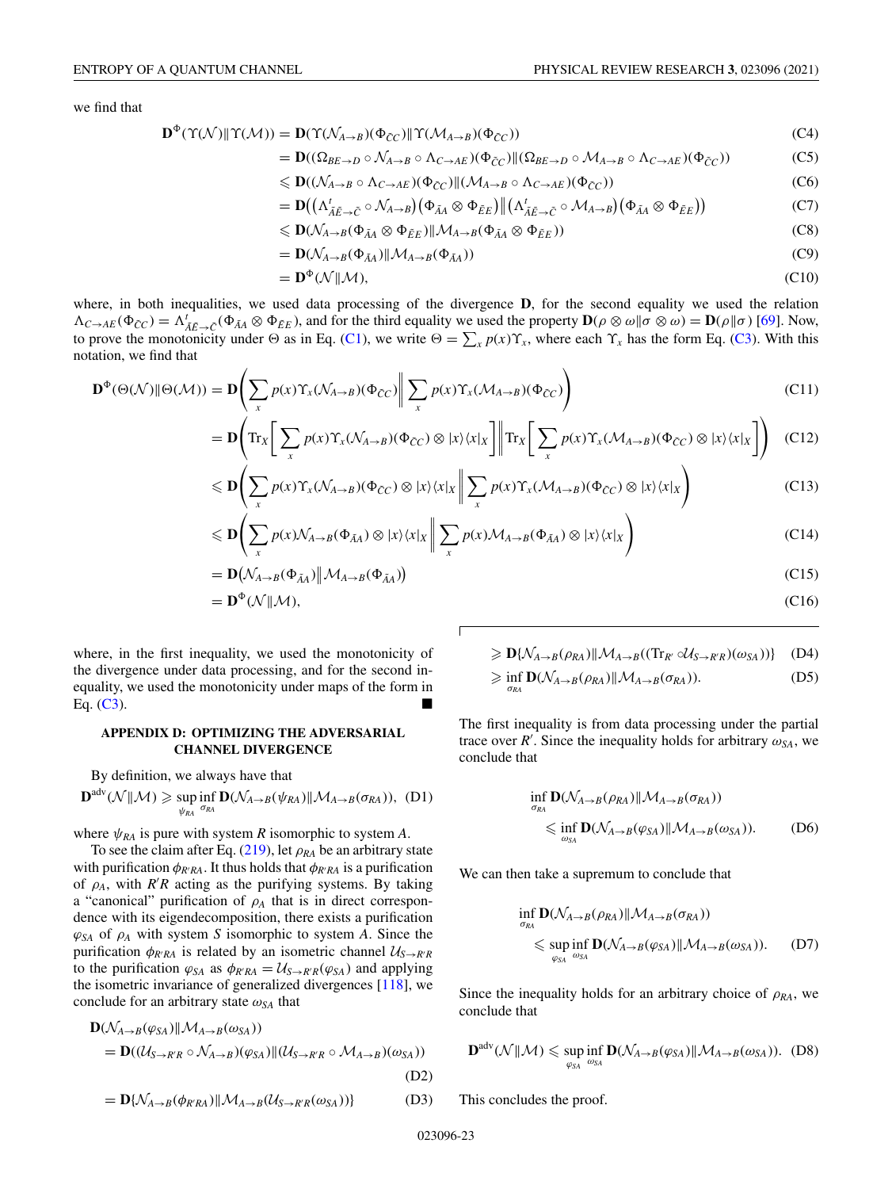we find that

$$
\begin{aligned}
\mathbf{D}^{\Phi}(\Upsilon(\mathcal{N})\|\Upsilon(\mathcal{M})) &= \mathbf{D}(\Upsilon(\mathcal{N}_{A\to B})(\Phi_{\bar{C}C})\|\Upsilon(\mathcal{M}_{A\to B})(\Phi_{\bar{C}C})) &\text{(C4)}\\
&= \mathbf{D}((\Omega_{BE\to D}\circ\mathcal{N}_{A\to B}\circ\Lambda_{C\to AE})(\Phi_{\bar{C}C})\|(\Omega_{BE\to D}\circ\mathcal{M}_{A\to B}\circ\Lambda_{C\to AE})(\Phi_{\bar{C}C})) &\text{(C5)}\\
&\leqslant \mathbf{D}((\mathcal{N}_{A\to B}\circ\Lambda_{C\to AE})(\Phi_{\bar{C}C})\|(\mathcal{M}_{A\to B}\circ\Lambda_{C\to AE})(\Phi_{\bar{C}C})) &\text{(C6)}\\
&= \mathbf{D}\big(\big(\Lambda^{t}_{\bar{A}\bar{E}\to\bar{C}}\circ\mathcal{N}_{A\to B}\big)\big(\Phi_{\bar{A}A}\otimes\Phi_{\bar{E}E}\big)\big\|\big(\Lambda^{t}_{\bar{A}\bar{E}\to\bar{C}}\circ\mathcal{M}_{A\to B}\big)\big(\Phi_{\bar{A}A}\otimes\Phi_{\bar{E}E}\big)\big) &\text{(C7)}\\
&\leqslant \mathbf{D}(\mathcal{N}_{A\to B}(\Phi_{\bar{A}A}\otimes\Phi_{\bar{E}E})\|\mathcal{M}_{A\to B}(\Phi_{\bar{A}A}\otimes\Phi_{\bar{E}E})) &\text{(C8)}\\
&= \mathbf{D}(\mathcal{N}_{A\to B}(\Phi_{\bar{A}A})\|\mathcal{M}_{A\to B}(\Phi_{\bar{A}A})) &\text{(C9)}\\
&= \mathbf{D}^{\Phi}(\mathcal{N}\|\mathcal{M}), &\text{(C10)}
\end{aligned}
$$

where, in both inequalities, we used data processing of the divergence $\mathbf{D}$, for the second equality we used the relation $\Lambda_{C\to AE}(\Phi_{\bar{C}C}) = \Lambda^{t}_{\bar{A}\bar{E}\to\bar{C}}(\Phi_{\bar{A}A}\otimes\Phi_{\bar{E}E})$, and for the third equality we used the property $\mathbf{D}(\rho\otimes\omega\|\sigma\otimes\omega) = \mathbf{D}(\rho\|\sigma)$ [69]. Now, to prove the monotonicity under $\Theta$ as in Eq. (C1), we write $\Theta = \sum_x p(x)\Upsilon_x$, where each $\Upsilon_x$ has the form Eq. (C3). With this notation, we find that

$$
\begin{aligned}
\mathbf{D}^{\Phi}(\Theta(\mathcal{N})\|\Theta(\mathcal{M})) &= \mathbf{D}\Bigg(\sum_x p(x)\Upsilon_x(\mathcal{N}_{A\to B})(\Phi_{\bar{C}C})\Bigg\|\sum_x p(x)\Upsilon_x(\mathcal{M}_{A\to B})(\Phi_{\bar{C}C})\Bigg) &\text{(C11)}\\
&= \mathbf{D}\Bigg(\mathrm{Tr}_X\Bigg[\sum_x p(x)\Upsilon_x(\mathcal{N}_{A\to B})(\Phi_{\bar{C}C})\otimes|x\rangle\langle x|_X\Bigg]\Bigg\|\mathrm{Tr}_X\Bigg[\sum_x p(x)\Upsilon_x(\mathcal{M}_{A\to B})(\Phi_{\bar{C}C})\otimes|x\rangle\langle x|_X\Bigg]\Bigg) &\text{(C12)}\\
&\leqslant \mathbf{D}\Bigg(\sum_x p(x)\Upsilon_x(\mathcal{N}_{A\to B})(\Phi_{\bar{C}C})\otimes|x\rangle\langle x|_X\Bigg\|\sum_x p(x)\Upsilon_x(\mathcal{M}_{A\to B})(\Phi_{\bar{C}C})\otimes|x\rangle\langle x|_X\Bigg) &\text{(C13)}\\
&\leqslant \mathbf{D}\Bigg(\sum_x p(x)\mathcal{N}_{A\to B}(\Phi_{\bar{A}A})\otimes|x\rangle\langle x|_X\Bigg\|\sum_x p(x)\mathcal{M}_{A\to B}(\Phi_{\bar{A}A})\otimes|x\rangle\langle x|_X\Bigg) &\text{(C14)}\\
&= \mathbf{D}\big(\mathcal{N}_{A\to B}(\Phi_{\bar{A}A})\big\|\mathcal{M}_{A\to B}(\Phi_{\bar{A}A})\big) &\text{(C15)}\\
&= \mathbf{D}^{\Phi}(\mathcal{N}\|\mathcal{M}), &\text{(C16)}
\end{aligned}
$$

where, in the first inequality, we used the monotonicity of the divergence under data processing, and for the second inequality, we used the monotonicity under maps of the form in Eq. (C3). ■

## APPENDIX D: OPTIMIZING THE ADVERSARIAL CHANNEL DIVERGENCE

By definition, we always have that

$$
\mathbf{D}^{\mathrm{adv}}(\mathcal{N}\|\mathcal{M}) \geqslant \sup_{\psi_{RA}}\inf_{\sigma_{RA}}\mathbf{D}(\mathcal{N}_{A\to B}(\psi_{RA})\|\mathcal{M}_{A\to B}(\sigma_{RA})), \quad \text{(D1)}
$$

where $\psi_{RA}$ is pure with system $R$ isomorphic to system $A$.

To see the claim after Eq. (219), let $\rho_{RA}$ be an arbitrary state with purification $\phi_{R'RA}$. It thus holds that $\phi_{R'RA}$ is a purification of $\rho_A$, with $R'R$ acting as the purifying systems. By taking a "canonical" purification of $\rho_A$ that is in direct correspondence with its eigendecomposition, there exists a purification $\varphi_{SA}$ of $\rho_A$ with system $S$ isomorphic to system $A$. Since the purification $\phi_{R'RA}$ is related by an isometric channel $\mathcal{U}_{S\to R'R}$ to the purification $\varphi_{SA}$ as $\phi_{R'RA} = \mathcal{U}_{S\to R'R}(\varphi_{SA})$ and applying the isometric invariance of generalized divergences [118], we conclude for an arbitrary state $\omega_{SA}$ that

$$
\begin{aligned}
&\mathbf{D}(\mathcal{N}_{A\to B}(\varphi_{SA})\|\mathcal{M}_{A\to B}(\omega_{SA}))\\
&= \mathbf{D}((\mathcal{U}_{S\to R'R}\circ\mathcal{N}_{A\to B})(\varphi_{SA})\|(\mathcal{U}_{S\to R'R}\circ\mathcal{M}_{A\to B})(\omega_{SA})) &\text{(D2)}\\
&= \mathbf{D}\{\mathcal{N}_{A\to B}(\phi_{R'RA})\|\mathcal{M}_{A\to B}(\mathcal{U}_{S\to R'R}(\omega_{SA}))\} &\text{(D3)}\\
&\geqslant \mathbf{D}\{\mathcal{N}_{A\to B}(\rho_{RA})\|\mathcal{M}_{A\to B}((\mathrm{Tr}_{R'}\circ\mathcal{U}_{S\to R'R})(\omega_{SA}))\} &\text{(D4)}\\
&\geqslant \inf_{\sigma_{RA}}\mathbf{D}(\mathcal{N}_{A\to B}(\rho_{RA})\|\mathcal{M}_{A\to B}(\sigma_{RA})). &\text{(D5)}
\end{aligned}
$$

The first inequality is from data processing under the partial trace over $R'$. Since the inequality holds for arbitrary $\omega_{SA}$, we conclude that

$$
\begin{aligned}
&\inf_{\sigma_{RA}}\mathbf{D}(\mathcal{N}_{A\to B}(\rho_{RA})\|\mathcal{M}_{A\to B}(\sigma_{RA}))\\
&\quad\leqslant \inf_{\omega_{SA}}\mathbf{D}(\mathcal{N}_{A\to B}(\varphi_{SA})\|\mathcal{M}_{A\to B}(\omega_{SA})). &\text{(D6)}
\end{aligned}
$$

We can then take a supremum to conclude that

$$
\begin{aligned}
&\inf_{\sigma_{RA}}\mathbf{D}(\mathcal{N}_{A\to B}(\rho_{RA})\|\mathcal{M}_{A\to B}(\sigma_{RA}))\\
&\quad\leqslant \sup_{\varphi_{SA}}\inf_{\omega_{SA}}\mathbf{D}(\mathcal{N}_{A\to B}(\varphi_{SA})\|\mathcal{M}_{A\to B}(\omega_{SA})). &\text{(D7)}
\end{aligned}
$$

Since the inequality holds for an arbitrary choice of $\rho_{RA}$, we conclude that

$$
\mathbf{D}^{\mathrm{adv}}(\mathcal{N}\|\mathcal{M}) \leqslant \sup_{\varphi_{SA}}\inf_{\omega_{SA}}\mathbf{D}(\mathcal{N}_{A\to B}(\varphi_{SA})\|\mathcal{M}_{A\to B}(\omega_{SA})). \quad \text{(D8)}
$$

This concludes the proof.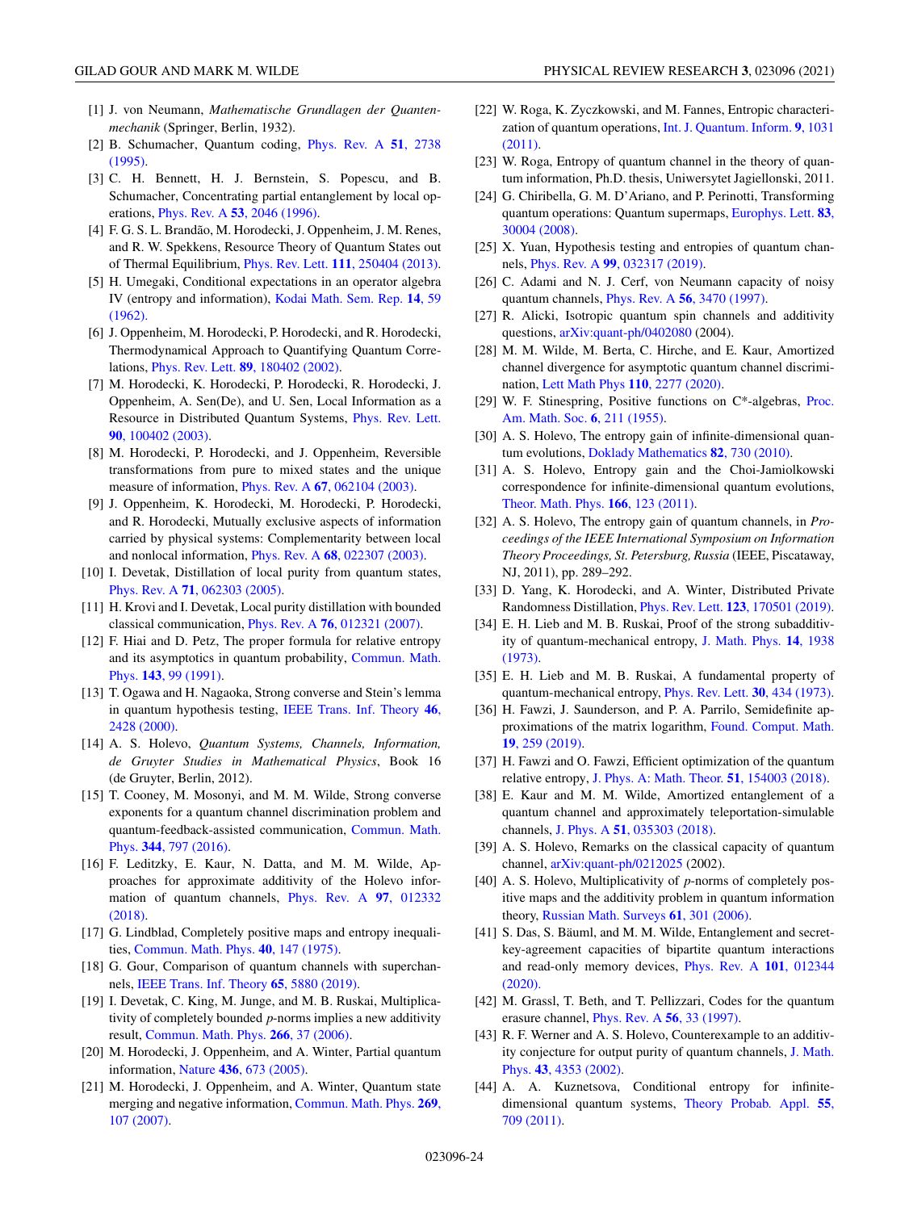[1] J. von Neumann, *Mathematische Grundlagen der Quantenmechanik* (Springer, Berlin, 1932).

[2] B. Schumacher, Quantum coding, Phys. Rev. A **51**, 2738 (1995).

[3] C. H. Bennett, H. J. Bernstein, S. Popescu, and B. Schumacher, Concentrating partial entanglement by local operations, Phys. Rev. A **53**, 2046 (1996).

[4] F. G. S. L. Brandão, M. Horodecki, J. Oppenheim, J. M. Renes, and R. W. Spekkens, Resource Theory of Quantum States out of Thermal Equilibrium, Phys. Rev. Lett. **111**, 250404 (2013).

[5] H. Umegaki, Conditional expectations in an operator algebra IV (entropy and information), Kodai Math. Sem. Rep. **14**, 59 (1962).

[6] J. Oppenheim, M. Horodecki, P. Horodecki, and R. Horodecki, Thermodynamical Approach to Quantifying Quantum Correlations, Phys. Rev. Lett. **89**, 180402 (2002).

[7] M. Horodecki, K. Horodecki, P. Horodecki, R. Horodecki, J. Oppenheim, A. Sen(De), and U. Sen, Local Information as a Resource in Distributed Quantum Systems, Phys. Rev. Lett. **90**, 100402 (2003).

[8] M. Horodecki, P. Horodecki, and J. Oppenheim, Reversible transformations from pure to mixed states and the unique measure of information, Phys. Rev. A **67**, 062104 (2003).

[9] J. Oppenheim, K. Horodecki, M. Horodecki, P. Horodecki, and R. Horodecki, Mutually exclusive aspects of information carried by physical systems: Complementarity between local and nonlocal information, Phys. Rev. A **68**, 022307 (2003).

[10] I. Devetak, Distillation of local purity from quantum states, Phys. Rev. A **71**, 062303 (2005).

[11] H. Krovi and I. Devetak, Local purity distillation with bounded classical communication, Phys. Rev. A **76**, 012321 (2007).

[12] F. Hiai and D. Petz, The proper formula for relative entropy and its asymptotics in quantum probability, Commun. Math. Phys. **143**, 99 (1991).

[13] T. Ogawa and H. Nagaoka, Strong converse and Stein's lemma in quantum hypothesis testing, IEEE Trans. Inf. Theory **46**, 2428 (2000).

[14] A. S. Holevo, *Quantum Systems, Channels, Information, de Gruyter Studies in Mathematical Physics*, Book 16 (de Gruyter, Berlin, 2012).

[15] T. Cooney, M. Mosonyi, and M. M. Wilde, Strong converse exponents for a quantum channel discrimination problem and quantum-feedback-assisted communication, Commun. Math. Phys. **344**, 797 (2016).

[16] F. Leditzky, E. Kaur, N. Datta, and M. M. Wilde, Approaches for approximate additivity of the Holevo information of quantum channels, Phys. Rev. A **97**, 012332 (2018).

[17] G. Lindblad, Completely positive maps and entropy inequalities, Commun. Math. Phys. **40**, 147 (1975).

[18] G. Gour, Comparison of quantum channels with superchannels, IEEE Trans. Inf. Theory **65**, 5880 (2019).

[19] I. Devetak, C. King, M. Junge, and M. B. Ruskai, Multiplicativity of completely bounded $p$-norms implies a new additivity result, Commun. Math. Phys. **266**, 37 (2006).

[20] M. Horodecki, J. Oppenheim, and A. Winter, Partial quantum information, Nature **436**, 673 (2005).

[21] M. Horodecki, J. Oppenheim, and A. Winter, Quantum state merging and negative information, Commun. Math. Phys. **269**, 107 (2007).

[22] W. Roga, K. Zyczkowski, and M. Fannes, Entropic characterization of quantum operations, Int. J. Quantum. Inform. **9**, 1031 (2011).

[23] W. Roga, Entropy of quantum channel in the theory of quantum information, Ph.D. thesis, Uniwersytet Jagiellonski, 2011.

[24] G. Chiribella, G. M. D'Ariano, and P. Perinotti, Transforming quantum operations: Quantum supermaps, Europhys. Lett. **83**, 30004 (2008).

[25] X. Yuan, Hypothesis testing and entropies of quantum channels, Phys. Rev. A **99**, 032317 (2019).

[26] C. Adami and N. J. Cerf, von Neumann capacity of noisy quantum channels, Phys. Rev. A **56**, 3470 (1997).

[27] R. Alicki, Isotropic quantum spin channels and additivity questions, arXiv:quant-ph/0402080 (2004).

[28] M. M. Wilde, M. Berta, C. Hirche, and E. Kaur, Amortized channel divergence for asymptotic quantum channel discrimination, Lett Math Phys **110**, 2277 (2020).

[29] W. F. Stinespring, Positive functions on C*-algebras, Proc. Am. Math. Soc. **6**, 211 (1955).

[30] A. S. Holevo, The entropy gain of infinite-dimensional quantum evolutions, Doklady Mathematics **82**, 730 (2010).

[31] A. S. Holevo, Entropy gain and the Choi-Jamiolkowski correspondence for infinite-dimensional quantum evolutions, Theor. Math. Phys. **166**, 123 (2011).

[32] A. S. Holevo, The entropy gain of quantum channels, in *Proceedings of the IEEE International Symposium on Information Theory Proceedings, St. Petersburg, Russia* (IEEE, Piscataway, NJ, 2011), pp. 289–292.

[33] D. Yang, K. Horodecki, and A. Winter, Distributed Private Randomness Distillation, Phys. Rev. Lett. **123**, 170501 (2019).

[34] E. H. Lieb and M. B. Ruskai, Proof of the strong subadditivity of quantum-mechanical entropy, J. Math. Phys. **14**, 1938 (1973).

[35] E. H. Lieb and M. B. Ruskai, A fundamental property of quantum-mechanical entropy, Phys. Rev. Lett. **30**, 434 (1973).

[36] H. Fawzi, J. Saunderson, and P. A. Parrilo, Semidefinite approximations of the matrix logarithm, Found. Comput. Math. **19**, 259 (2019).

[37] H. Fawzi and O. Fawzi, Efficient optimization of the quantum relative entropy, J. Phys. A: Math. Theor. **51**, 154003 (2018).

[38] E. Kaur and M. M. Wilde, Amortized entanglement of a quantum channel and approximately teleportation-simulable channels, J. Phys. A **51**, 035303 (2018).

[39] A. S. Holevo, Remarks on the classical capacity of quantum channel, arXiv:quant-ph/0212025 (2002).

[40] A. S. Holevo, Multiplicativity of $p$-norms of completely positive maps and the additivity problem in quantum information theory, Russian Math. Surveys **61**, 301 (2006).

[41] S. Das, S. Bäuml, and M. M. Wilde, Entanglement and secret-key-agreement capacities of bipartite quantum interactions and read-only memory devices, Phys. Rev. A **101**, 012344 (2020).

[42] M. Grassl, T. Beth, and T. Pellizzari, Codes for the quantum erasure channel, Phys. Rev. A **56**, 33 (1997).

[43] R. F. Werner and A. S. Holevo, Counterexample to an additivity conjecture for output purity of quantum channels, J. Math. Phys. **43**, 4353 (2002).

[44] A. A. Kuznetsova, Conditional entropy for infinite-dimensional quantum systems, Theory Probab. Appl. **55**, 709 (2011).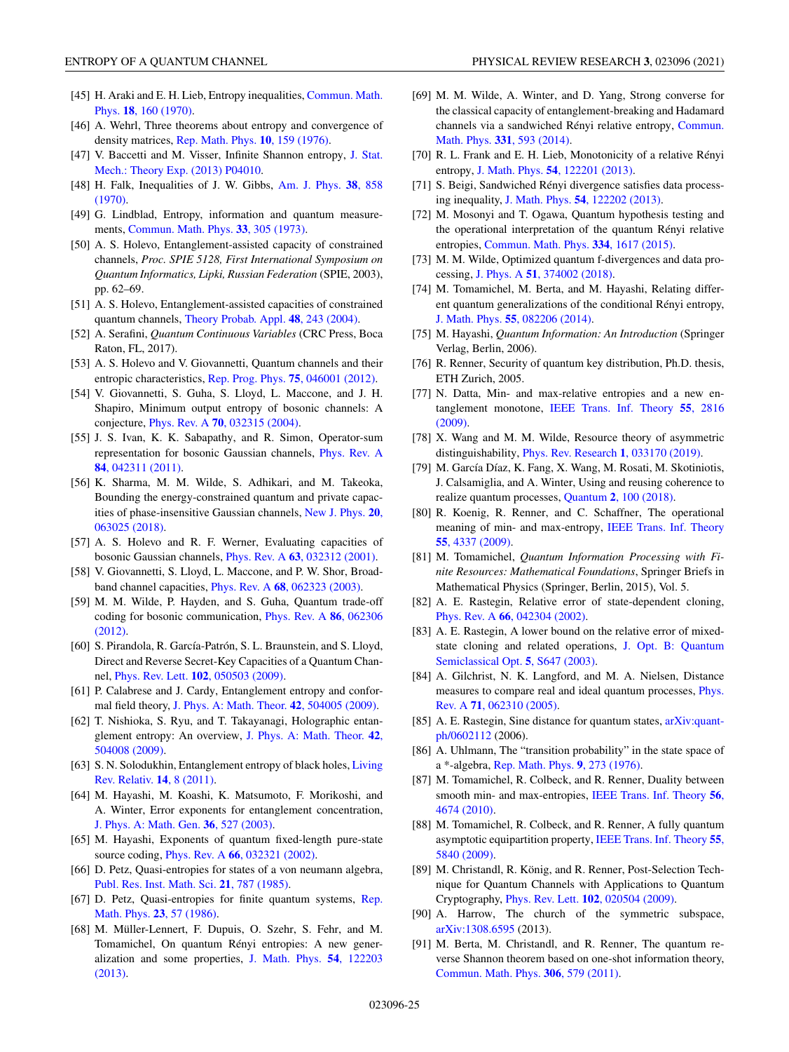[45] H. Araki and E. H. Lieb, Entropy inequalities, Commun. Math. Phys. **18**, 160 (1970).

[46] A. Wehrl, Three theorems about entropy and convergence of density matrices, Rep. Math. Phys. **10**, 159 (1976).

[47] V. Baccetti and M. Visser, Infinite Shannon entropy, J. Stat. Mech.: Theory Exp. (2013) P04010.

[48] H. Falk, Inequalities of J. W. Gibbs, Am. J. Phys. **38**, 858 (1970).

[49] G. Lindblad, Entropy, information and quantum measurements, Commun. Math. Phys. **33**, 305 (1973).

[50] A. S. Holevo, Entanglement-assisted capacity of constrained channels, *Proc. SPIE 5128, First International Symposium on Quantum Informatics, Lipki, Russian Federation* (SPIE, 2003), pp. 62–69.

[51] A. S. Holevo, Entanglement-assisted capacities of constrained quantum channels, Theory Probab. Appl. **48**, 243 (2004).

[52] A. Serafini, *Quantum Continuous Variables* (CRC Press, Boca Raton, FL, 2017).

[53] A. S. Holevo and V. Giovannetti, Quantum channels and their entropic characteristics, Rep. Prog. Phys. **75**, 046001 (2012).

[54] V. Giovannetti, S. Guha, S. Lloyd, L. Maccone, and J. H. Shapiro, Minimum output entropy of bosonic channels: A conjecture, Phys. Rev. A **70**, 032315 (2004).

[55] J. S. Ivan, K. K. Sabapathy, and R. Simon, Operator-sum representation for bosonic Gaussian channels, Phys. Rev. A **84**, 042311 (2011).

[56] K. Sharma, M. M. Wilde, S. Adhikari, and M. Takeoka, Bounding the energy-constrained quantum and private capacities of phase-insensitive Gaussian channels, New J. Phys. **20**, 063025 (2018).

[57] A. S. Holevo and R. F. Werner, Evaluating capacities of bosonic Gaussian channels, Phys. Rev. A **63**, 032312 (2001).

[58] V. Giovannetti, S. Lloyd, L. Maccone, and P. W. Shor, Broadband channel capacities, Phys. Rev. A **68**, 062323 (2003).

[59] M. M. Wilde, P. Hayden, and S. Guha, Quantum trade-off coding for bosonic communication, Phys. Rev. A **86**, 062306 (2012).

[60] S. Pirandola, R. García-Patrón, S. L. Braunstein, and S. Lloyd, Direct and Reverse Secret-Key Capacities of a Quantum Channel, Phys. Rev. Lett. **102**, 050503 (2009).

[61] P. Calabrese and J. Cardy, Entanglement entropy and conformal field theory, J. Phys. A: Math. Theor. **42**, 504005 (2009).

[62] T. Nishioka, S. Ryu, and T. Takayanagi, Holographic entanglement entropy: An overview, J. Phys. A: Math. Theor. **42**, 504008 (2009).

[63] S. N. Solodukhin, Entanglement entropy of black holes, Living Rev. Relativ. **14**, 8 (2011).

[64] M. Hayashi, M. Koashi, K. Matsumoto, F. Morikoshi, and A. Winter, Error exponents for entanglement concentration, J. Phys. A: Math. Gen. **36**, 527 (2003).

[65] M. Hayashi, Exponents of quantum fixed-length pure-state source coding, Phys. Rev. A **66**, 032321 (2002).

[66] D. Petz, Quasi-entropies for states of a von neumann algebra, Publ. Res. Inst. Math. Sci. **21**, 787 (1985).

[67] D. Petz, Quasi-entropies for finite quantum systems, Rep. Math. Phys. **23**, 57 (1986).

[68] M. Müller-Lennert, F. Dupuis, O. Szehr, S. Fehr, and M. Tomamichel, On quantum Rényi entropies: A new generalization and some properties, J. Math. Phys. **54**, 122203 (2013).

[69] M. M. Wilde, A. Winter, and D. Yang, Strong converse for the classical capacity of entanglement-breaking and Hadamard channels via a sandwiched Rényi relative entropy, Commun. Math. Phys. **331**, 593 (2014).

[70] R. L. Frank and E. H. Lieb, Monotonicity of a relative Rényi entropy, J. Math. Phys. **54**, 122201 (2013).

[71] S. Beigi, Sandwiched Rényi divergence satisfies data processing inequality, J. Math. Phys. **54**, 122202 (2013).

[72] M. Mosonyi and T. Ogawa, Quantum hypothesis testing and the operational interpretation of the quantum Rényi relative entropies, Commun. Math. Phys. **334**, 1617 (2015).

[73] M. M. Wilde, Optimized quantum f-divergences and data processing, J. Phys. A **51**, 374002 (2018).

[74] M. Tomamichel, M. Berta, and M. Hayashi, Relating different quantum generalizations of the conditional Rényi entropy, J. Math. Phys. **55**, 082206 (2014).

[75] M. Hayashi, *Quantum Information: An Introduction* (Springer Verlag, Berlin, 2006).

[76] R. Renner, Security of quantum key distribution, Ph.D. thesis, ETH Zurich, 2005.

[77] N. Datta, Min- and max-relative entropies and a new entanglement monotone, IEEE Trans. Inf. Theory **55**, 2816 (2009).

[78] X. Wang and M. M. Wilde, Resource theory of asymmetric distinguishability, Phys. Rev. Research **1**, 033170 (2019).

[79] M. García Díaz, K. Fang, X. Wang, M. Rosati, M. Skotiniotis, J. Calsamiglia, and A. Winter, Using and reusing coherence to realize quantum processes, Quantum **2**, 100 (2018).

[80] R. Koenig, R. Renner, and C. Schaffner, The operational meaning of min- and max-entropy, IEEE Trans. Inf. Theory **55**, 4337 (2009).

[81] M. Tomamichel, *Quantum Information Processing with Finite Resources: Mathematical Foundations*, Springer Briefs in Mathematical Physics (Springer, Berlin, 2015), Vol. 5.

[82] A. E. Rastegin, Relative error of state-dependent cloning, Phys. Rev. A **66**, 042304 (2002).

[83] A. E. Rastegin, A lower bound on the relative error of mixed-state cloning and related operations, J. Opt. B: Quantum Semiclassical Opt. **5**, S647 (2003).

[84] A. Gilchrist, N. K. Langford, and M. A. Nielsen, Distance measures to compare real and ideal quantum processes, Phys. Rev. A **71**, 062310 (2005).

[85] A. E. Rastegin, Sine distance for quantum states, arXiv:quant-ph/0602112 (2006).

[86] A. Uhlmann, The "transition probability" in the state space of a *-algebra, Rep. Math. Phys. **9**, 273 (1976).

[87] M. Tomamichel, R. Colbeck, and R. Renner, Duality between smooth min- and max-entropies, IEEE Trans. Inf. Theory **56**, 4674 (2010).

[88] M. Tomamichel, R. Colbeck, and R. Renner, A fully quantum asymptotic equipartition property, IEEE Trans. Inf. Theory **55**, 5840 (2009).

[89] M. Christandl, R. König, and R. Renner, Post-Selection Technique for Quantum Channels with Applications to Quantum Cryptography, Phys. Rev. Lett. **102**, 020504 (2009).

[90] A. Harrow, The church of the symmetric subspace, arXiv:1308.6595 (2013).

[91] M. Berta, M. Christandl, and R. Renner, The quantum reverse Shannon theorem based on one-shot information theory, Commun. Math. Phys. **306**, 579 (2011).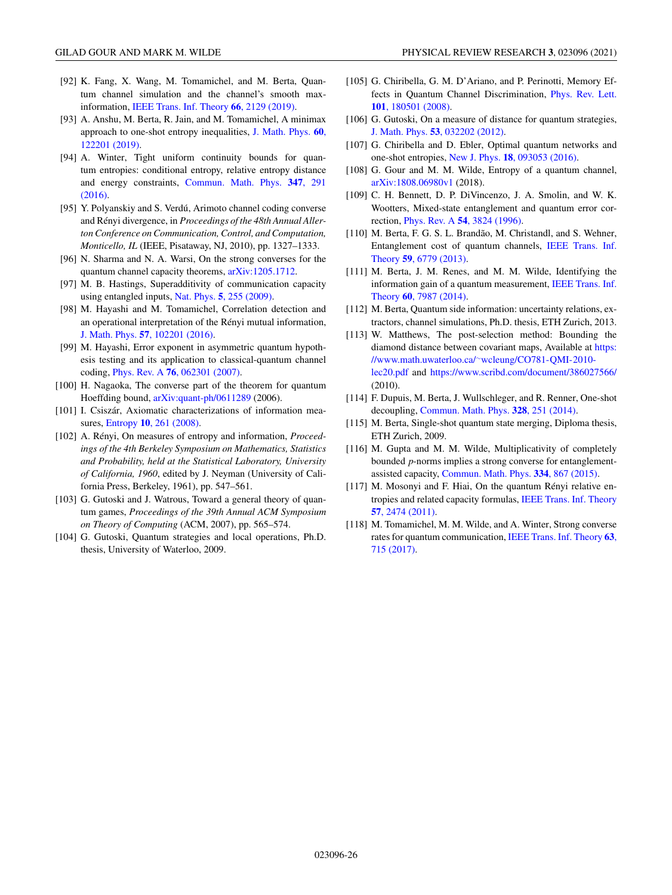[92] K. Fang, X. Wang, M. Tomamichel, and M. Berta, Quantum channel simulation and the channel's smooth max-information, IEEE Trans. Inf. Theory **66**, 2129 (2019).

[93] A. Anshu, M. Berta, R. Jain, and M. Tomamichel, A minimax approach to one-shot entropy inequalities, J. Math. Phys. **60**, 122201 (2019).

[94] A. Winter, Tight uniform continuity bounds for quantum entropies: conditional entropy, relative entropy distance and energy constraints, Commun. Math. Phys. **347**, 291 (2016).

[95] Y. Polyanskiy and S. Verdú, Arimoto channel coding converse and Rényi divergence, in *Proceedings of the 48th Annual Allerton Conference on Communication, Control, and Computation, Monticello, IL* (IEEE, Pisataway, NJ, 2010), pp. 1327–1333.

[96] N. Sharma and N. A. Warsi, On the strong converses for the quantum channel capacity theorems, arXiv:1205.1712.

[97] M. B. Hastings, Superadditivity of communication capacity using entangled inputs, Nat. Phys. **5**, 255 (2009).

[98] M. Hayashi and M. Tomamichel, Correlation detection and an operational interpretation of the Rényi mutual information, J. Math. Phys. **57**, 102201 (2016).

[99] M. Hayashi, Error exponent in asymmetric quantum hypothesis testing and its application to classical-quantum channel coding, Phys. Rev. A **76**, 062301 (2007).

[100] H. Nagaoka, The converse part of the theorem for quantum Hoeffding bound, arXiv:quant-ph/0611289 (2006).

[101] I. Csiszár, Axiomatic characterizations of information measures, Entropy **10**, 261 (2008).

[102] A. Rényi, On measures of entropy and information, *Proceedings of the 4th Berkeley Symposium on Mathematics, Statistics and Probability, held at the Statistical Laboratory, University of California, 1960*, edited by J. Neyman (University of California Press, Berkeley, 1961), pp. 547–561.

[103] G. Gutoski and J. Watrous, Toward a general theory of quantum games, *Proceedings of the 39th Annual ACM Symposium on Theory of Computing* (ACM, 2007), pp. 565–574.

[104] G. Gutoski, Quantum strategies and local operations, Ph.D. thesis, University of Waterloo, 2009.

[105] G. Chiribella, G. M. D'Ariano, and P. Perinotti, Memory Effects in Quantum Channel Discrimination, Phys. Rev. Lett. **101**, 180501 (2008).

[106] G. Gutoski, On a measure of distance for quantum strategies, J. Math. Phys. **53**, 032202 (2012).

[107] G. Chiribella and D. Ebler, Optimal quantum networks and one-shot entropies, New J. Phys. **18**, 093053 (2016).

[108] G. Gour and M. M. Wilde, Entropy of a quantum channel, arXiv:1808.06980v1 (2018).

[109] C. H. Bennett, D. P. DiVincenzo, J. A. Smolin, and W. K. Wootters, Mixed-state entanglement and quantum error correction, Phys. Rev. A **54**, 3824 (1996).

[110] M. Berta, F. G. S. L. Brandão, M. Christandl, and S. Wehner, Entanglement cost of quantum channels, IEEE Trans. Inf. Theory **59**, 6779 (2013).

[111] M. Berta, J. M. Renes, and M. M. Wilde, Identifying the information gain of a quantum measurement, IEEE Trans. Inf. Theory **60**, 7987 (2014).

[112] M. Berta, Quantum side information: uncertainty relations, extractors, channel simulations, Ph.D. thesis, ETH Zurich, 2013.

[113] W. Matthews, The post-selection method: Bounding the diamond distance between covariant maps, Available at https://www.math.uwaterloo.ca/~wcleung/CO781-QMI-2010-lec20.pdf and https://www.scribd.com/document/386027566/ (2010).

[114] F. Dupuis, M. Berta, J. Wullschleger, and R. Renner, One-shot decoupling, Commun. Math. Phys. **328**, 251 (2014).

[115] M. Berta, Single-shot quantum state merging, Diploma thesis, ETH Zurich, 2009.

[116] M. Gupta and M. M. Wilde, Multiplicativity of completely bounded $p$-norms implies a strong converse for entanglement-assisted capacity, Commun. Math. Phys. **334**, 867 (2015).

[117] M. Mosonyi and F. Hiai, On the quantum Rényi relative entropies and related capacity formulas, IEEE Trans. Inf. Theory **57**, 2474 (2011).

[118] M. Tomamichel, M. M. Wilde, and A. Winter, Strong converse rates for quantum communication, IEEE Trans. Inf. Theory **63**, 715 (2017).